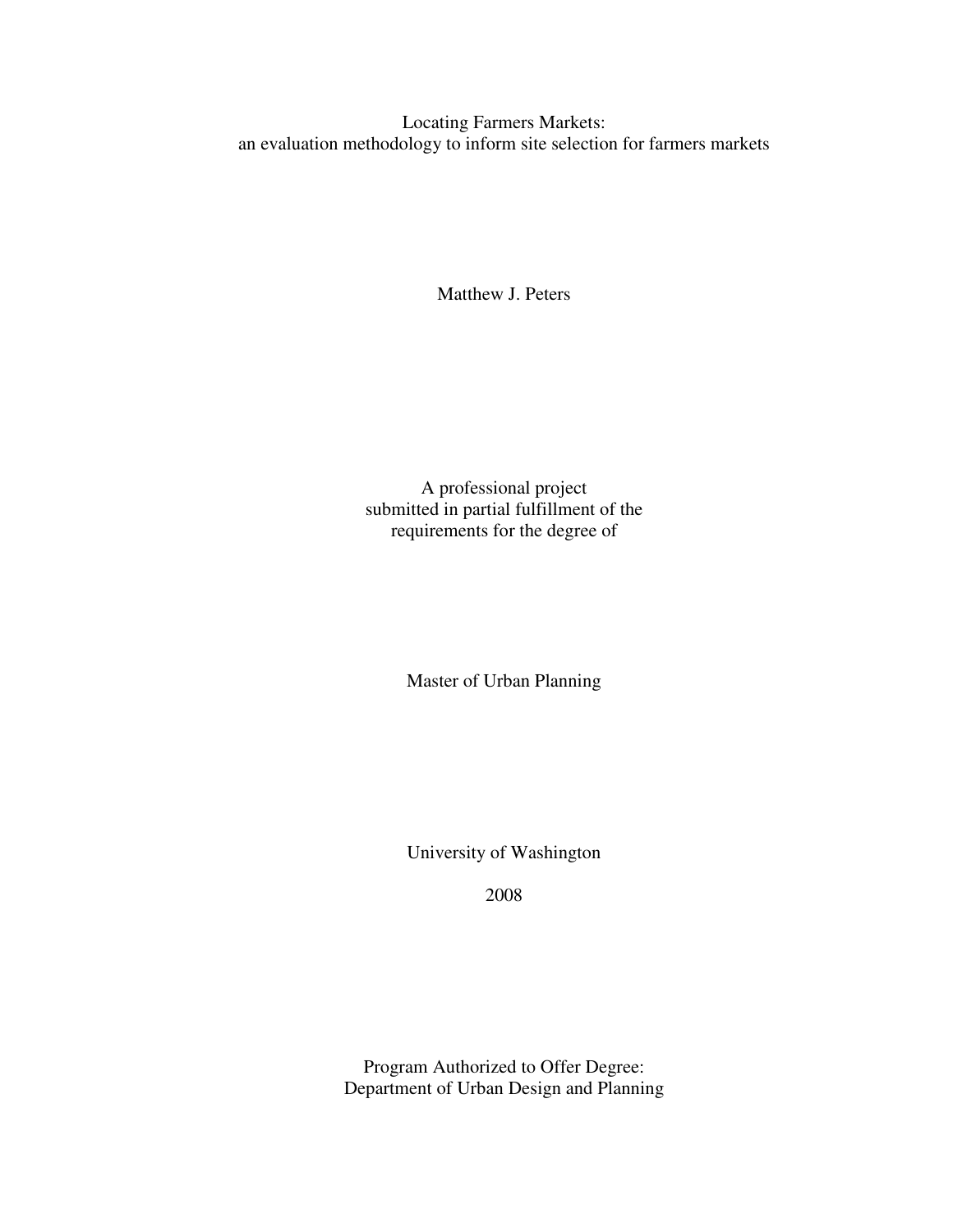# Locating Farmers Markets:
## an evaluation methodology to inform site selection for farmers markets

Matthew J. Peters

A professional project
submitted in partial fulfillment of the
requirements for the degree of

Master of Urban Planning

University of Washington

2008

Program Authorized to Offer Degree:
Department of Urban Design and Planning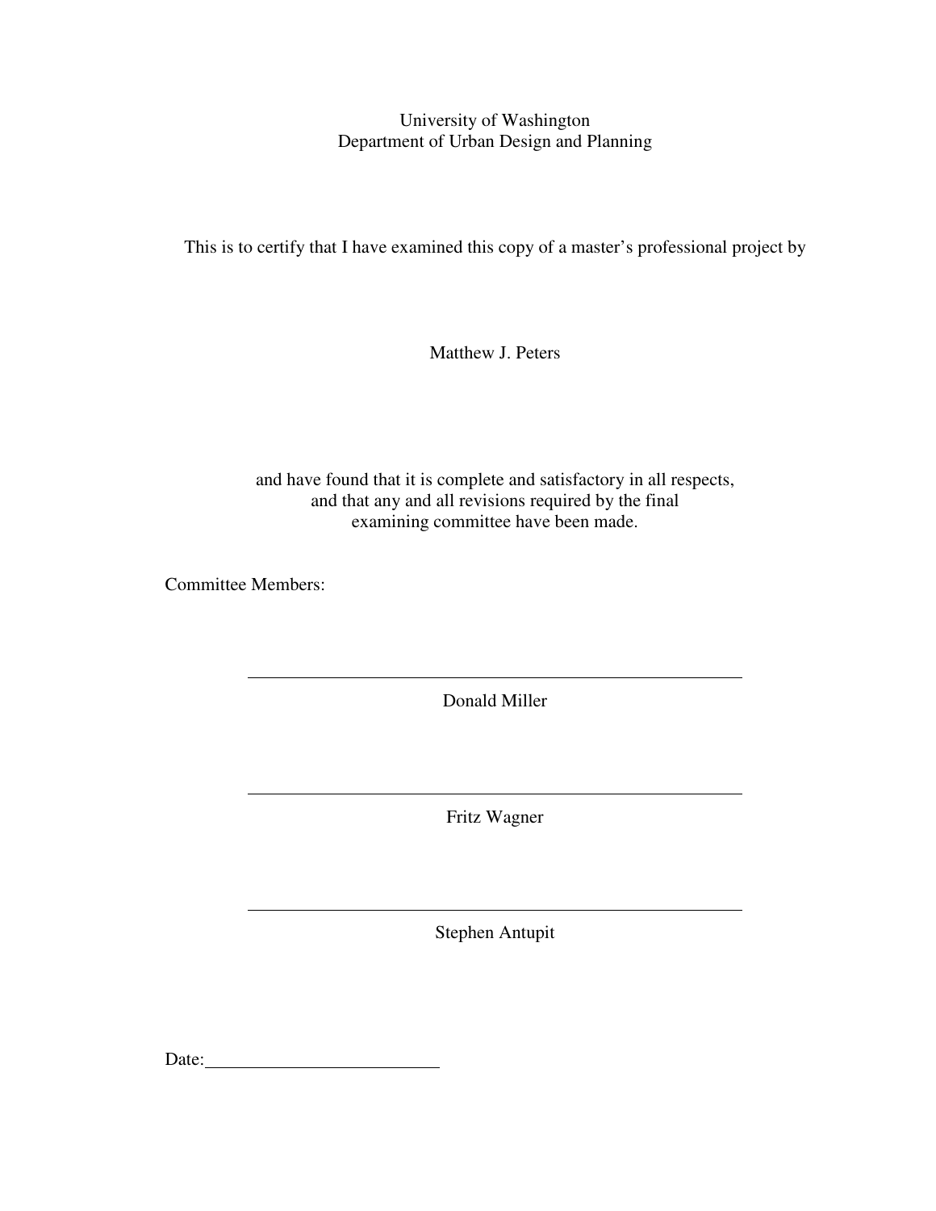University of Washington
Department of Urban Design and Planning

This is to certify that I have examined this copy of a master's professional project by

Matthew J. Peters

and have found that it is complete and satisfactory in all respects,
and that any and all revisions required by the final
examining committee have been made.

Committee Members:

\_\_\_\_\_\_\_\_\_\_\_\_\_\_\_\_\_\_\_\_\_\_\_\_\_\_\_\_\_\_\_\_\_\_\_\_\_\_\_\_

Donald Miller

\_\_\_\_\_\_\_\_\_\_\_\_\_\_\_\_\_\_\_\_\_\_\_\_\_\_\_\_\_\_\_\_\_\_\_\_\_\_\_\_

Fritz Wagner

\_\_\_\_\_\_\_\_\_\_\_\_\_\_\_\_\_\_\_\_\_\_\_\_\_\_\_\_\_\_\_\_\_\_\_\_\_\_\_\_

Stephen Antupit

Date:\_\_\_\_\_\_\_\_\_\_\_\_\_\_\_\_\_\_\_\_\_\_\_\_\_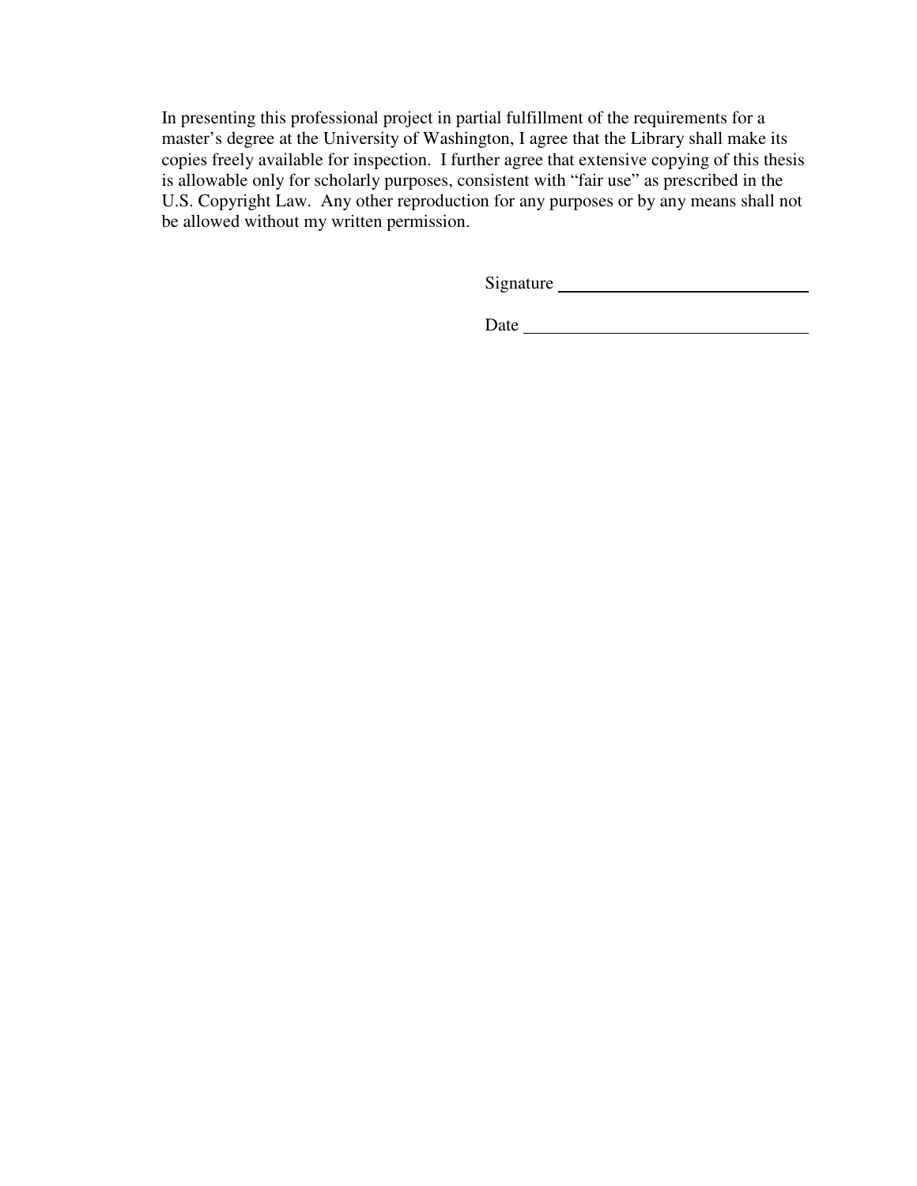In presenting this professional project in partial fulfillment of the requirements for a master's degree at the University of Washington, I agree that the Library shall make its copies freely available for inspection. I further agree that extensive copying of this thesis is allowable only for scholarly purposes, consistent with "fair use" as prescribed in the U.S. Copyright Law. Any other reproduction for any purposes or by any means shall not be allowed without my written permission.

Signature ______________________________

Date ________________________________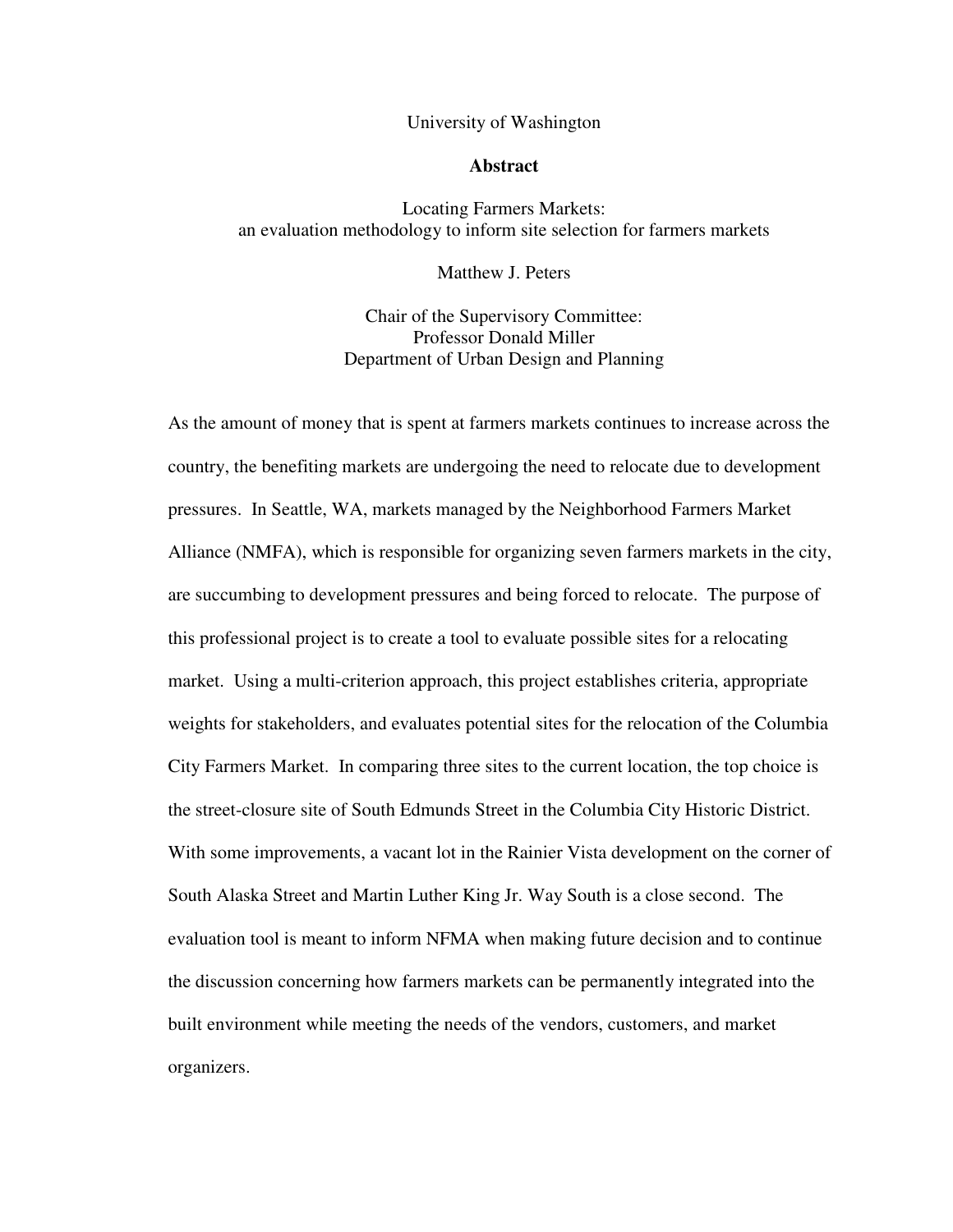University of Washington

# Abstract

Locating Farmers Markets:
an evaluation methodology to inform site selection for farmers markets

Matthew J. Peters

Chair of the Supervisory Committee:
Professor Donald Miller
Department of Urban Design and Planning

As the amount of money that is spent at farmers markets continues to increase across the country, the benefiting markets are undergoing the need to relocate due to development pressures. In Seattle, WA, markets managed by the Neighborhood Farmers Market Alliance (NMFA), which is responsible for organizing seven farmers markets in the city, are succumbing to development pressures and being forced to relocate. The purpose of this professional project is to create a tool to evaluate possible sites for a relocating market. Using a multi-criterion approach, this project establishes criteria, appropriate weights for stakeholders, and evaluates potential sites for the relocation of the Columbia City Farmers Market. In comparing three sites to the current location, the top choice is the street-closure site of South Edmunds Street in the Columbia City Historic District. With some improvements, a vacant lot in the Rainier Vista development on the corner of South Alaska Street and Martin Luther King Jr. Way South is a close second. The evaluation tool is meant to inform NFMA when making future decision and to continue the discussion concerning how farmers markets can be permanently integrated into the built environment while meeting the needs of the vendors, customers, and market organizers.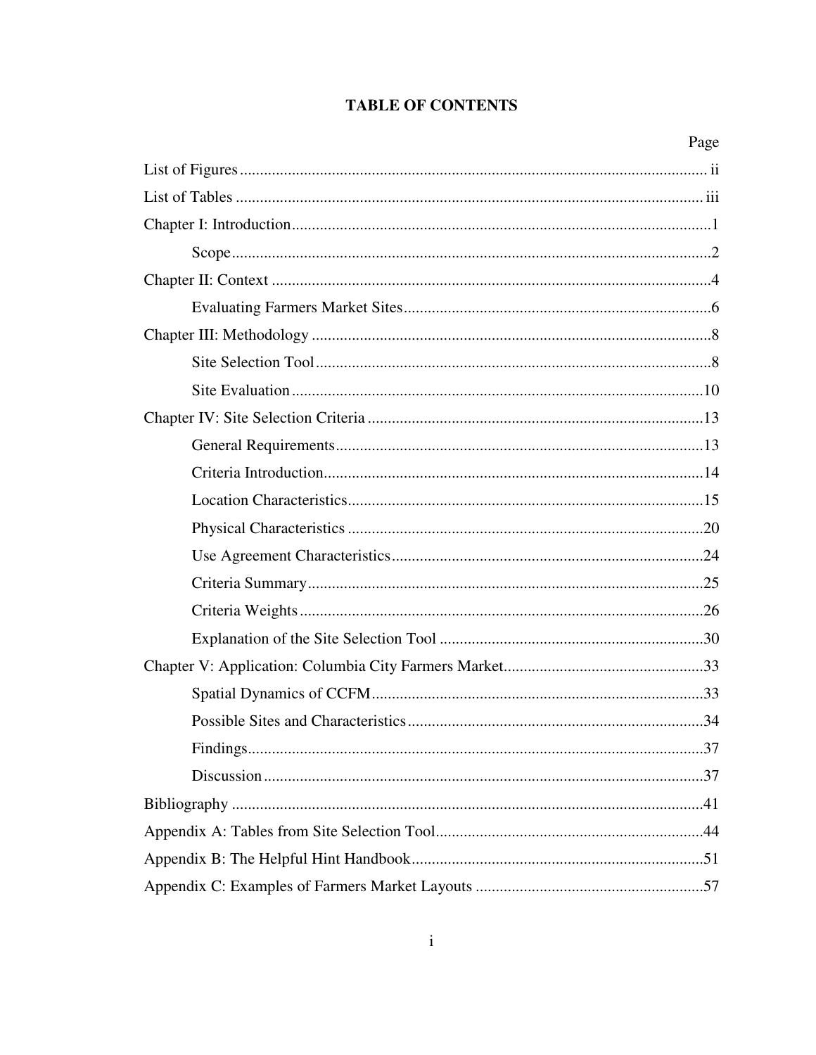# TABLE OF CONTENTS

| | Page |
|---|---|
| List of Figures | ii |
| List of Tables | iii |
| Chapter I: Introduction | 1 |
| Scope | 2 |
| Chapter II: Context | 4 |
| Evaluating Farmers Market Sites | 6 |
| Chapter III: Methodology | 8 |
| Site Selection Tool | 8 |
| Site Evaluation | 10 |
| Chapter IV: Site Selection Criteria | 13 |
| General Requirements | 13 |
| Criteria Introduction | 14 |
| Location Characteristics | 15 |
| Physical Characteristics | 20 |
| Use Agreement Characteristics | 24 |
| Criteria Summary | 25 |
| Criteria Weights | 26 |
| Explanation of the Site Selection Tool | 30 |
| Chapter V: Application: Columbia City Farmers Market | 33 |
| Spatial Dynamics of CCFM | 33 |
| Possible Sites and Characteristics | 34 |
| Findings | 37 |
| Discussion | 37 |
| Bibliography | 41 |
| Appendix A: Tables from Site Selection Tool | 44 |
| Appendix B: The Helpful Hint Handbook | 51 |
| Appendix C: Examples of Farmers Market Layouts | 57 |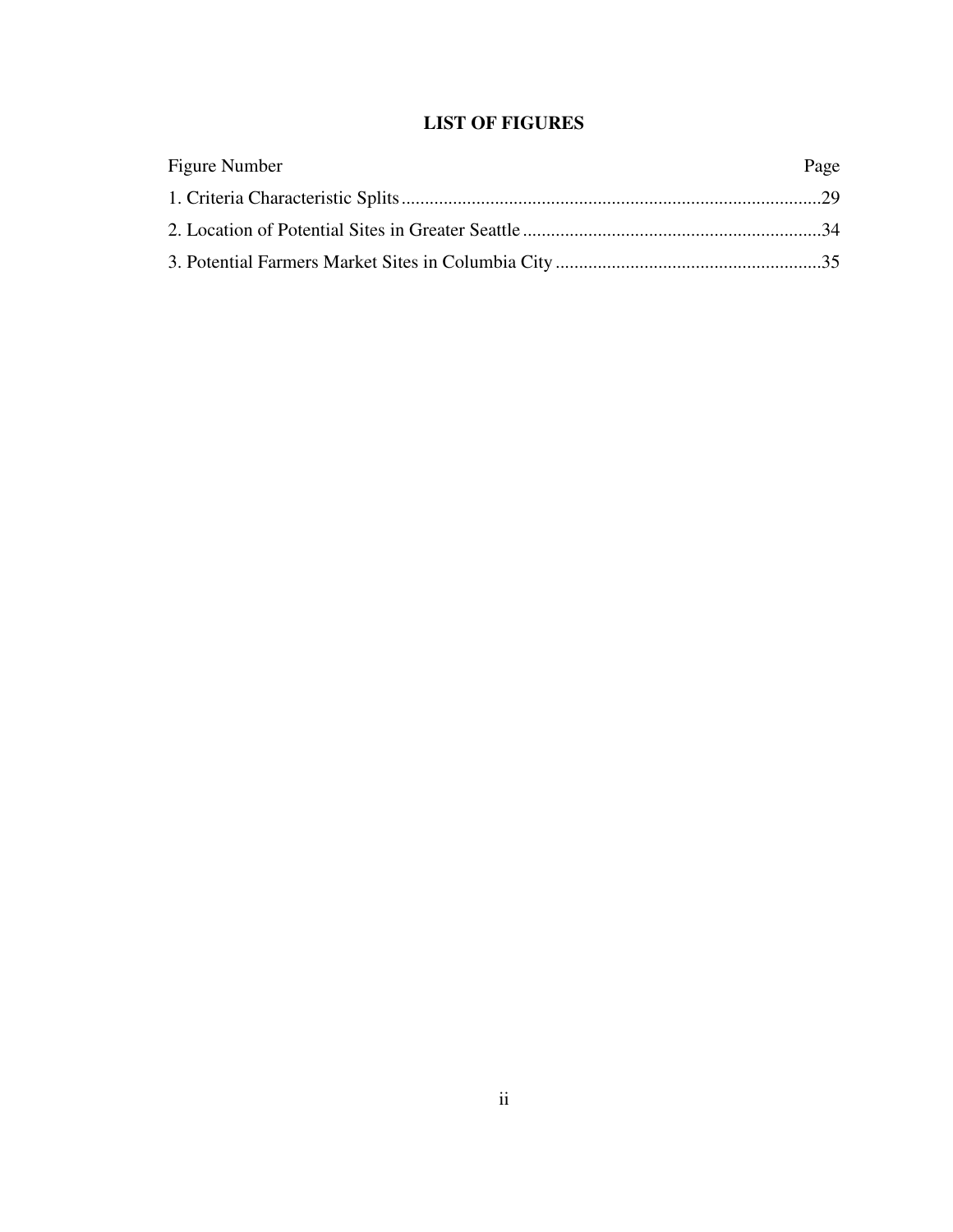## LIST OF FIGURES

| Figure Number | Page |
|---|---|
| 1. Criteria Characteristic Splits | 29 |
| 2. Location of Potential Sites in Greater Seattle | 34 |
| 3. Potential Farmers Market Sites in Columbia City | 35 |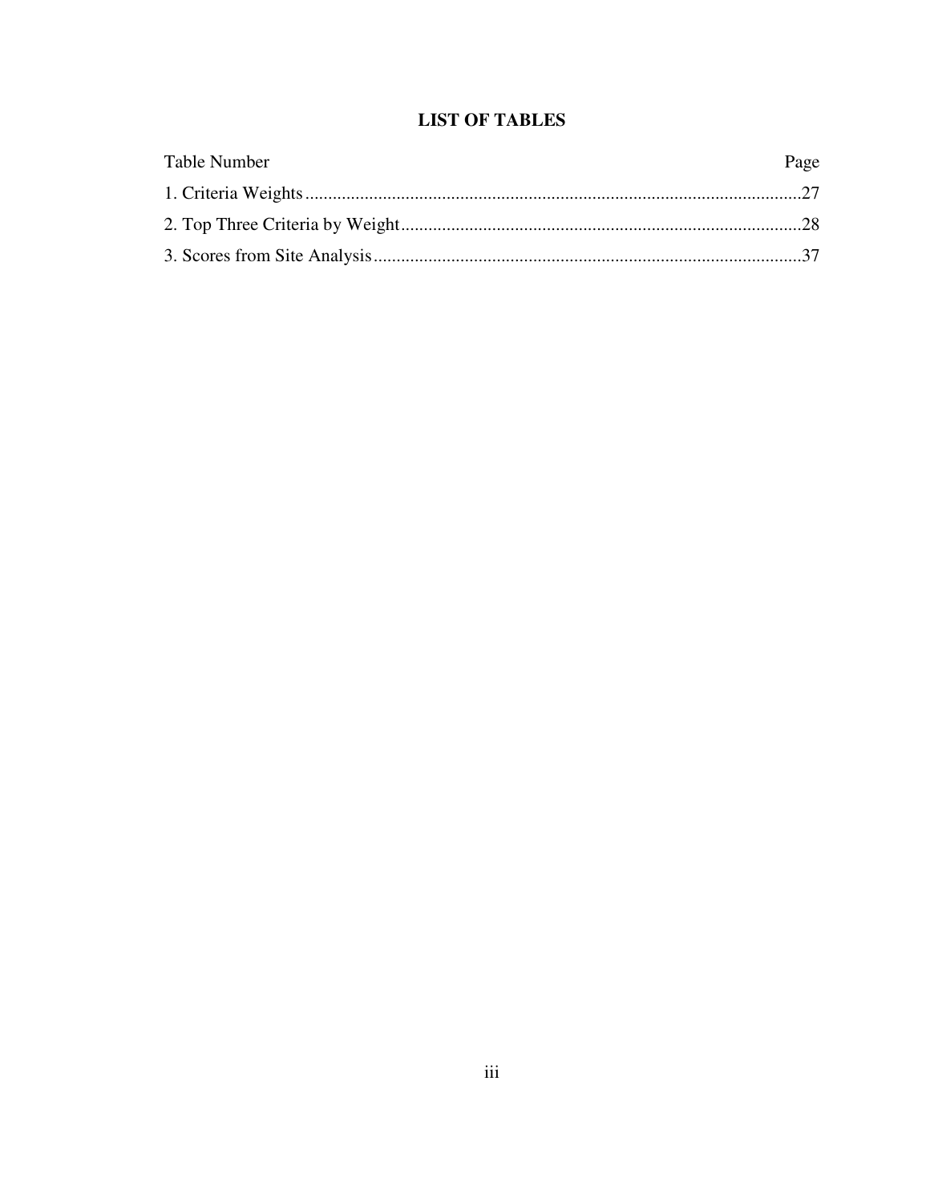# LIST OF TABLES

| Table Number | Page |
| --- | --- |
| 1. Criteria Weights | 27 |
| 2. Top Three Criteria by Weight | 28 |
| 3. Scores from Site Analysis | 37 |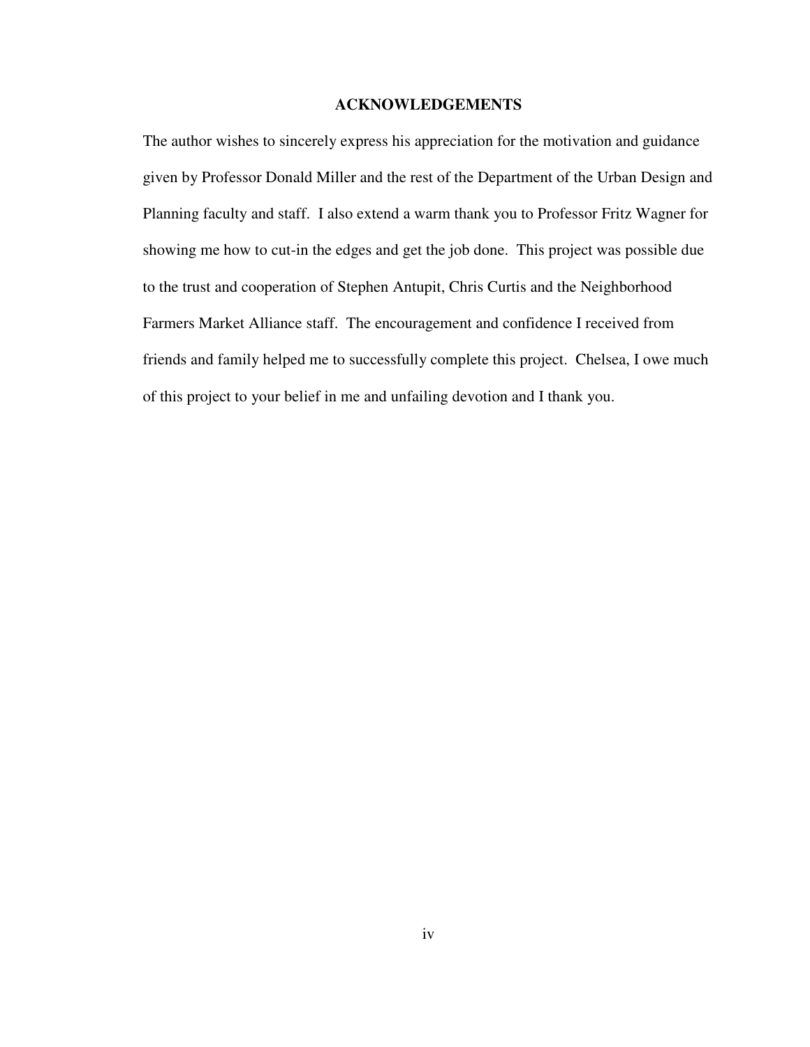## ACKNOWLEDGEMENTS

The author wishes to sincerely express his appreciation for the motivation and guidance given by Professor Donald Miller and the rest of the Department of the Urban Design and Planning faculty and staff. I also extend a warm thank you to Professor Fritz Wagner for showing me how to cut-in the edges and get the job done. This project was possible due to the trust and cooperation of Stephen Antupit, Chris Curtis and the Neighborhood Farmers Market Alliance staff. The encouragement and confidence I received from friends and family helped me to successfully complete this project. Chelsea, I owe much of this project to your belief in me and unfailing devotion and I thank you.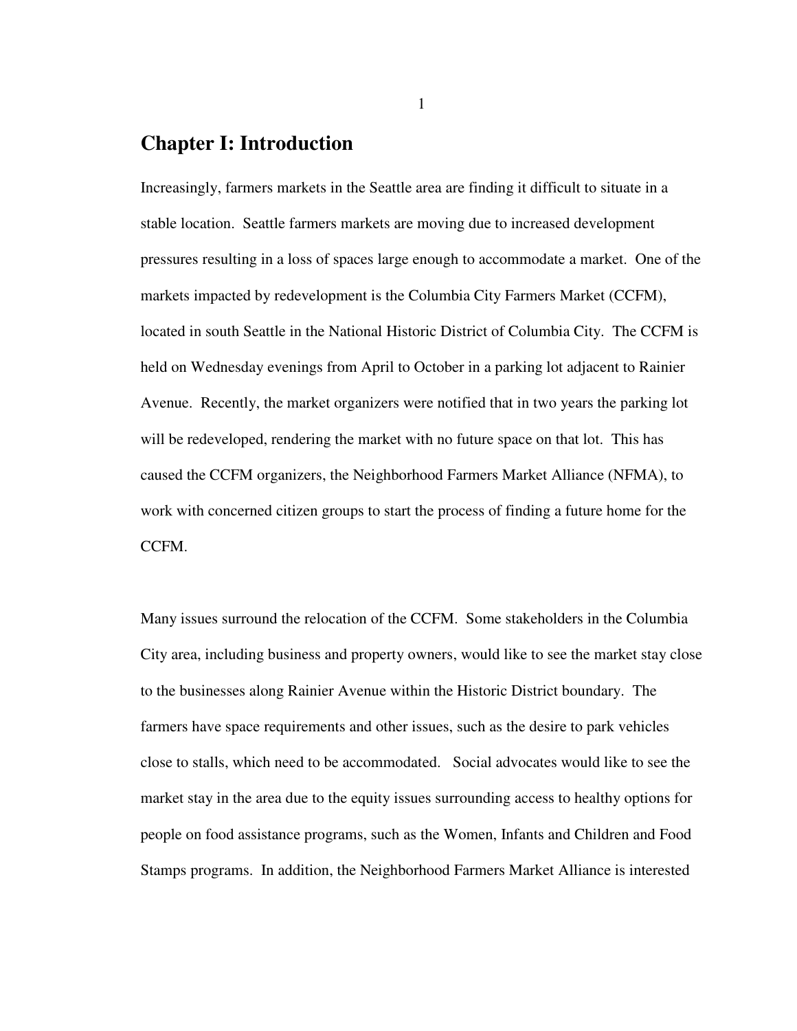# Chapter I: Introduction

Increasingly, farmers markets in the Seattle area are finding it difficult to situate in a stable location. Seattle farmers markets are moving due to increased development pressures resulting in a loss of spaces large enough to accommodate a market. One of the markets impacted by redevelopment is the Columbia City Farmers Market (CCFM), located in south Seattle in the National Historic District of Columbia City. The CCFM is held on Wednesday evenings from April to October in a parking lot adjacent to Rainier Avenue. Recently, the market organizers were notified that in two years the parking lot will be redeveloped, rendering the market with no future space on that lot. This has caused the CCFM organizers, the Neighborhood Farmers Market Alliance (NFMA), to work with concerned citizen groups to start the process of finding a future home for the CCFM.

Many issues surround the relocation of the CCFM. Some stakeholders in the Columbia City area, including business and property owners, would like to see the market stay close to the businesses along Rainier Avenue within the Historic District boundary. The farmers have space requirements and other issues, such as the desire to park vehicles close to stalls, which need to be accommodated. Social advocates would like to see the market stay in the area due to the equity issues surrounding access to healthy options for people on food assistance programs, such as the Women, Infants and Children and Food Stamps programs. In addition, the Neighborhood Farmers Market Alliance is interested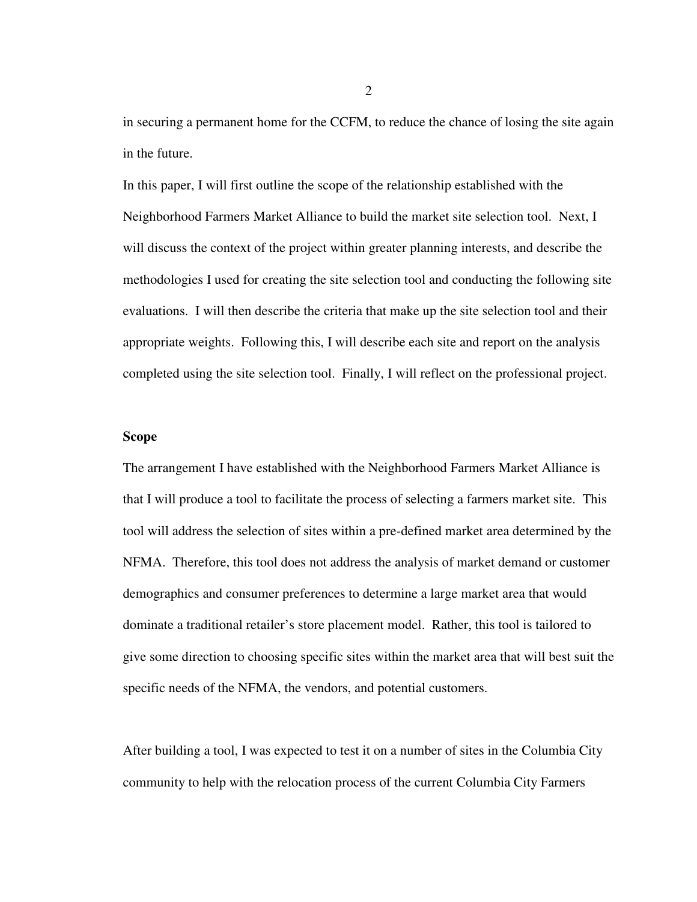in securing a permanent home for the CCFM, to reduce the chance of losing the site again in the future.

In this paper, I will first outline the scope of the relationship established with the Neighborhood Farmers Market Alliance to build the market site selection tool. Next, I will discuss the context of the project within greater planning interests, and describe the methodologies I used for creating the site selection tool and conducting the following site evaluations. I will then describe the criteria that make up the site selection tool and their appropriate weights. Following this, I will describe each site and report on the analysis completed using the site selection tool. Finally, I will reflect on the professional project.

**Scope**

The arrangement I have established with the Neighborhood Farmers Market Alliance is that I will produce a tool to facilitate the process of selecting a farmers market site. This tool will address the selection of sites within a pre-defined market area determined by the NFMA. Therefore, this tool does not address the analysis of market demand or customer demographics and consumer preferences to determine a large market area that would dominate a traditional retailer's store placement model. Rather, this tool is tailored to give some direction to choosing specific sites within the market area that will best suit the specific needs of the NFMA, the vendors, and potential customers.

After building a tool, I was expected to test it on a number of sites in the Columbia City community to help with the relocation process of the current Columbia City Farmers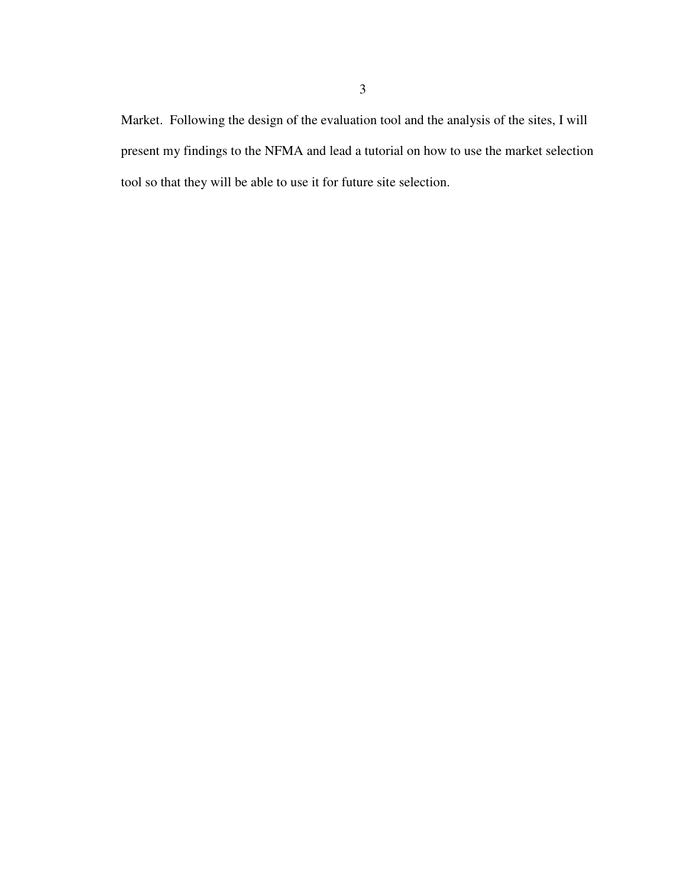Market. Following the design of the evaluation tool and the analysis of the sites, I will present my findings to the NFMA and lead a tutorial on how to use the market selection tool so that they will be able to use it for future site selection.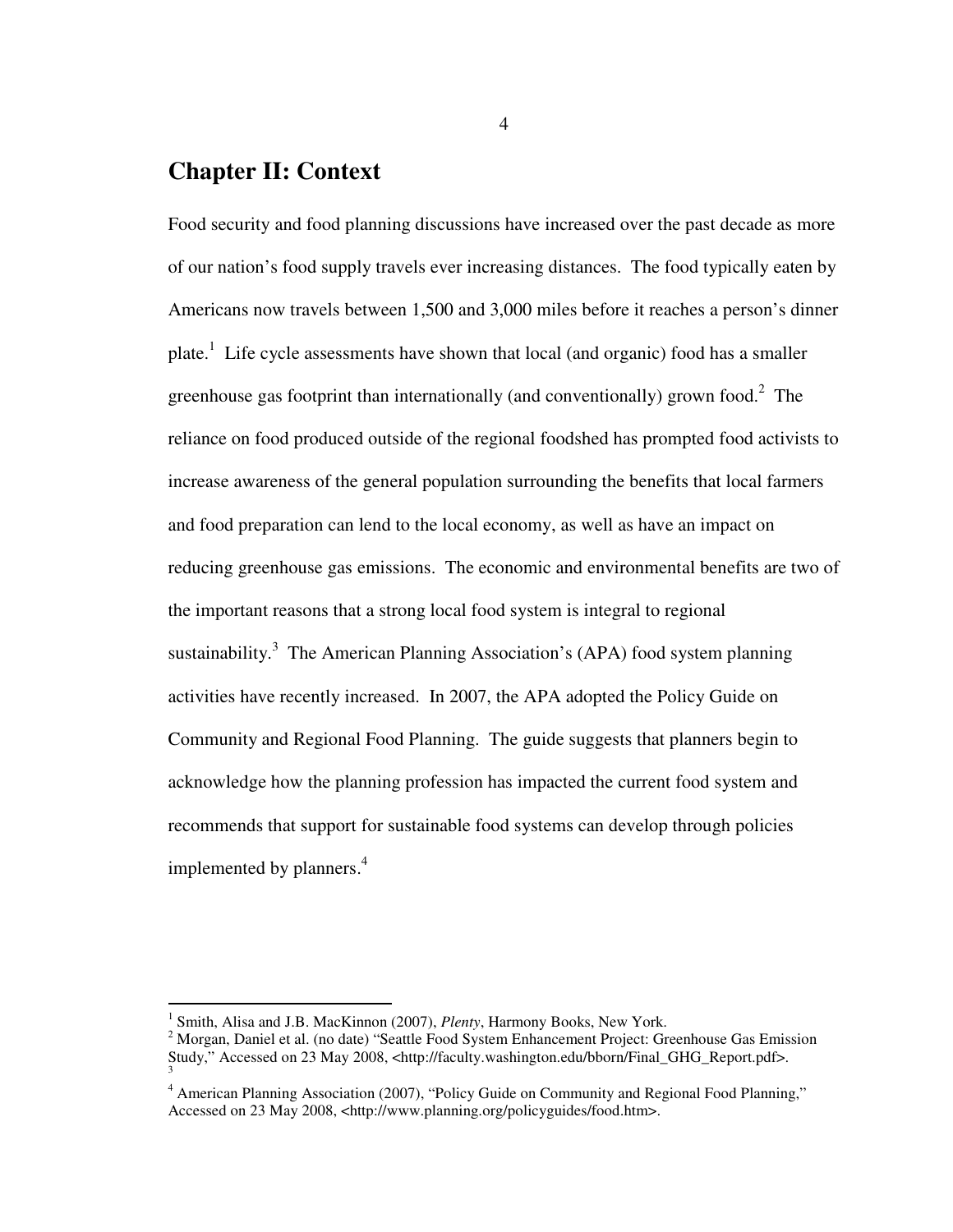## Chapter II: Context

Food security and food planning discussions have increased over the past decade as more of our nation's food supply travels ever increasing distances. The food typically eaten by Americans now travels between 1,500 and 3,000 miles before it reaches a person's dinner plate.[1] Life cycle assessments have shown that local (and organic) food has a smaller greenhouse gas footprint than internationally (and conventionally) grown food.[2] The reliance on food produced outside of the regional foodshed has prompted food activists to increase awareness of the general population surrounding the benefits that local farmers and food preparation can lend to the local economy, as well as have an impact on reducing greenhouse gas emissions. The economic and environmental benefits are two of the important reasons that a strong local food system is integral to regional sustainability.[3] The American Planning Association's (APA) food system planning activities have recently increased. In 2007, the APA adopted the Policy Guide on Community and Regional Food Planning. The guide suggests that planners begin to acknowledge how the planning profession has impacted the current food system and recommends that support for sustainable food systems can develop through policies implemented by planners.[4]

---

[1] Smith, Alisa and J.B. MacKinnon (2007), *Plenty*, Harmony Books, New York.

[2] Morgan, Daniel et al. (no date) "Seattle Food System Enhancement Project: Greenhouse Gas Emission Study," Accessed on 23 May 2008, <http://faculty.washington.edu/bborn/Final_GHG_Report.pdf>.

[3]

[4] American Planning Association (2007), "Policy Guide on Community and Regional Food Planning," Accessed on 23 May 2008, <http://www.planning.org/policyguides/food.htm>.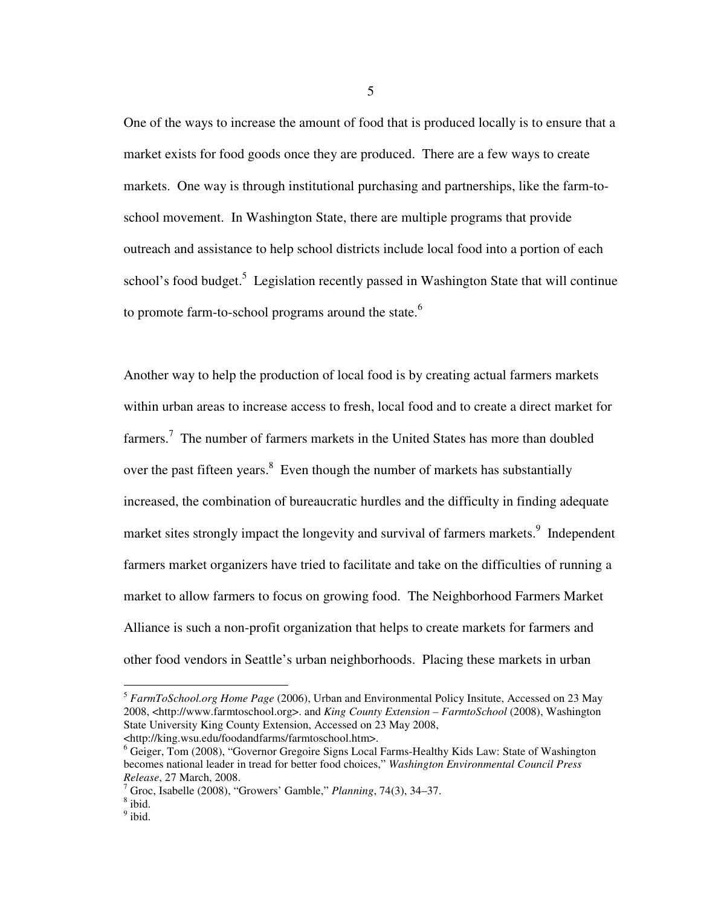One of the ways to increase the amount of food that is produced locally is to ensure that a market exists for food goods once they are produced. There are a few ways to create markets. One way is through institutional purchasing and partnerships, like the farm-to-school movement. In Washington State, there are multiple programs that provide outreach and assistance to help school districts include local food into a portion of each school's food budget.[5] Legislation recently passed in Washington State that will continue to promote farm-to-school programs around the state.[6]

Another way to help the production of local food is by creating actual farmers markets within urban areas to increase access to fresh, local food and to create a direct market for farmers.[7] The number of farmers markets in the United States has more than doubled over the past fifteen years.[8] Even though the number of markets has substantially increased, the combination of bureaucratic hurdles and the difficulty in finding adequate market sites strongly impact the longevity and survival of farmers markets.[9] Independent farmers market organizers have tried to facilitate and take on the difficulties of running a market to allow farmers to focus on growing food. The Neighborhood Farmers Market Alliance is such a non-profit organization that helps to create markets for farmers and other food vendors in Seattle's urban neighborhoods. Placing these markets in urban

---

[5] *FarmToSchool.org Home Page* (2006), Urban and Environmental Policy Insitute, Accessed on 23 May 2008, <http://www.farmtoschool.org>. and *King County Extension – FarmtoSchool* (2008), Washington State University King County Extension, Accessed on 23 May 2008, <http://king.wsu.edu/foodandfarms/farmtoschool.htm>.

[6] Geiger, Tom (2008), "Governor Gregoire Signs Local Farms-Healthy Kids Law: State of Washington becomes national leader in tread for better food choices," *Washington Environmental Council Press Release*, 27 March, 2008.

[7] Groc, Isabelle (2008), "Growers' Gamble," *Planning*, 74(3), 34–37.

[8] ibid.

[9] ibid.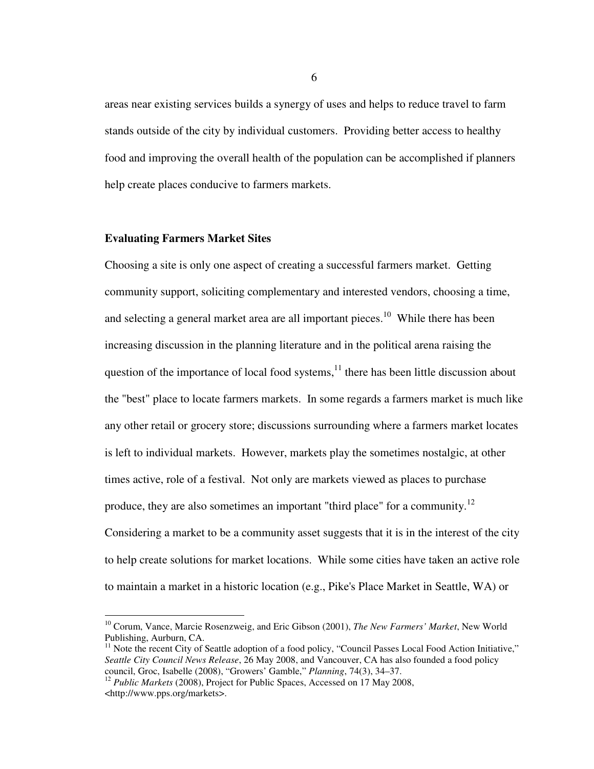areas near existing services builds a synergy of uses and helps to reduce travel to farm stands outside of the city by individual customers. Providing better access to healthy food and improving the overall health of the population can be accomplished if planners help create places conducive to farmers markets.

## Evaluating Farmers Market Sites

Choosing a site is only one aspect of creating a successful farmers market. Getting community support, soliciting complementary and interested vendors, choosing a time, and selecting a general market area are all important pieces.[10] While there has been increasing discussion in the planning literature and in the political arena raising the question of the importance of local food systems,[11] there has been little discussion about the "best" place to locate farmers markets. In some regards a farmers market is much like any other retail or grocery store; discussions surrounding where a farmers market locates is left to individual markets. However, markets play the sometimes nostalgic, at other times active, role of a festival. Not only are markets viewed as places to purchase produce, they are also sometimes an important "third place" for a community.[12] Considering a market to be a community asset suggests that it is in the interest of the city to help create solutions for market locations. While some cities have taken an active role to maintain a market in a historic location (e.g., Pike's Place Market in Seattle, WA) or

---

[10] Corum, Vance, Marcie Rosenzweig, and Eric Gibson (2001), *The New Farmers' Market*, New World Publishing, Aurburn, CA.

[11] Note the recent City of Seattle adoption of a food policy, "Council Passes Local Food Action Initiative," *Seattle City Council News Release*, 26 May 2008, and Vancouver, CA has also founded a food policy council, Groc, Isabelle (2008), "Growers' Gamble," *Planning*, 74(3), 34–37.

[12] *Public Markets* (2008), Project for Public Spaces, Accessed on 17 May 2008, <http://www.pps.org/markets>.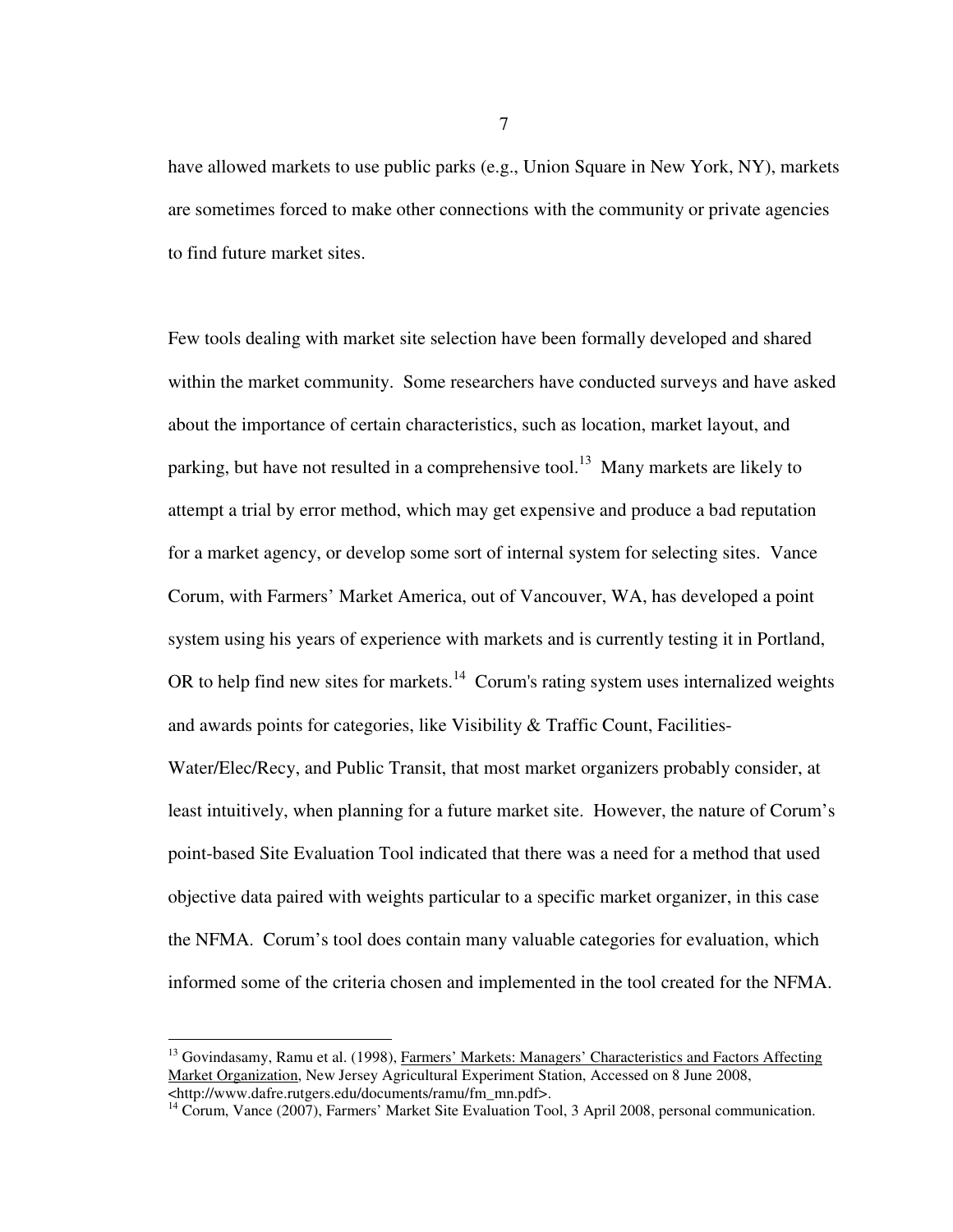have allowed markets to use public parks (e.g., Union Square in New York, NY), markets are sometimes forced to make other connections with the community or private agencies to find future market sites.

Few tools dealing with market site selection have been formally developed and shared within the market community. Some researchers have conducted surveys and have asked about the importance of certain characteristics, such as location, market layout, and parking, but have not resulted in a comprehensive tool.[13] Many markets are likely to attempt a trial by error method, which may get expensive and produce a bad reputation for a market agency, or develop some sort of internal system for selecting sites. Vance Corum, with Farmers' Market America, out of Vancouver, WA, has developed a point system using his years of experience with markets and is currently testing it in Portland, OR to help find new sites for markets.[14] Corum's rating system uses internalized weights and awards points for categories, like Visibility & Traffic Count, Facilities-Water/Elec/Recy, and Public Transit, that most market organizers probably consider, at least intuitively, when planning for a future market site. However, the nature of Corum's point-based Site Evaluation Tool indicated that there was a need for a method that used objective data paired with weights particular to a specific market organizer, in this case the NFMA. Corum's tool does contain many valuable categories for evaluation, which informed some of the criteria chosen and implemented in the tool created for the NFMA.

---

[13] Govindasamy, Ramu et al. (1998), Farmers' Markets: Managers' Characteristics and Factors Affecting Market Organization, New Jersey Agricultural Experiment Station, Accessed on 8 June 2008, <http://www.dafre.rutgers.edu/documents/ramu/fm_mn.pdf>.

[14] Corum, Vance (2007), Farmers' Market Site Evaluation Tool, 3 April 2008, personal communication.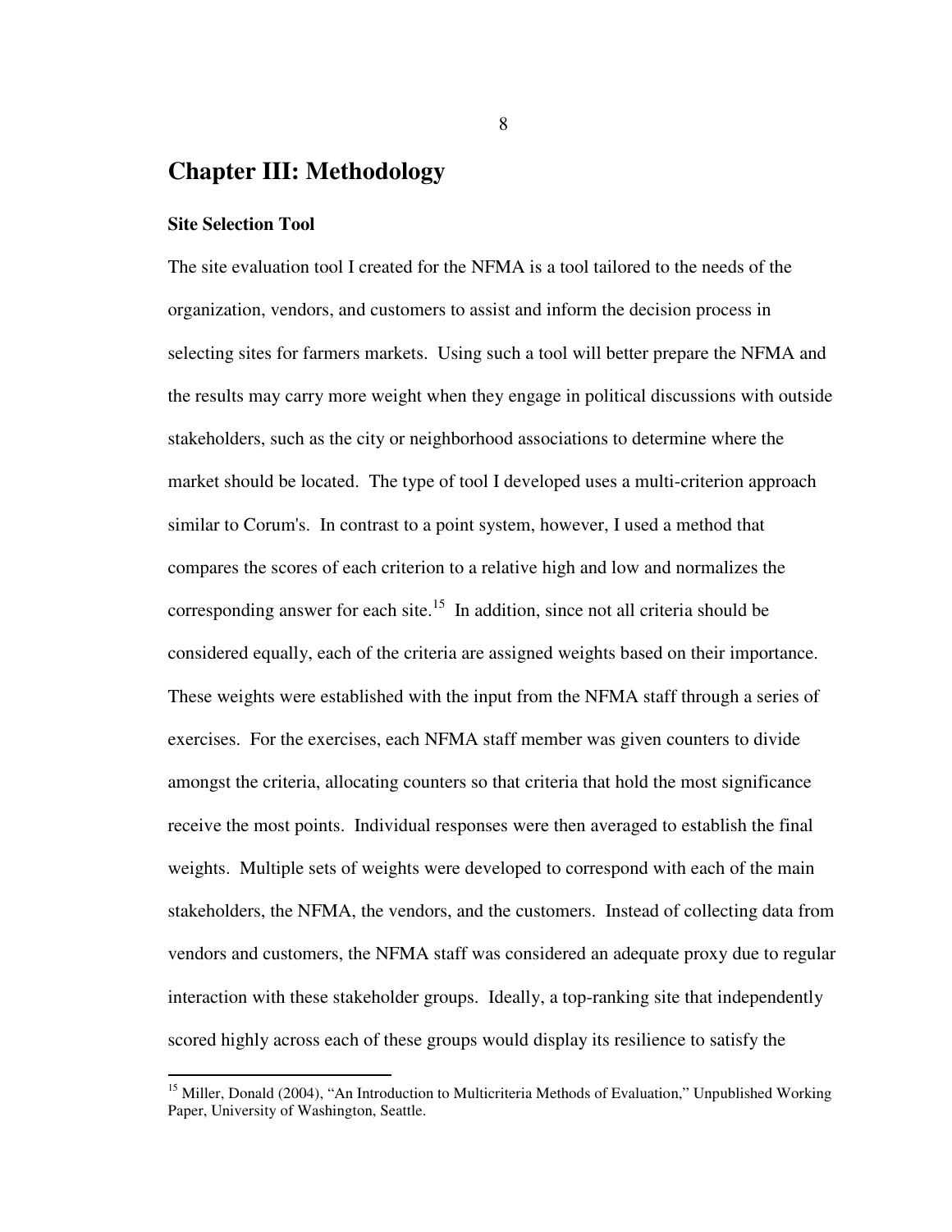# Chapter III: Methodology

### Site Selection Tool

The site evaluation tool I created for the NFMA is a tool tailored to the needs of the organization, vendors, and customers to assist and inform the decision process in selecting sites for farmers markets. Using such a tool will better prepare the NFMA and the results may carry more weight when they engage in political discussions with outside stakeholders, such as the city or neighborhood associations to determine where the market should be located. The type of tool I developed uses a multi-criterion approach similar to Corum's. In contrast to a point system, however, I used a method that compares the scores of each criterion to a relative high and low and normalizes the corresponding answer for each site.[15] In addition, since not all criteria should be considered equally, each of the criteria are assigned weights based on their importance. These weights were established with the input from the NFMA staff through a series of exercises. For the exercises, each NFMA staff member was given counters to divide amongst the criteria, allocating counters so that criteria that hold the most significance receive the most points. Individual responses were then averaged to establish the final weights. Multiple sets of weights were developed to correspond with each of the main stakeholders, the NFMA, the vendors, and the customers. Instead of collecting data from vendors and customers, the NFMA staff was considered an adequate proxy due to regular interaction with these stakeholder groups. Ideally, a top-ranking site that independently scored highly across each of these groups would display its resilience to satisfy the

---

[15] Miller, Donald (2004), "An Introduction to Multicriteria Methods of Evaluation," Unpublished Working Paper, University of Washington, Seattle.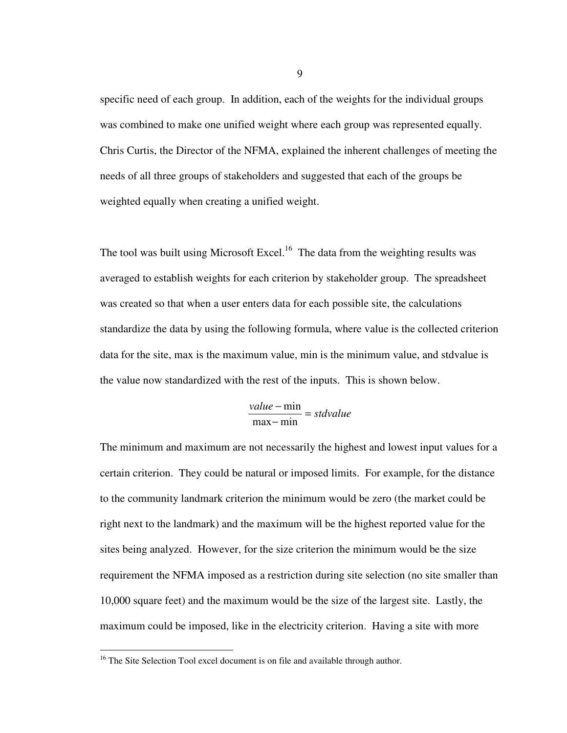specific need of each group. In addition, each of the weights for the individual groups was combined to make one unified weight where each group was represented equally. Chris Curtis, the Director of the NFMA, explained the inherent challenges of meeting the needs of all three groups of stakeholders and suggested that each of the groups be weighted equally when creating a unified weight.

The tool was built using Microsoft Excel.[16] The data from the weighting results was averaged to establish weights for each criterion by stakeholder group. The spreadsheet was created so that when a user enters data for each possible site, the calculations standardize the data by using the following formula, where value is the collected criterion data for the site, max is the maximum value, min is the minimum value, and stdvalue is the value now standardized with the rest of the inputs. This is shown below.

$$\frac{value - \min}{\max - \min} = stdvalue$$

The minimum and maximum are not necessarily the highest and lowest input values for a certain criterion. They could be natural or imposed limits. For example, for the distance to the community landmark criterion the minimum would be zero (the market could be right next to the landmark) and the maximum will be the highest reported value for the sites being analyzed. However, for the size criterion the minimum would be the size requirement the NFMA imposed as a restriction during site selection (no site smaller than 10,000 square feet) and the maximum would be the size of the largest site. Lastly, the maximum could be imposed, like in the electricity criterion. Having a site with more

[16] The Site Selection Tool excel document is on file and available through author.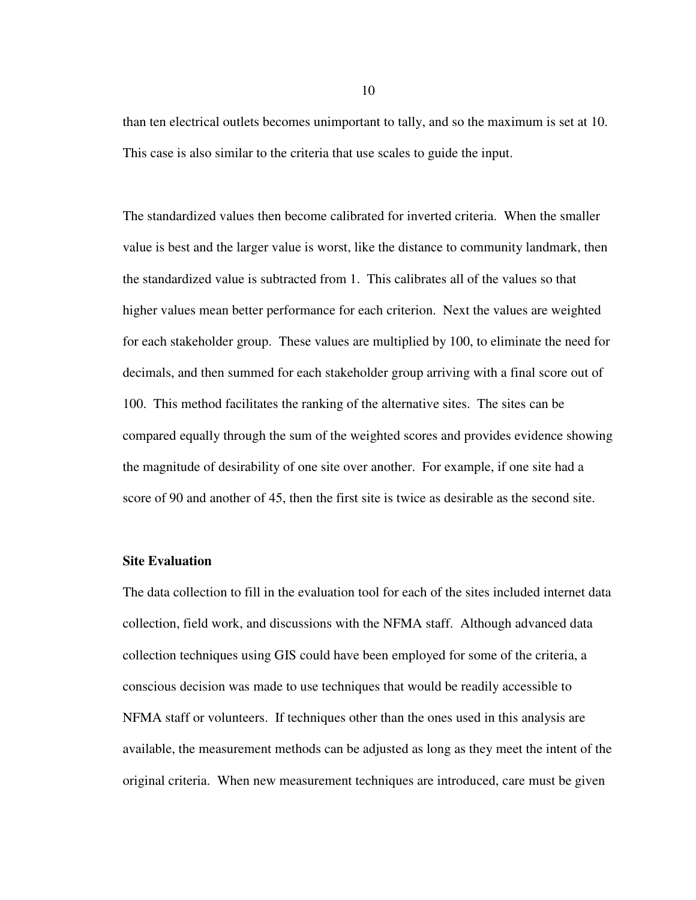than ten electrical outlets becomes unimportant to tally, and so the maximum is set at 10. This case is also similar to the criteria that use scales to guide the input.

The standardized values then become calibrated for inverted criteria. When the smaller value is best and the larger value is worst, like the distance to community landmark, then the standardized value is subtracted from 1. This calibrates all of the values so that higher values mean better performance for each criterion. Next the values are weighted for each stakeholder group. These values are multiplied by 100, to eliminate the need for decimals, and then summed for each stakeholder group arriving with a final score out of 100. This method facilitates the ranking of the alternative sites. The sites can be compared equally through the sum of the weighted scores and provides evidence showing the magnitude of desirability of one site over another. For example, if one site had a score of 90 and another of 45, then the first site is twice as desirable as the second site.

**Site Evaluation**

The data collection to fill in the evaluation tool for each of the sites included internet data collection, field work, and discussions with the NFMA staff. Although advanced data collection techniques using GIS could have been employed for some of the criteria, a conscious decision was made to use techniques that would be readily accessible to NFMA staff or volunteers. If techniques other than the ones used in this analysis are available, the measurement methods can be adjusted as long as they meet the intent of the original criteria. When new measurement techniques are introduced, care must be given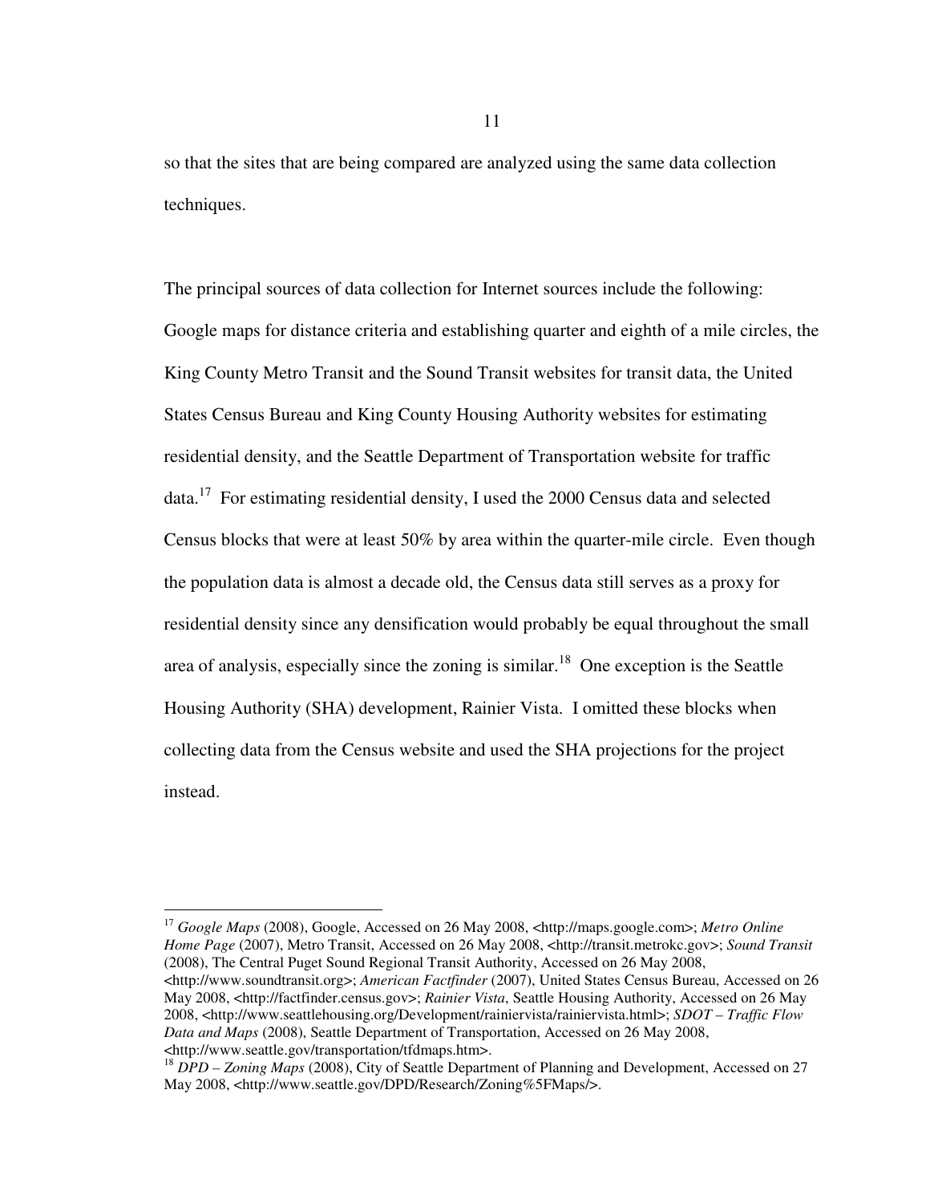so that the sites that are being compared are analyzed using the same data collection techniques.

The principal sources of data collection for Internet sources include the following: Google maps for distance criteria and establishing quarter and eighth of a mile circles, the King County Metro Transit and the Sound Transit websites for transit data, the United States Census Bureau and King County Housing Authority websites for estimating residential density, and the Seattle Department of Transportation website for traffic data.[17] For estimating residential density, I used the 2000 Census data and selected Census blocks that were at least 50% by area within the quarter-mile circle. Even though the population data is almost a decade old, the Census data still serves as a proxy for residential density since any densification would probably be equal throughout the small area of analysis, especially since the zoning is similar.[18] One exception is the Seattle Housing Authority (SHA) development, Rainier Vista. I omitted these blocks when collecting data from the Census website and used the SHA projections for the project instead.

---

[17] *Google Maps* (2008), Google, Accessed on 26 May 2008, <http://maps.google.com>; *Metro Online Home Page* (2007), Metro Transit, Accessed on 26 May 2008, <http://transit.metrokc.gov>; *Sound Transit* (2008), The Central Puget Sound Regional Transit Authority, Accessed on 26 May 2008, <http://www.soundtransit.org>; *American Factfinder* (2007), United States Census Bureau, Accessed on 26 May 2008, <http://factfinder.census.gov>; *Rainier Vista*, Seattle Housing Authority, Accessed on 26 May 2008, <http://www.seattlehousing.org/Development/rainiervista/rainiervista.html>; *SDOT – Traffic Flow Data and Maps* (2008), Seattle Department of Transportation, Accessed on 26 May 2008, <http://www.seattle.gov/transportation/tfdmaps.htm>.

[18] *DPD – Zoning Maps* (2008), City of Seattle Department of Planning and Development, Accessed on 27 May 2008, <http://www.seattle.gov/DPD/Research/Zoning%5FMaps/>.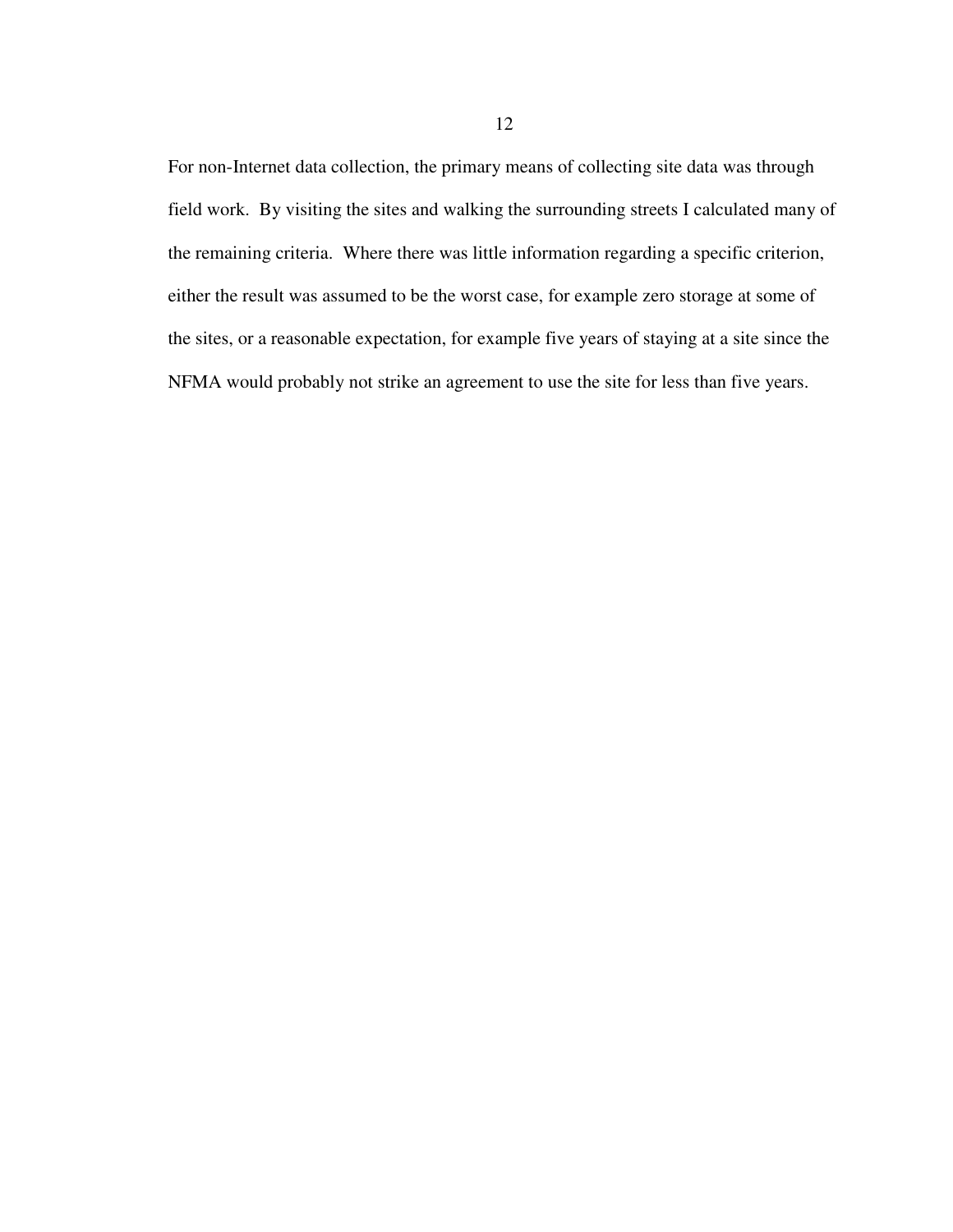For non-Internet data collection, the primary means of collecting site data was through field work. By visiting the sites and walking the surrounding streets I calculated many of the remaining criteria. Where there was little information regarding a specific criterion, either the result was assumed to be the worst case, for example zero storage at some of the sites, or a reasonable expectation, for example five years of staying at a site since the NFMA would probably not strike an agreement to use the site for less than five years.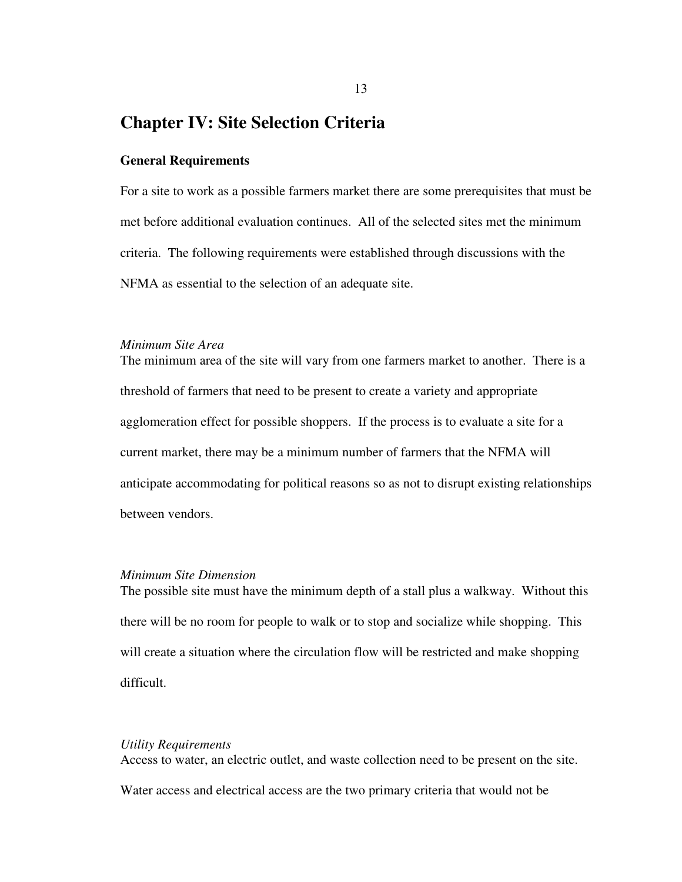# Chapter IV: Site Selection Criteria

### General Requirements

For a site to work as a possible farmers market there are some prerequisites that must be met before additional evaluation continues. All of the selected sites met the minimum criteria. The following requirements were established through discussions with the NFMA as essential to the selection of an adequate site.

*Minimum Site Area*

The minimum area of the site will vary from one farmers market to another. There is a threshold of farmers that need to be present to create a variety and appropriate agglomeration effect for possible shoppers. If the process is to evaluate a site for a current market, there may be a minimum number of farmers that the NFMA will anticipate accommodating for political reasons so as not to disrupt existing relationships between vendors.

*Minimum Site Dimension*

The possible site must have the minimum depth of a stall plus a walkway. Without this there will be no room for people to walk or to stop and socialize while shopping. This will create a situation where the circulation flow will be restricted and make shopping difficult.

*Utility Requirements*

Access to water, an electric outlet, and waste collection need to be present on the site. Water access and electrical access are the two primary criteria that would not be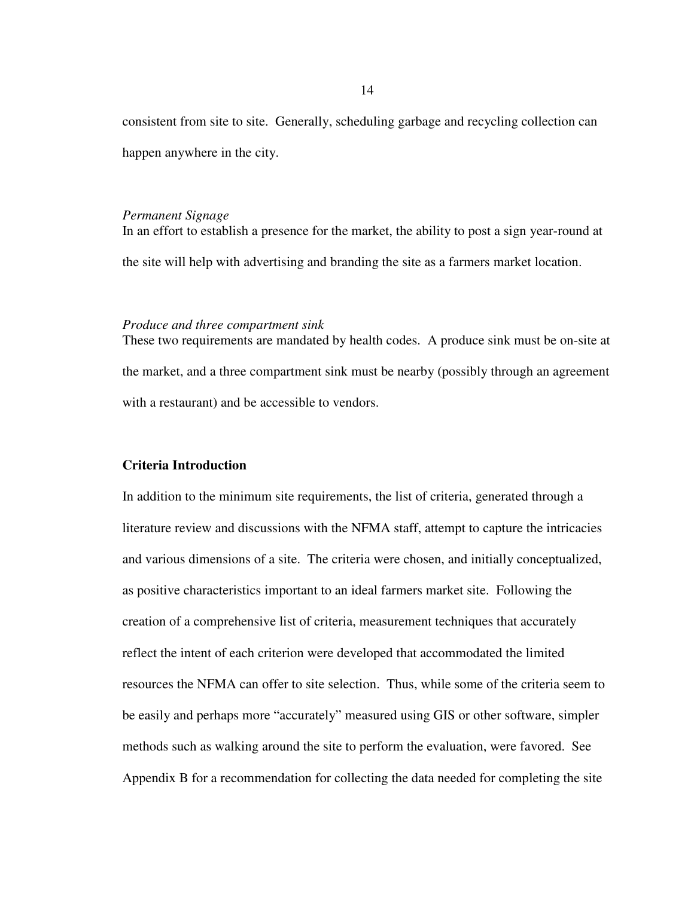consistent from site to site. Generally, scheduling garbage and recycling collection can happen anywhere in the city.

*Permanent Signage*

In an effort to establish a presence for the market, the ability to post a sign year-round at the site will help with advertising and branding the site as a farmers market location.

*Produce and three compartment sink*

These two requirements are mandated by health codes. A produce sink must be on-site at the market, and a three compartment sink must be nearby (possibly through an agreement with a restaurant) and be accessible to vendors.

**Criteria Introduction**

In addition to the minimum site requirements, the list of criteria, generated through a literature review and discussions with the NFMA staff, attempt to capture the intricacies and various dimensions of a site. The criteria were chosen, and initially conceptualized, as positive characteristics important to an ideal farmers market site. Following the creation of a comprehensive list of criteria, measurement techniques that accurately reflect the intent of each criterion were developed that accommodated the limited resources the NFMA can offer to site selection. Thus, while some of the criteria seem to be easily and perhaps more "accurately" measured using GIS or other software, simpler methods such as walking around the site to perform the evaluation, were favored. See Appendix B for a recommendation for collecting the data needed for completing the site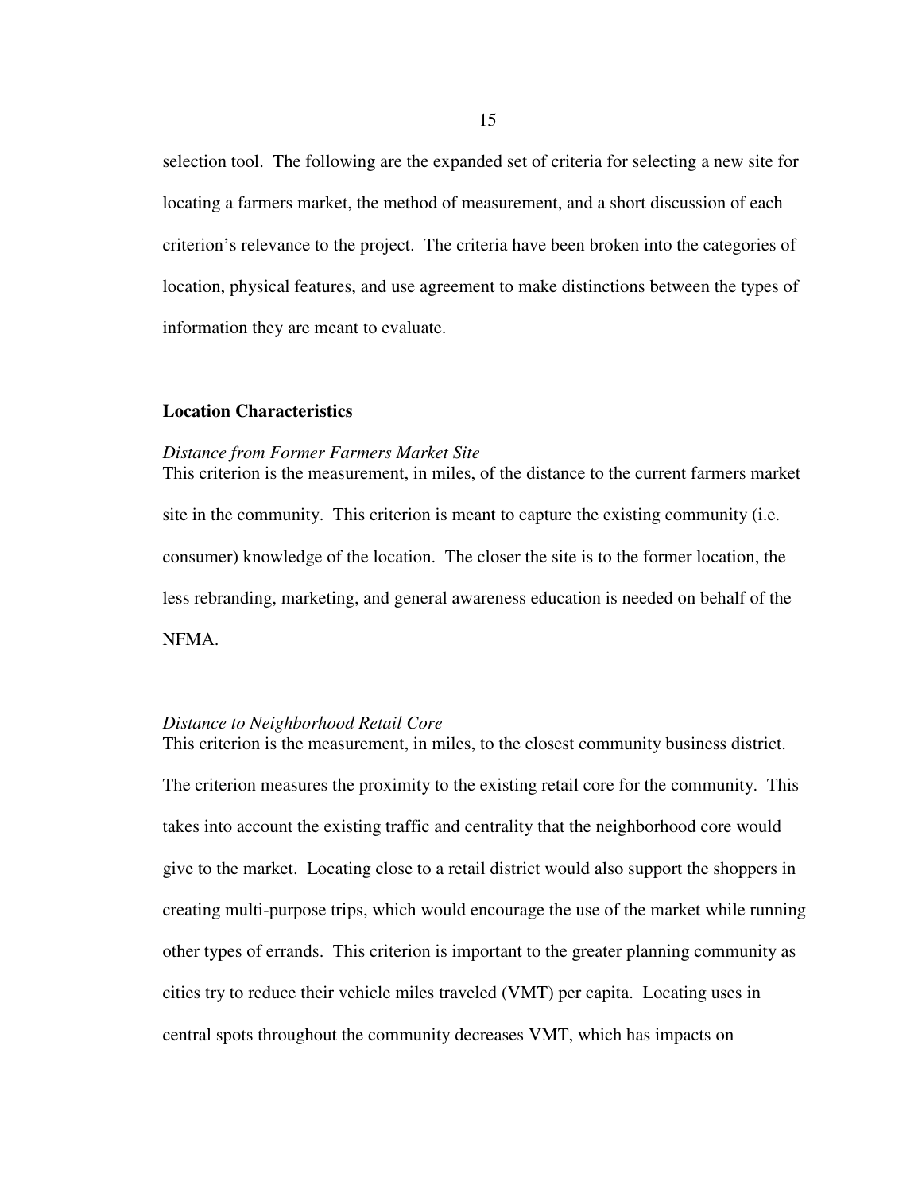selection tool. The following are the expanded set of criteria for selecting a new site for locating a farmers market, the method of measurement, and a short discussion of each criterion's relevance to the project. The criteria have been broken into the categories of location, physical features, and use agreement to make distinctions between the types of information they are meant to evaluate.

## Location Characteristics

### *Distance from Former Farmers Market Site*

This criterion is the measurement, in miles, of the distance to the current farmers market site in the community. This criterion is meant to capture the existing community (i.e. consumer) knowledge of the location. The closer the site is to the former location, the less rebranding, marketing, and general awareness education is needed on behalf of the NFMA.

### *Distance to Neighborhood Retail Core*

This criterion is the measurement, in miles, to the closest community business district. The criterion measures the proximity to the existing retail core for the community. This takes into account the existing traffic and centrality that the neighborhood core would give to the market. Locating close to a retail district would also support the shoppers in creating multi-purpose trips, which would encourage the use of the market while running other types of errands. This criterion is important to the greater planning community as cities try to reduce their vehicle miles traveled (VMT) per capita. Locating uses in central spots throughout the community decreases VMT, which has impacts on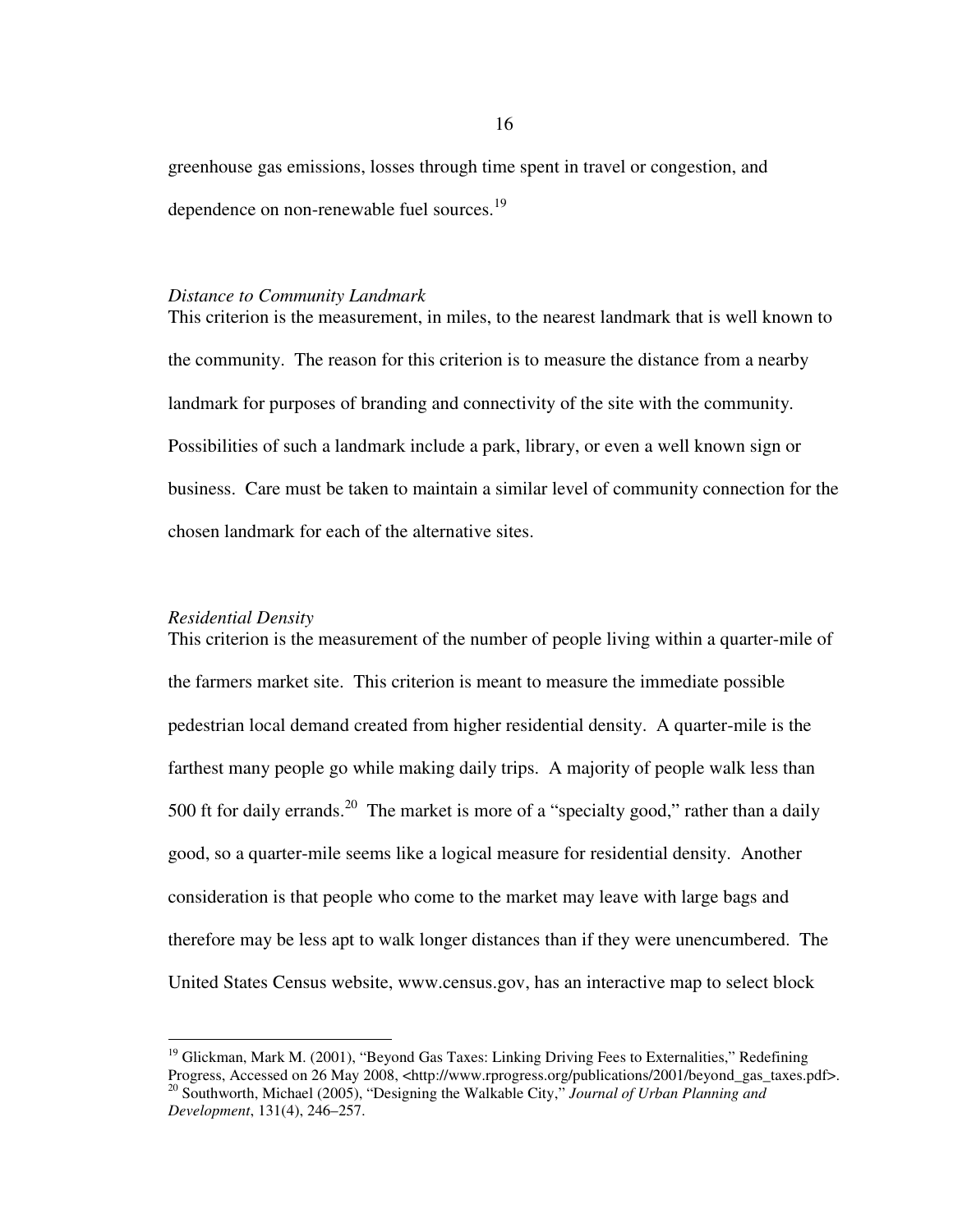greenhouse gas emissions, losses through time spent in travel or congestion, and dependence on non-renewable fuel sources.[19]

*Distance to Community Landmark*

This criterion is the measurement, in miles, to the nearest landmark that is well known to the community. The reason for this criterion is to measure the distance from a nearby landmark for purposes of branding and connectivity of the site with the community. Possibilities of such a landmark include a park, library, or even a well known sign or business. Care must be taken to maintain a similar level of community connection for the chosen landmark for each of the alternative sites.

*Residential Density*

This criterion is the measurement of the number of people living within a quarter-mile of the farmers market site. This criterion is meant to measure the immediate possible pedestrian local demand created from higher residential density. A quarter-mile is the farthest many people go while making daily trips. A majority of people walk less than 500 ft for daily errands.[20] The market is more of a "specialty good," rather than a daily good, so a quarter-mile seems like a logical measure for residential density. Another consideration is that people who come to the market may leave with large bags and therefore may be less apt to walk longer distances than if they were unencumbered. The United States Census website, www.census.gov, has an interactive map to select block

---

[19] Glickman, Mark M. (2001), "Beyond Gas Taxes: Linking Driving Fees to Externalities," Redefining Progress, Accessed on 26 May 2008, <http://www.rprogress.org/publications/2001/beyond_gas_taxes.pdf>.

[20] Southworth, Michael (2005), "Designing the Walkable City," *Journal of Urban Planning and Development*, 131(4), 246–257.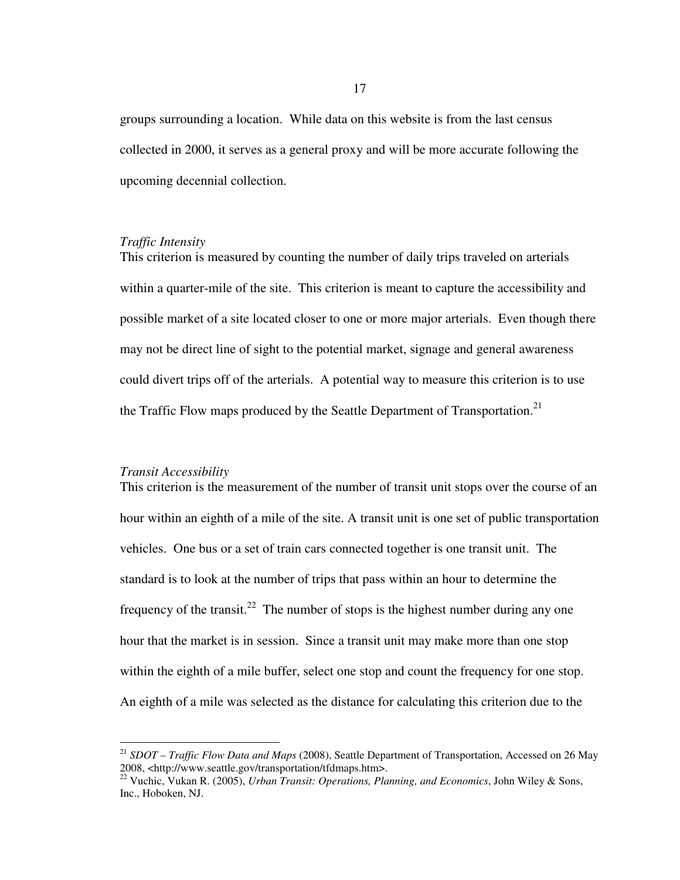groups surrounding a location. While data on this website is from the last census collected in 2000, it serves as a general proxy and will be more accurate following the upcoming decennial collection.

*Traffic Intensity*

This criterion is measured by counting the number of daily trips traveled on arterials within a quarter-mile of the site. This criterion is meant to capture the accessibility and possible market of a site located closer to one or more major arterials. Even though there may not be direct line of sight to the potential market, signage and general awareness could divert trips off of the arterials. A potential way to measure this criterion is to use the Traffic Flow maps produced by the Seattle Department of Transportation.[21]

*Transit Accessibility*

This criterion is the measurement of the number of transit unit stops over the course of an hour within an eighth of a mile of the site. A transit unit is one set of public transportation vehicles. One bus or a set of train cars connected together is one transit unit. The standard is to look at the number of trips that pass within an hour to determine the frequency of the transit.[22] The number of stops is the highest number during any one hour that the market is in session. Since a transit unit may make more than one stop within the eighth of a mile buffer, select one stop and count the frequency for one stop. An eighth of a mile was selected as the distance for calculating this criterion due to the

---

[21] *SDOT – Traffic Flow Data and Maps* (2008), Seattle Department of Transportation, Accessed on 26 May 2008, <http://www.seattle.gov/transportation/tfdmaps.htm>.

[22] Vuchic, Vukan R. (2005), *Urban Transit: Operations, Planning, and Economics*, John Wiley & Sons, Inc., Hoboken, NJ.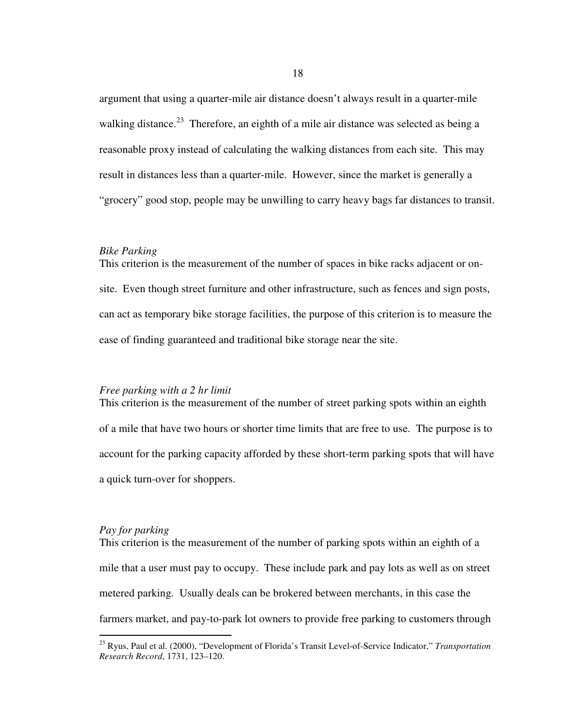argument that using a quarter-mile air distance doesn't always result in a quarter-mile walking distance.[23] Therefore, an eighth of a mile air distance was selected as being a reasonable proxy instead of calculating the walking distances from each site. This may result in distances less than a quarter-mile. However, since the market is generally a "grocery" good stop, people may be unwilling to carry heavy bags far distances to transit.

*Bike Parking*

This criterion is the measurement of the number of spaces in bike racks adjacent or on-site. Even though street furniture and other infrastructure, such as fences and sign posts, can act as temporary bike storage facilities, the purpose of this criterion is to measure the ease of finding guaranteed and traditional bike storage near the site.

*Free parking with a 2 hr limit*

This criterion is the measurement of the number of street parking spots within an eighth of a mile that have two hours or shorter time limits that are free to use. The purpose is to account for the parking capacity afforded by these short-term parking spots that will have a quick turn-over for shoppers.

*Pay for parking*

This criterion is the measurement of the number of parking spots within an eighth of a mile that a user must pay to occupy. These include park and pay lots as well as on street metered parking. Usually deals can be brokered between merchants, in this case the farmers market, and pay-to-park lot owners to provide free parking to customers through

---

[23] Ryus, Paul et al. (2000), "Development of Florida's Transit Level-of-Service Indicator," *Transportation Research Record*, 1731, 123–120.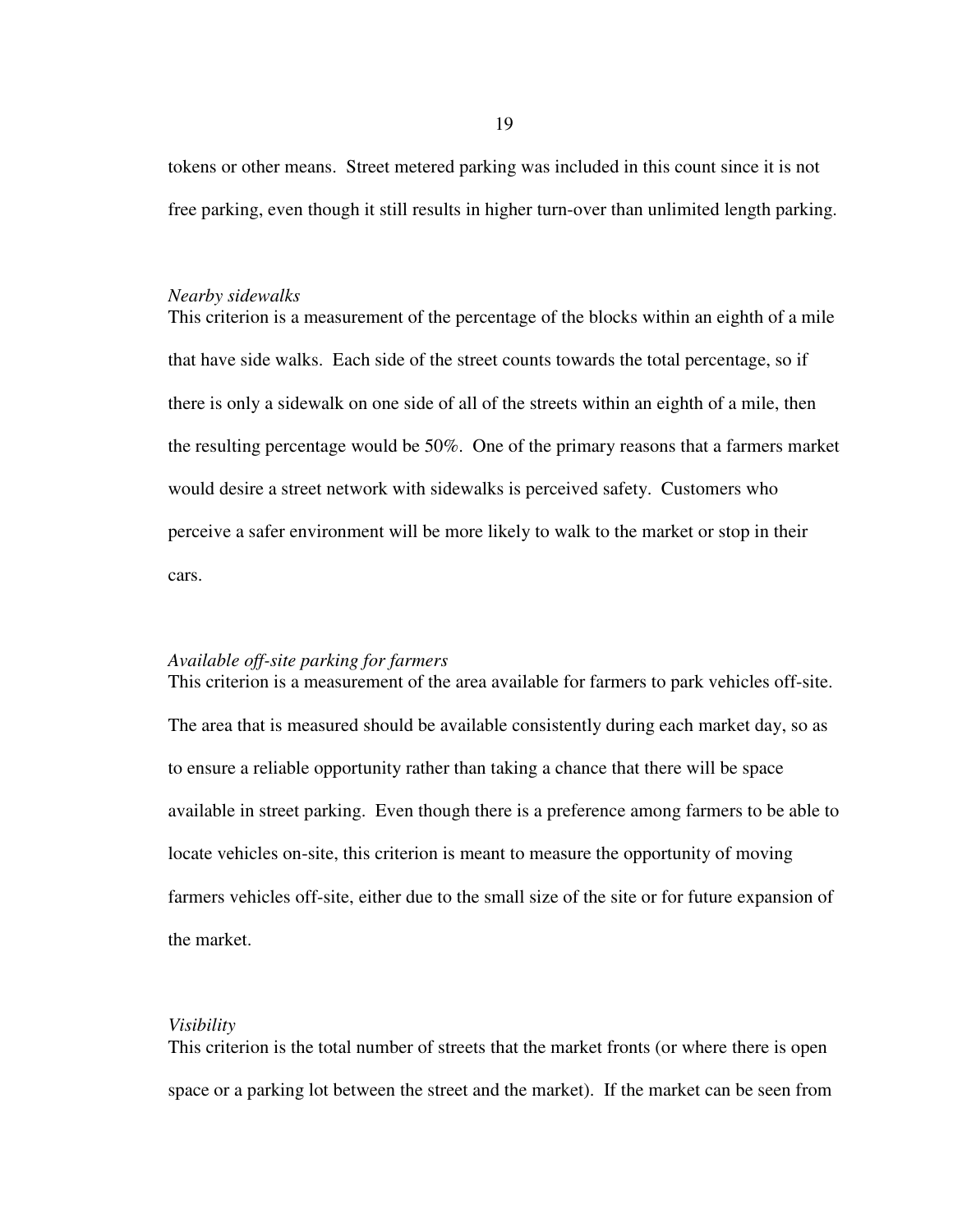tokens or other means. Street metered parking was included in this count since it is not free parking, even though it still results in higher turn-over than unlimited length parking.

*Nearby sidewalks*

This criterion is a measurement of the percentage of the blocks within an eighth of a mile that have side walks. Each side of the street counts towards the total percentage, so if there is only a sidewalk on one side of all of the streets within an eighth of a mile, then the resulting percentage would be 50%. One of the primary reasons that a farmers market would desire a street network with sidewalks is perceived safety. Customers who perceive a safer environment will be more likely to walk to the market or stop in their cars.

*Available off-site parking for farmers*

This criterion is a measurement of the area available for farmers to park vehicles off-site. The area that is measured should be available consistently during each market day, so as to ensure a reliable opportunity rather than taking a chance that there will be space available in street parking. Even though there is a preference among farmers to be able to locate vehicles on-site, this criterion is meant to measure the opportunity of moving farmers vehicles off-site, either due to the small size of the site or for future expansion of the market.

*Visibility*

This criterion is the total number of streets that the market fronts (or where there is open space or a parking lot between the street and the market). If the market can be seen from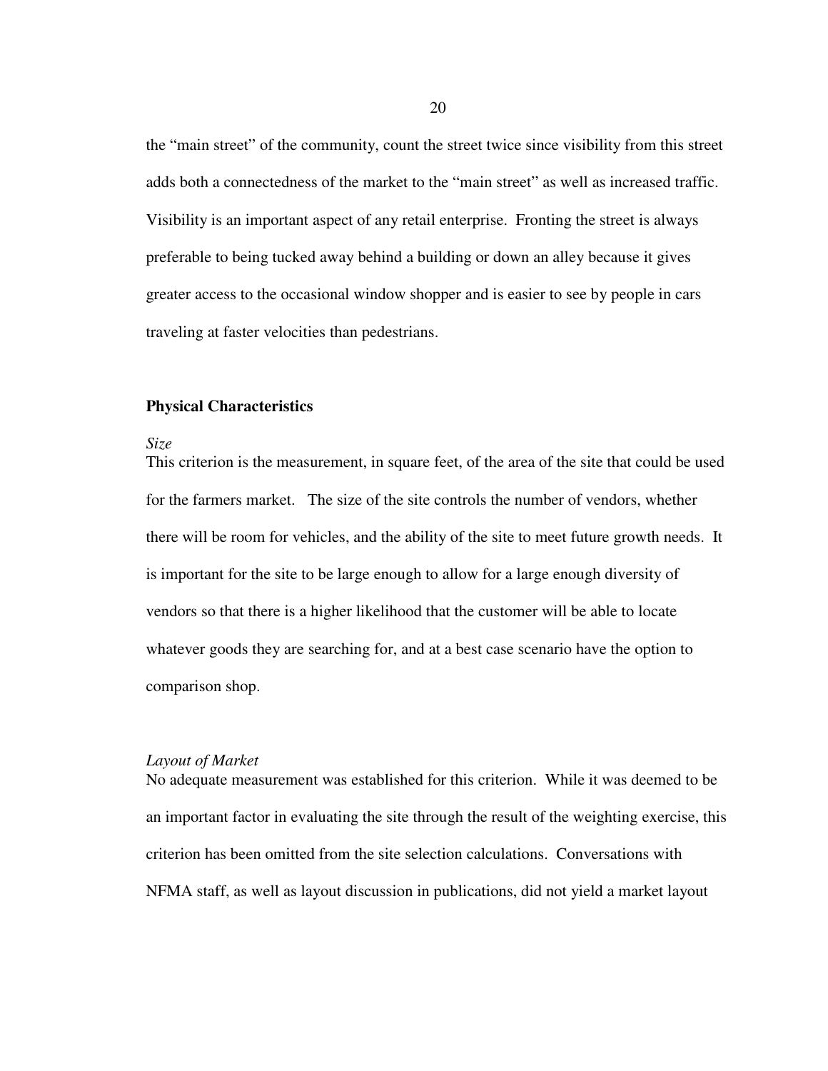the "main street" of the community, count the street twice since visibility from this street adds both a connectedness of the market to the "main street" as well as increased traffic. Visibility is an important aspect of any retail enterprise. Fronting the street is always preferable to being tucked away behind a building or down an alley because it gives greater access to the occasional window shopper and is easier to see by people in cars traveling at faster velocities than pedestrians.

## Physical Characteristics

*Size*

This criterion is the measurement, in square feet, of the area of the site that could be used for the farmers market. The size of the site controls the number of vendors, whether there will be room for vehicles, and the ability of the site to meet future growth needs. It is important for the site to be large enough to allow for a large enough diversity of vendors so that there is a higher likelihood that the customer will be able to locate whatever goods they are searching for, and at a best case scenario have the option to comparison shop.

*Layout of Market*

No adequate measurement was established for this criterion. While it was deemed to be an important factor in evaluating the site through the result of the weighting exercise, this criterion has been omitted from the site selection calculations. Conversations with NFMA staff, as well as layout discussion in publications, did not yield a market layout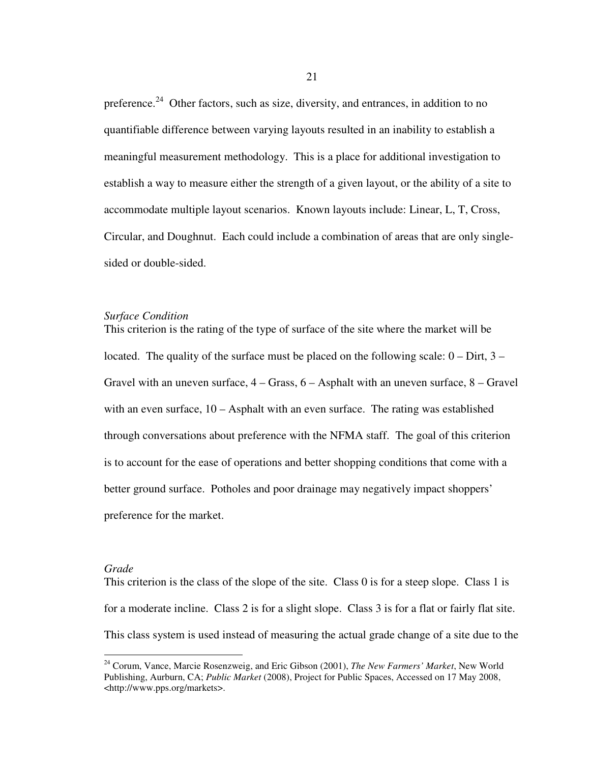preference.[24] Other factors, such as size, diversity, and entrances, in addition to no quantifiable difference between varying layouts resulted in an inability to establish a meaningful measurement methodology. This is a place for additional investigation to establish a way to measure either the strength of a given layout, or the ability of a site to accommodate multiple layout scenarios. Known layouts include: Linear, L, T, Cross, Circular, and Doughnut. Each could include a combination of areas that are only single-sided or double-sided.

*Surface Condition*

This criterion is the rating of the type of surface of the site where the market will be located. The quality of the surface must be placed on the following scale: 0 – Dirt, 3 – Gravel with an uneven surface, 4 – Grass, 6 – Asphalt with an uneven surface, 8 – Gravel with an even surface, 10 – Asphalt with an even surface. The rating was established through conversations about preference with the NFMA staff. The goal of this criterion is to account for the ease of operations and better shopping conditions that come with a better ground surface. Potholes and poor drainage may negatively impact shoppers' preference for the market.

*Grade*

This criterion is the class of the slope of the site. Class 0 is for a steep slope. Class 1 is for a moderate incline. Class 2 is for a slight slope. Class 3 is for a flat or fairly flat site. This class system is used instead of measuring the actual grade change of a site due to the

---

[24] Corum, Vance, Marcie Rosenzweig, and Eric Gibson (2001), *The New Farmers' Market*, New World Publishing, Aurburn, CA; *Public Market* (2008), Project for Public Spaces, Accessed on 17 May 2008, <http://www.pps.org/markets>.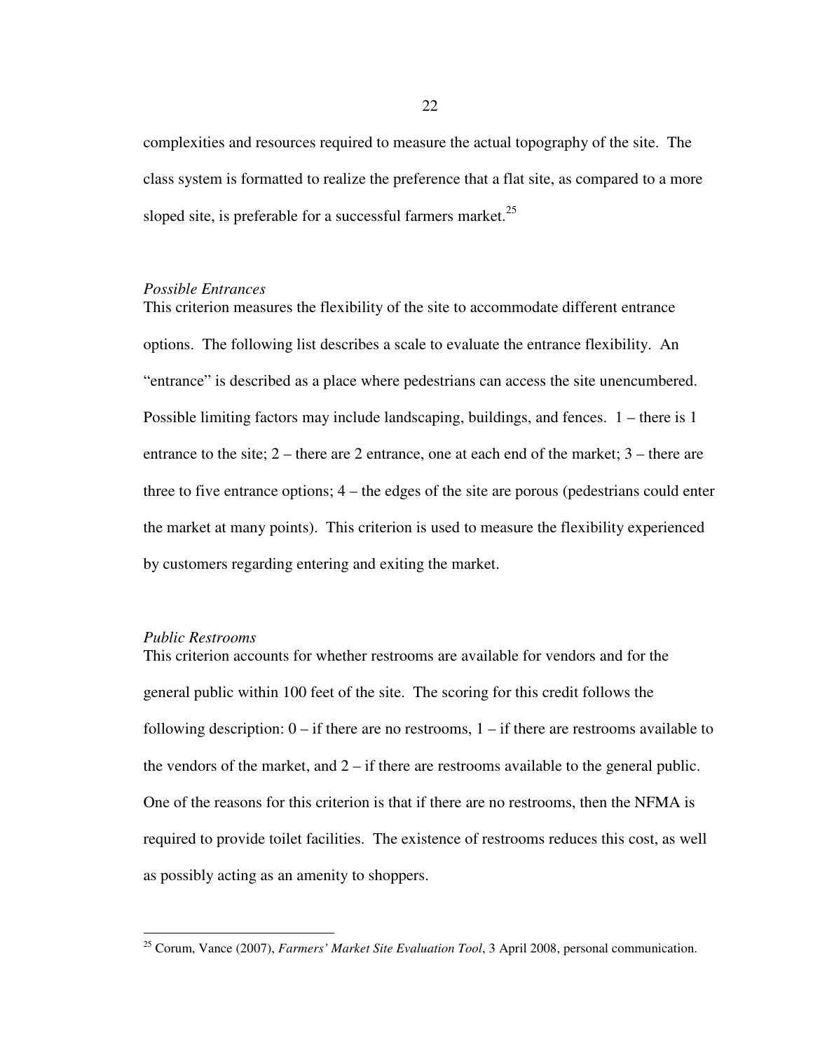complexities and resources required to measure the actual topography of the site. The class system is formatted to realize the preference that a flat site, as compared to a more sloped site, is preferable for a successful farmers market.[25]

*Possible Entrances*

This criterion measures the flexibility of the site to accommodate different entrance options. The following list describes a scale to evaluate the entrance flexibility. An "entrance" is described as a place where pedestrians can access the site unencumbered. Possible limiting factors may include landscaping, buildings, and fences. 1 – there is 1 entrance to the site; 2 – there are 2 entrance, one at each end of the market; 3 – there are three to five entrance options; 4 – the edges of the site are porous (pedestrians could enter the market at many points). This criterion is used to measure the flexibility experienced by customers regarding entering and exiting the market.

*Public Restrooms*

This criterion accounts for whether restrooms are available for vendors and for the general public within 100 feet of the site. The scoring for this credit follows the following description: 0 – if there are no restrooms, 1 – if there are restrooms available to the vendors of the market, and 2 – if there are restrooms available to the general public. One of the reasons for this criterion is that if there are no restrooms, then the NFMA is required to provide toilet facilities. The existence of restrooms reduces this cost, as well as possibly acting as an amenity to shoppers.

---

[25] Corum, Vance (2007), *Farmers' Market Site Evaluation Tool*, 3 April 2008, personal communication.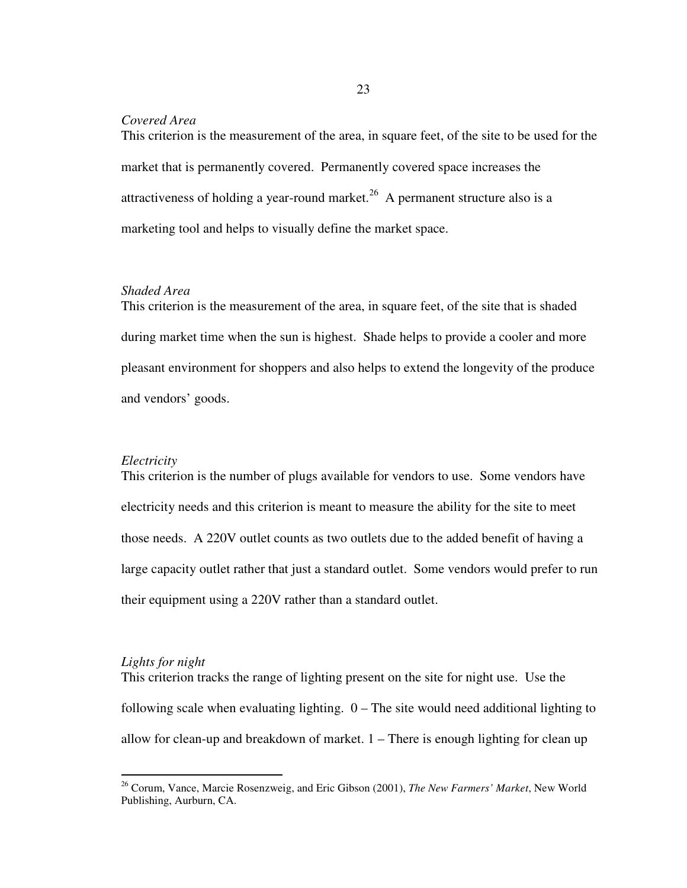*Covered Area*

This criterion is the measurement of the area, in square feet, of the site to be used for the market that is permanently covered. Permanently covered space increases the attractiveness of holding a year-round market.[26] A permanent structure also is a marketing tool and helps to visually define the market space.

*Shaded Area*

This criterion is the measurement of the area, in square feet, of the site that is shaded during market time when the sun is highest. Shade helps to provide a cooler and more pleasant environment for shoppers and also helps to extend the longevity of the produce and vendors' goods.

*Electricity*

This criterion is the number of plugs available for vendors to use. Some vendors have electricity needs and this criterion is meant to measure the ability for the site to meet those needs. A 220V outlet counts as two outlets due to the added benefit of having a large capacity outlet rather that just a standard outlet. Some vendors would prefer to run their equipment using a 220V rather than a standard outlet.

*Lights for night*

This criterion tracks the range of lighting present on the site for night use. Use the following scale when evaluating lighting. 0 – The site would need additional lighting to allow for clean-up and breakdown of market. 1 – There is enough lighting for clean up

---

[26] Corum, Vance, Marcie Rosenzweig, and Eric Gibson (2001), *The New Farmers' Market*, New World Publishing, Aurburn, CA.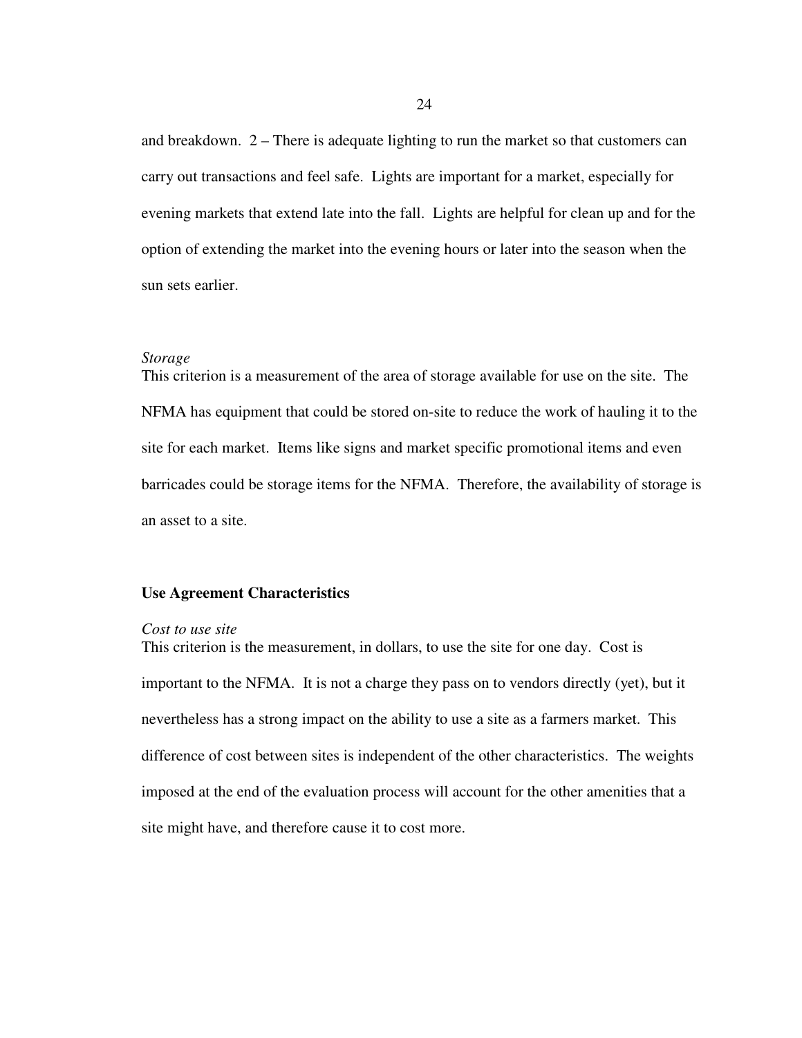and breakdown. 2 – There is adequate lighting to run the market so that customers can carry out transactions and feel safe. Lights are important for a market, especially for evening markets that extend late into the fall. Lights are helpful for clean up and for the option of extending the market into the evening hours or later into the season when the sun sets earlier.

*Storage*

This criterion is a measurement of the area of storage available for use on the site. The NFMA has equipment that could be stored on-site to reduce the work of hauling it to the site for each market. Items like signs and market specific promotional items and even barricades could be storage items for the NFMA. Therefore, the availability of storage is an asset to a site.

**Use Agreement Characteristics**

*Cost to use site*

This criterion is the measurement, in dollars, to use the site for one day. Cost is important to the NFMA. It is not a charge they pass on to vendors directly (yet), but it nevertheless has a strong impact on the ability to use a site as a farmers market. This difference of cost between sites is independent of the other characteristics. The weights imposed at the end of the evaluation process will account for the other amenities that a site might have, and therefore cause it to cost more.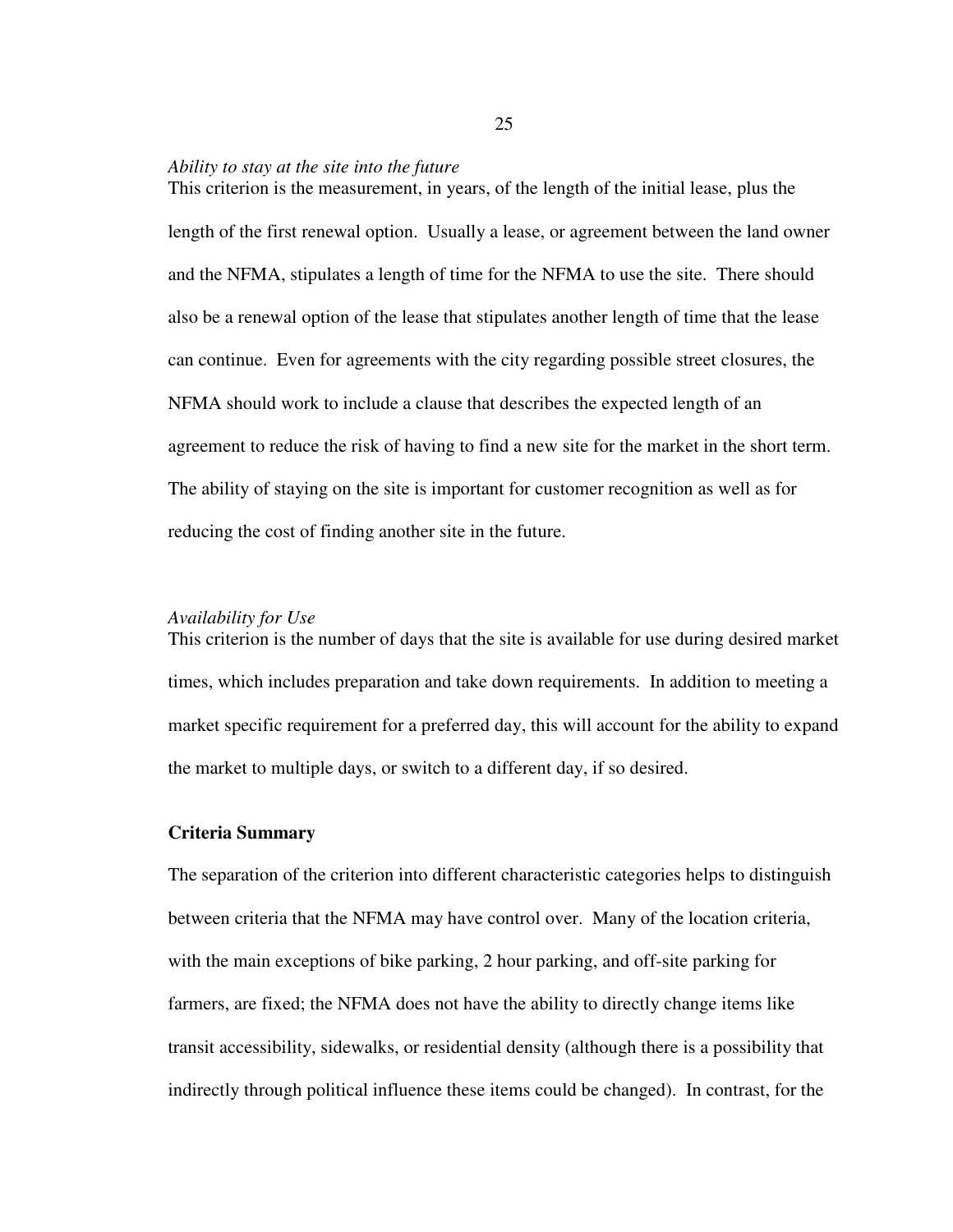*Ability to stay at the site into the future*

This criterion is the measurement, in years, of the length of the initial lease, plus the length of the first renewal option. Usually a lease, or agreement between the land owner and the NFMA, stipulates a length of time for the NFMA to use the site. There should also be a renewal option of the lease that stipulates another length of time that the lease can continue. Even for agreements with the city regarding possible street closures, the NFMA should work to include a clause that describes the expected length of an agreement to reduce the risk of having to find a new site for the market in the short term. The ability of staying on the site is important for customer recognition as well as for reducing the cost of finding another site in the future.

*Availability for Use*

This criterion is the number of days that the site is available for use during desired market times, which includes preparation and take down requirements. In addition to meeting a market specific requirement for a preferred day, this will account for the ability to expand the market to multiple days, or switch to a different day, if so desired.

**Criteria Summary**

The separation of the criterion into different characteristic categories helps to distinguish between criteria that the NFMA may have control over. Many of the location criteria, with the main exceptions of bike parking, 2 hour parking, and off-site parking for farmers, are fixed; the NFMA does not have the ability to directly change items like transit accessibility, sidewalks, or residential density (although there is a possibility that indirectly through political influence these items could be changed). In contrast, for the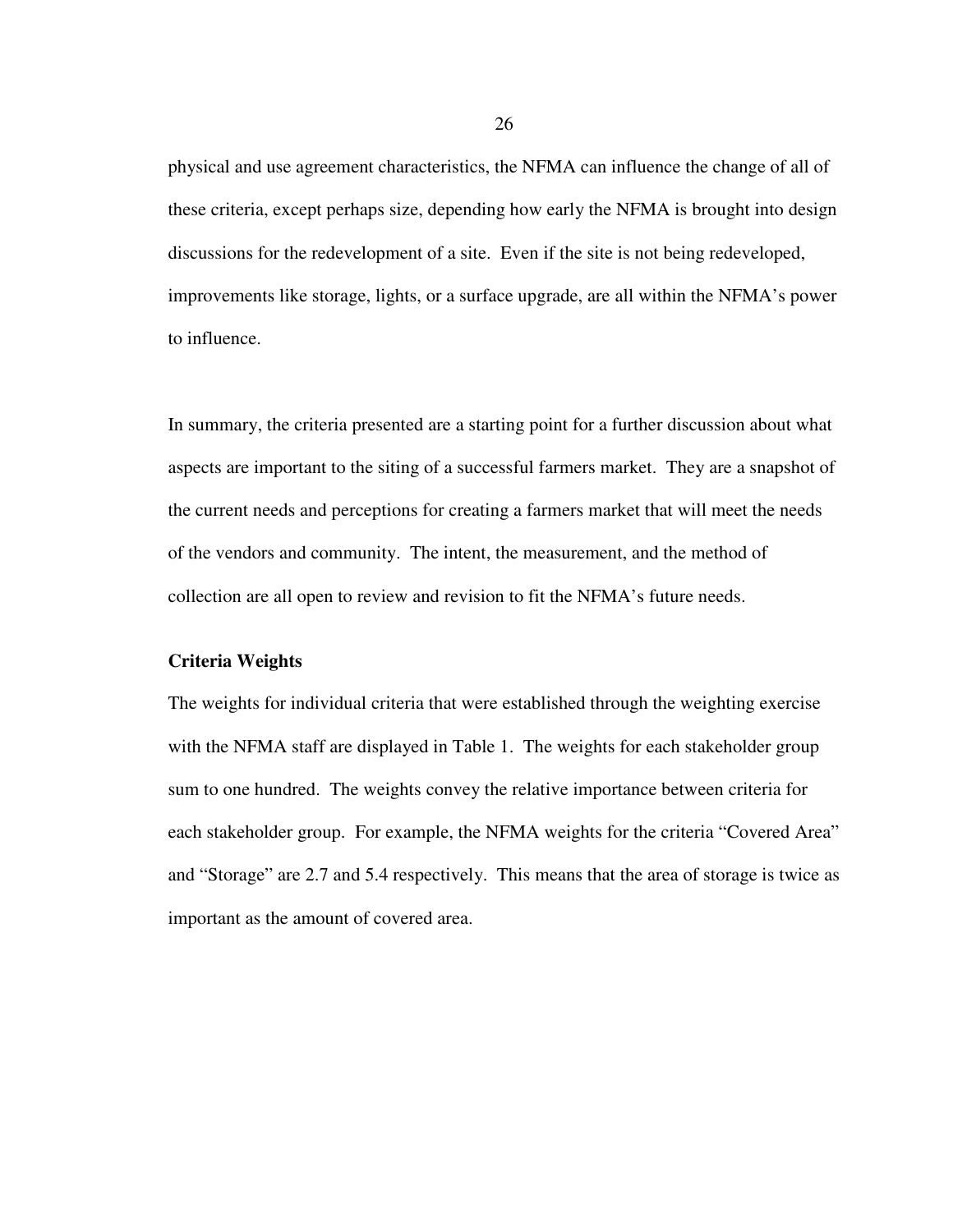physical and use agreement characteristics, the NFMA can influence the change of all of these criteria, except perhaps size, depending how early the NFMA is brought into design discussions for the redevelopment of a site. Even if the site is not being redeveloped, improvements like storage, lights, or a surface upgrade, are all within the NFMA's power to influence.

In summary, the criteria presented are a starting point for a further discussion about what aspects are important to the siting of a successful farmers market. They are a snapshot of the current needs and perceptions for creating a farmers market that will meet the needs of the vendors and community. The intent, the measurement, and the method of collection are all open to review and revision to fit the NFMA's future needs.

### Criteria Weights

The weights for individual criteria that were established through the weighting exercise with the NFMA staff are displayed in Table 1. The weights for each stakeholder group sum to one hundred. The weights convey the relative importance between criteria for each stakeholder group. For example, the NFMA weights for the criteria "Covered Area" and "Storage" are 2.7 and 5.4 respectively. This means that the area of storage is twice as important as the amount of covered area.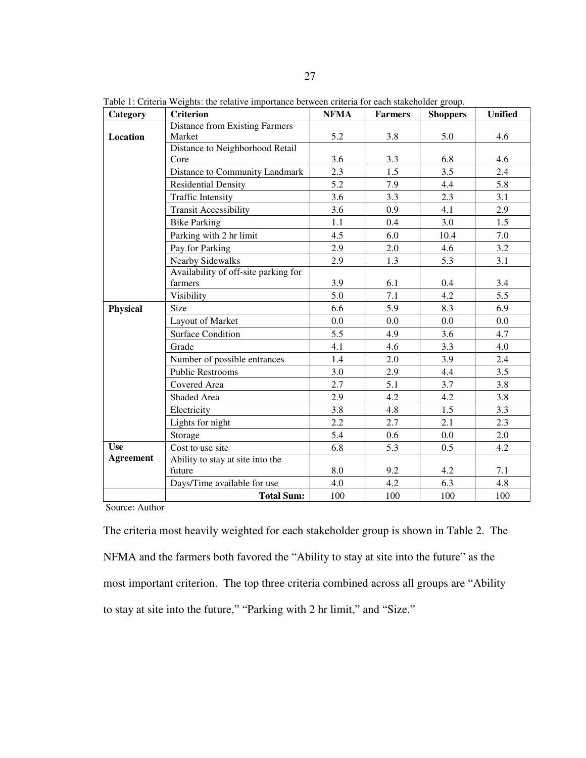Table 1: Criteria Weights: the relative importance between criteria for each stakeholder group.

| Category | Criterion | NFMA | Farmers | Shoppers | Unified |
|---|---|---|---|---|---|
| **Location** | Distance from Existing Farmers Market | 5.2 | 3.8 | 5.0 | 4.6 |
| | Distance to Neighborhood Retail Core | 3.6 | 3.3 | 6.8 | 4.6 |
| | Distance to Community Landmark | 2.3 | 1.5 | 3.5 | 2.4 |
| | Residential Density | 5.2 | 7.9 | 4.4 | 5.8 |
| | Traffic Intensity | 3.6 | 3.3 | 2.3 | 3.1 |
| | Transit Accessibility | 3.6 | 0.9 | 4.1 | 2.9 |
| | Bike Parking | 1.1 | 0.4 | 3.0 | 1.5 |
| | Parking with 2 hr limit | 4.5 | 6.0 | 10.4 | 7.0 |
| | Pay for Parking | 2.9 | 2.0 | 4.6 | 3.2 |
| | Nearby Sidewalks | 2.9 | 1.3 | 5.3 | 3.1 |
| | Availability of off-site parking for farmers | 3.9 | 6.1 | 0.4 | 3.4 |
| | Visibility | 5.0 | 7.1 | 4.2 | 5.5 |
| **Physical** | Size | 6.6 | 5.9 | 8.3 | 6.9 |
| | Layout of Market | 0.0 | 0.0 | 0.0 | 0.0 |
| | Surface Condition | 5.5 | 4.9 | 3.6 | 4.7 |
| | Grade | 4.1 | 4.6 | 3.3 | 4.0 |
| | Number of possible entrances | 1.4 | 2.0 | 3.9 | 2.4 |
| | Public Restrooms | 3.0 | 2.9 | 4.4 | 3.5 |
| | Covered Area | 2.7 | 5.1 | 3.7 | 3.8 |
| | Shaded Area | 2.9 | 4.2 | 4.2 | 3.8 |
| | Electricity | 3.8 | 4.8 | 1.5 | 3.3 |
| | Lights for night | 2.2 | 2.7 | 2.1 | 2.3 |
| | Storage | 5.4 | 0.6 | 0.0 | 2.0 |
| **Use Agreement** | Cost to use site | 6.8 | 5.3 | 0.5 | 4.2 |
| | Ability to stay at site into the future | 8.0 | 9.2 | 4.2 | 7.1 |
| | Days/Time available for use | 4.0 | 4.2 | 6.3 | 4.8 |
| | **Total Sum:** | 100 | 100 | 100 | 100 |

Source: Author

The criteria most heavily weighted for each stakeholder group is shown in Table 2. The NFMA and the farmers both favored the "Ability to stay at site into the future" as the most important criterion. The top three criteria combined across all groups are "Ability to stay at site into the future," "Parking with 2 hr limit," and "Size."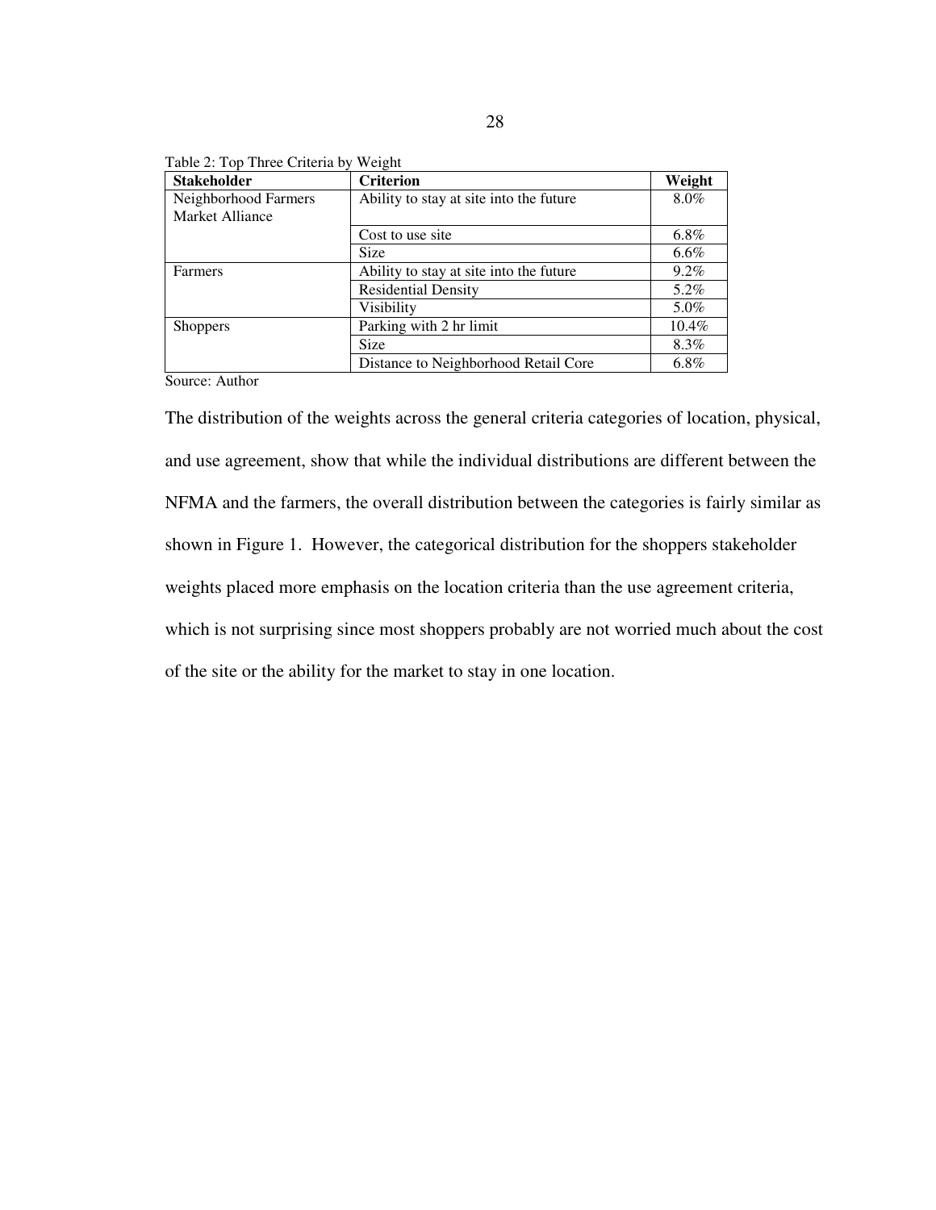Table 2: Top Three Criteria by Weight

| Stakeholder | Criterion | Weight |
|---|---|---|
| Neighborhood Farmers Market Alliance | Ability to stay at site into the future | 8.0% |
| | Cost to use site | 6.8% |
| | Size | 6.6% |
| Farmers | Ability to stay at site into the future | 9.2% |
| | Residential Density | 5.2% |
| | Visibility | 5.0% |
| Shoppers | Parking with 2 hr limit | 10.4% |
| | Size | 8.3% |
| | Distance to Neighborhood Retail Core | 6.8% |

Source: Author

The distribution of the weights across the general criteria categories of location, physical, and use agreement, show that while the individual distributions are different between the NFMA and the farmers, the overall distribution between the categories is fairly similar as shown in Figure 1. However, the categorical distribution for the shoppers stakeholder weights placed more emphasis on the location criteria than the use agreement criteria, which is not surprising since most shoppers probably are not worried much about the cost of the site or the ability for the market to stay in one location.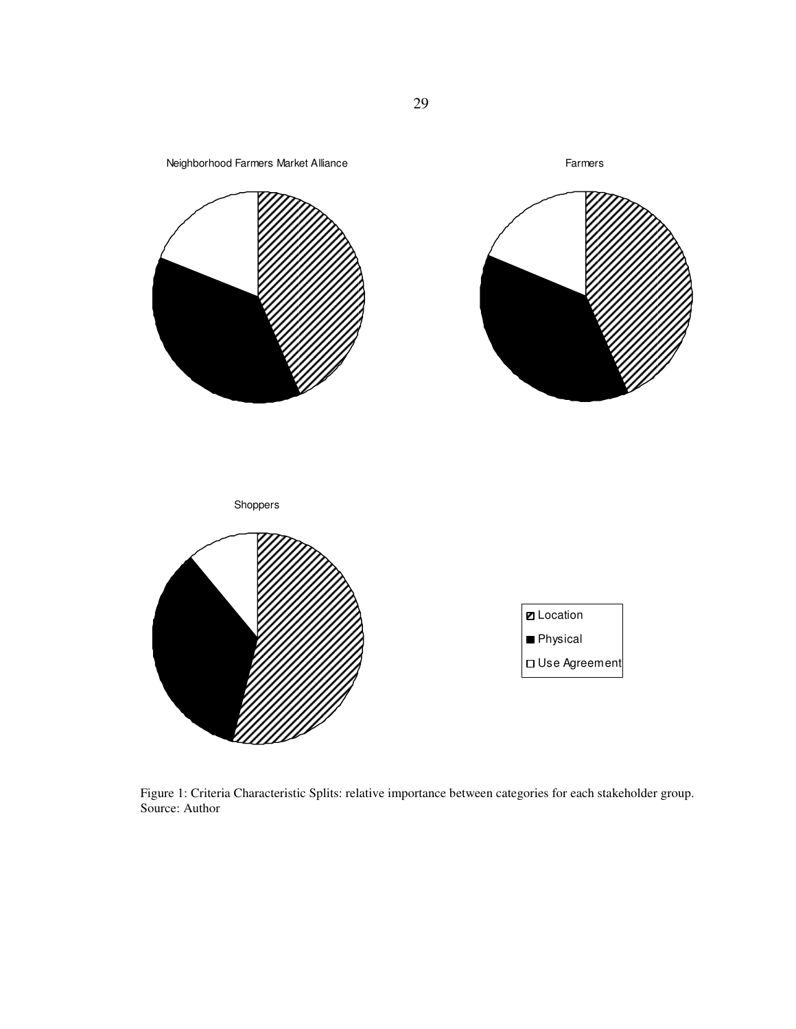Neighborhood Farmers Market Alliance

Farmers

Shoppers

Location

Physical

Use Agreement

Figure 1: Criteria Characteristic Splits: relative importance between categories for each stakeholder group.
Source: Author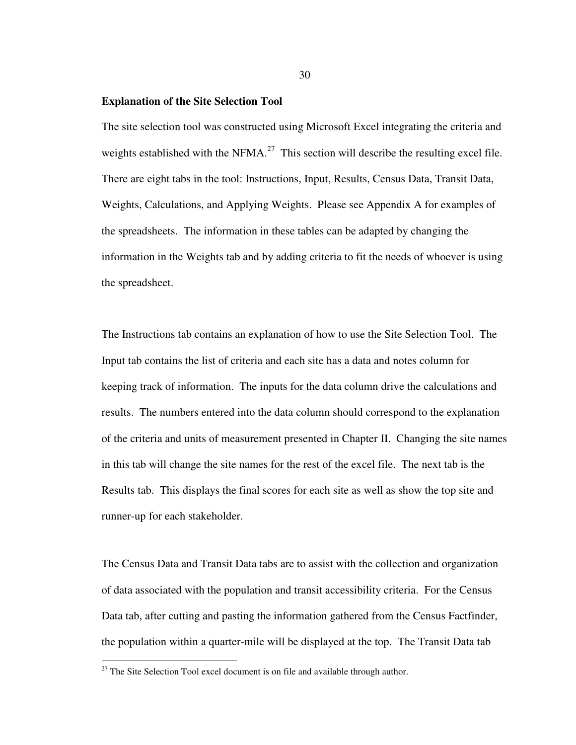**Explanation of the Site Selection Tool**

The site selection tool was constructed using Microsoft Excel integrating the criteria and weights established with the NFMA.[27] This section will describe the resulting excel file. There are eight tabs in the tool: Instructions, Input, Results, Census Data, Transit Data, Weights, Calculations, and Applying Weights. Please see Appendix A for examples of the spreadsheets. The information in these tables can be adapted by changing the information in the Weights tab and by adding criteria to fit the needs of whoever is using the spreadsheet.

The Instructions tab contains an explanation of how to use the Site Selection Tool. The Input tab contains the list of criteria and each site has a data and notes column for keeping track of information. The inputs for the data column drive the calculations and results. The numbers entered into the data column should correspond to the explanation of the criteria and units of measurement presented in Chapter II. Changing the site names in this tab will change the site names for the rest of the excel file. The next tab is the Results tab. This displays the final scores for each site as well as show the top site and runner-up for each stakeholder.

The Census Data and Transit Data tabs are to assist with the collection and organization of data associated with the population and transit accessibility criteria. For the Census Data tab, after cutting and pasting the information gathered from the Census Factfinder, the population within a quarter-mile will be displayed at the top. The Transit Data tab

[27] The Site Selection Tool excel document is on file and available through author.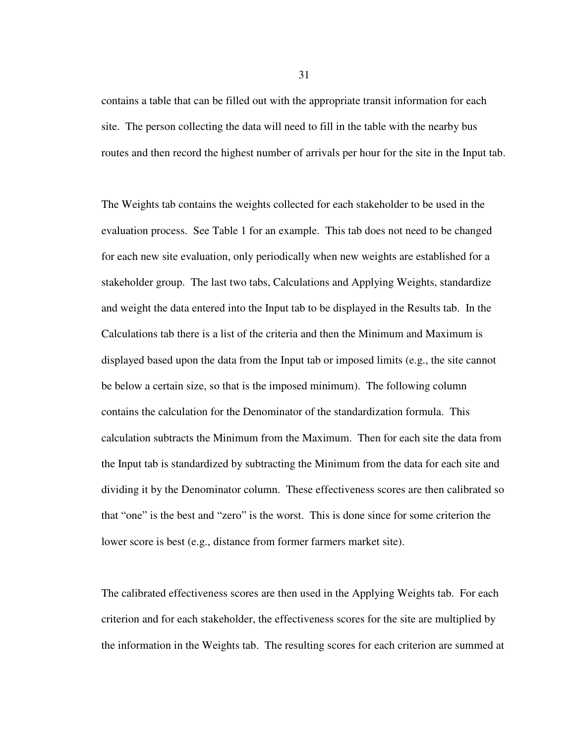contains a table that can be filled out with the appropriate transit information for each site. The person collecting the data will need to fill in the table with the nearby bus routes and then record the highest number of arrivals per hour for the site in the Input tab.

The Weights tab contains the weights collected for each stakeholder to be used in the evaluation process. See Table 1 for an example. This tab does not need to be changed for each new site evaluation, only periodically when new weights are established for a stakeholder group. The last two tabs, Calculations and Applying Weights, standardize and weight the data entered into the Input tab to be displayed in the Results tab. In the Calculations tab there is a list of the criteria and then the Minimum and Maximum is displayed based upon the data from the Input tab or imposed limits (e.g., the site cannot be below a certain size, so that is the imposed minimum). The following column contains the calculation for the Denominator of the standardization formula. This calculation subtracts the Minimum from the Maximum. Then for each site the data from the Input tab is standardized by subtracting the Minimum from the data for each site and dividing it by the Denominator column. These effectiveness scores are then calibrated so that "one" is the best and "zero" is the worst. This is done since for some criterion the lower score is best (e.g., distance from former farmers market site).

The calibrated effectiveness scores are then used in the Applying Weights tab. For each criterion and for each stakeholder, the effectiveness scores for the site are multiplied by the information in the Weights tab. The resulting scores for each criterion are summed at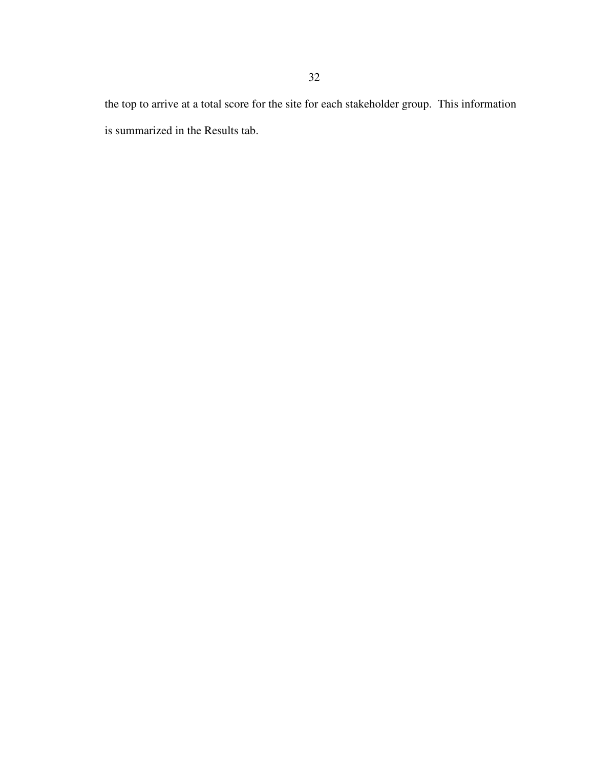the top to arrive at a total score for the site for each stakeholder group. This information is summarized in the Results tab.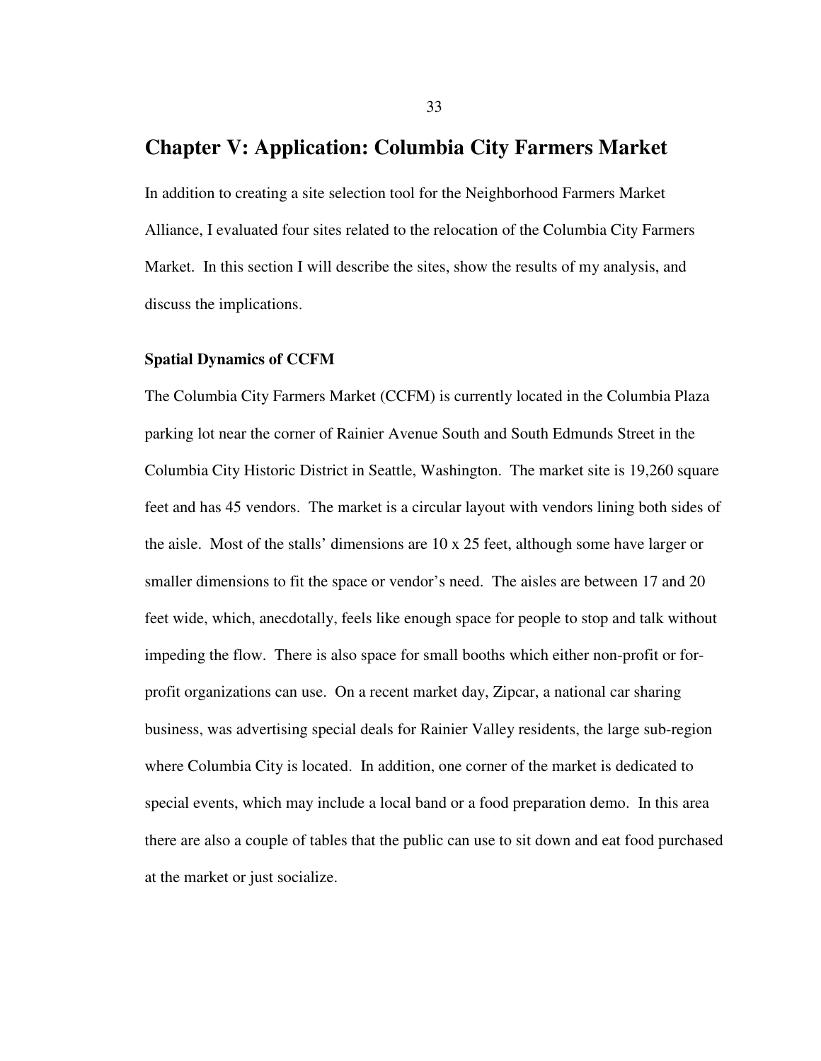# Chapter V: Application: Columbia City Farmers Market

In addition to creating a site selection tool for the Neighborhood Farmers Market Alliance, I evaluated four sites related to the relocation of the Columbia City Farmers Market. In this section I will describe the sites, show the results of my analysis, and discuss the implications.

### Spatial Dynamics of CCFM

The Columbia City Farmers Market (CCFM) is currently located in the Columbia Plaza parking lot near the corner of Rainier Avenue South and South Edmunds Street in the Columbia City Historic District in Seattle, Washington. The market site is 19,260 square feet and has 45 vendors. The market is a circular layout with vendors lining both sides of the aisle. Most of the stalls' dimensions are 10 x 25 feet, although some have larger or smaller dimensions to fit the space or vendor's need. The aisles are between 17 and 20 feet wide, which, anecdotally, feels like enough space for people to stop and talk without impeding the flow. There is also space for small booths which either non-profit or for-profit organizations can use. On a recent market day, Zipcar, a national car sharing business, was advertising special deals for Rainier Valley residents, the large sub-region where Columbia City is located. In addition, one corner of the market is dedicated to special events, which may include a local band or a food preparation demo. In this area there are also a couple of tables that the public can use to sit down and eat food purchased at the market or just socialize.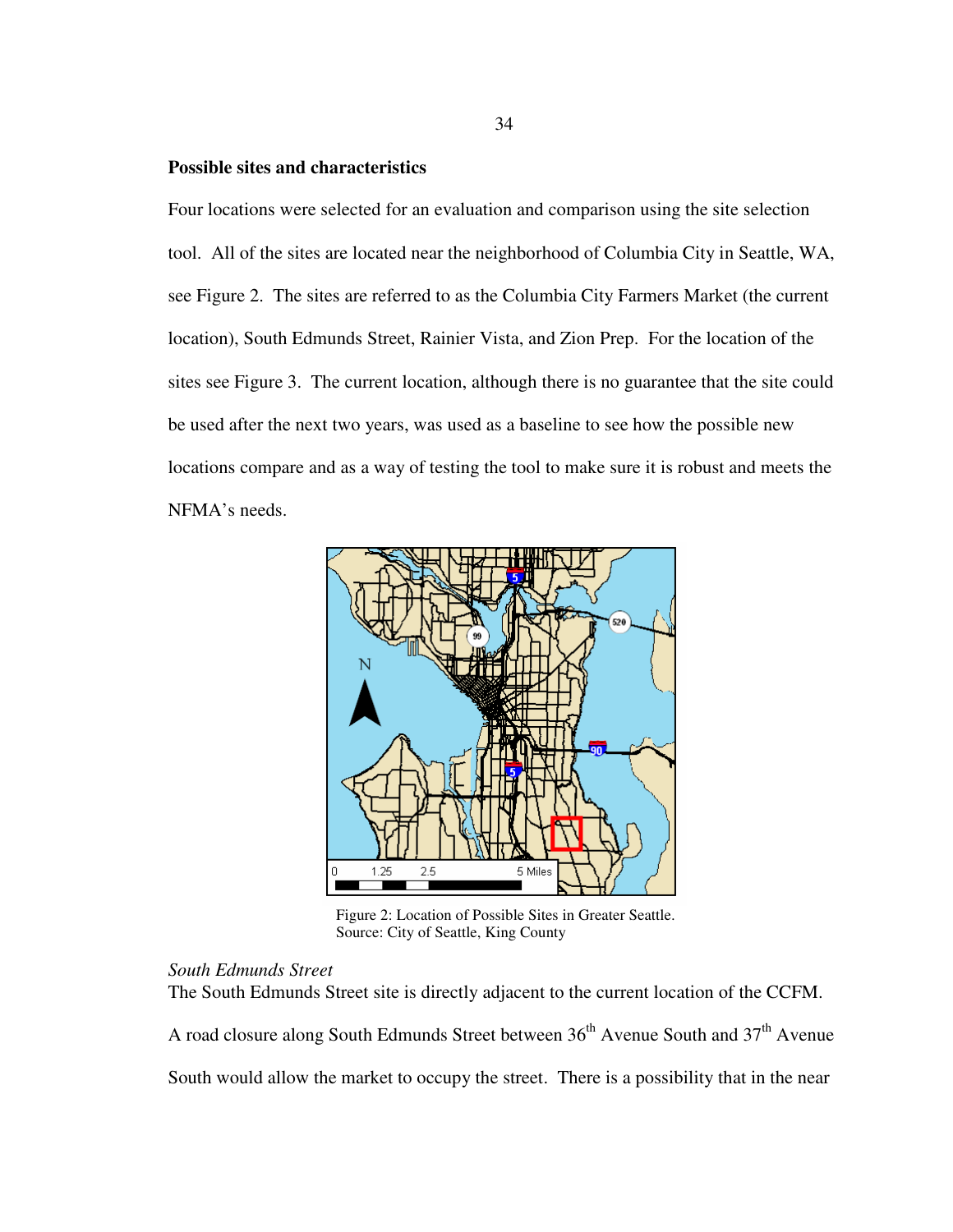**Possible sites and characteristics**

Four locations were selected for an evaluation and comparison using the site selection tool. All of the sites are located near the neighborhood of Columbia City in Seattle, WA, see Figure 2. The sites are referred to as the Columbia City Farmers Market (the current location), South Edmunds Street, Rainier Vista, and Zion Prep. For the location of the sites see Figure 3. The current location, although there is no guarantee that the site could be used after the next two years, was used as a baseline to see how the possible new locations compare and as a way of testing the tool to make sure it is robust and meets the NFMA's needs.

Figure 2: Location of Possible Sites in Greater Seattle.
Source: City of Seattle, King County

*South Edmunds Street*

The South Edmunds Street site is directly adjacent to the current location of the CCFM. A road closure along South Edmunds Street between 36th Avenue South and 37th Avenue South would allow the market to occupy the street. There is a possibility that in the near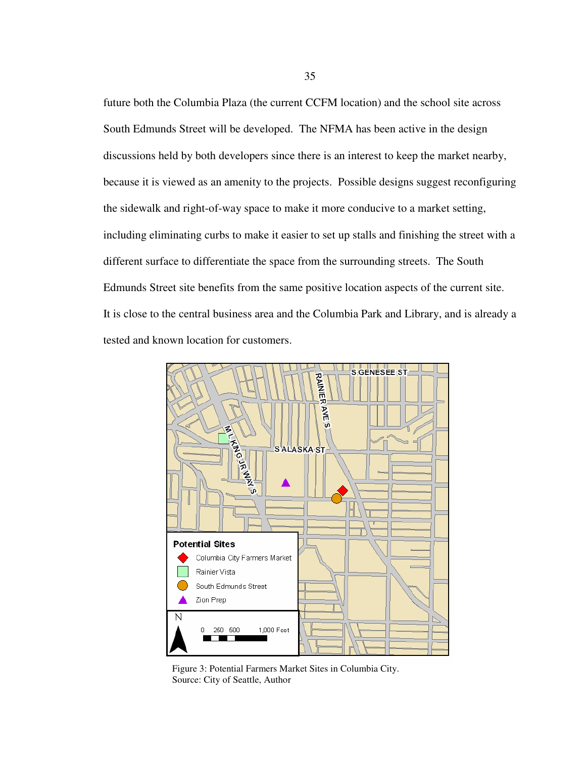future both the Columbia Plaza (the current CCFM location) and the school site across South Edmunds Street will be developed. The NFMA has been active in the design discussions held by both developers since there is an interest to keep the market nearby, because it is viewed as an amenity to the projects. Possible designs suggest reconfiguring the sidewalk and right-of-way space to make it more conducive to a market setting, including eliminating curbs to make it easier to set up stalls and finishing the street with a different surface to differentiate the space from the surrounding streets. The South Edmunds Street site benefits from the same positive location aspects of the current site. It is close to the central business area and the Columbia Park and Library, and is already a tested and known location for customers.

Figure 3: Potential Farmers Market Sites in Columbia City.
Source: City of Seattle, Author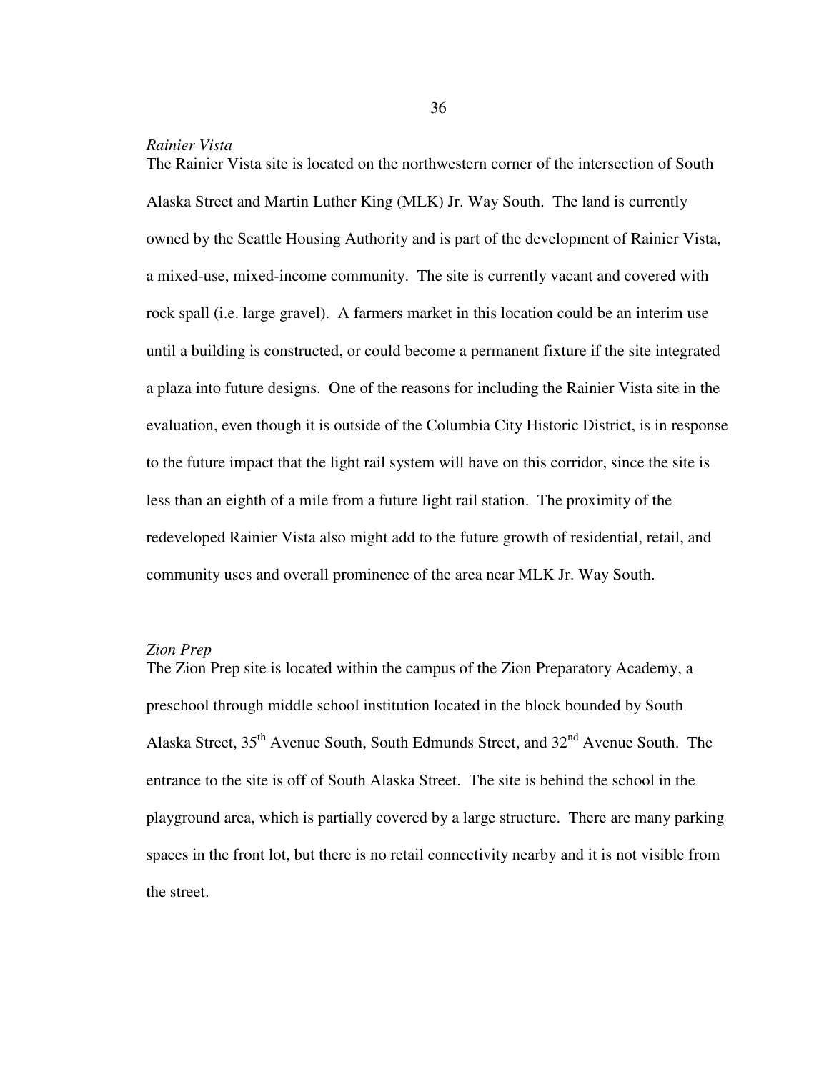*Rainier Vista*

The Rainier Vista site is located on the northwestern corner of the intersection of South Alaska Street and Martin Luther King (MLK) Jr. Way South. The land is currently owned by the Seattle Housing Authority and is part of the development of Rainier Vista, a mixed-use, mixed-income community. The site is currently vacant and covered with rock spall (i.e. large gravel). A farmers market in this location could be an interim use until a building is constructed, or could become a permanent fixture if the site integrated a plaza into future designs. One of the reasons for including the Rainier Vista site in the evaluation, even though it is outside of the Columbia City Historic District, is in response to the future impact that the light rail system will have on this corridor, since the site is less than an eighth of a mile from a future light rail station. The proximity of the redeveloped Rainier Vista also might add to the future growth of residential, retail, and community uses and overall prominence of the area near MLK Jr. Way South.

*Zion Prep*

The Zion Prep site is located within the campus of the Zion Preparatory Academy, a preschool through middle school institution located in the block bounded by South Alaska Street, 35th Avenue South, South Edmunds Street, and 32nd Avenue South. The entrance to the site is off of South Alaska Street. The site is behind the school in the playground area, which is partially covered by a large structure. There are many parking spaces in the front lot, but there is no retail connectivity nearby and it is not visible from the street.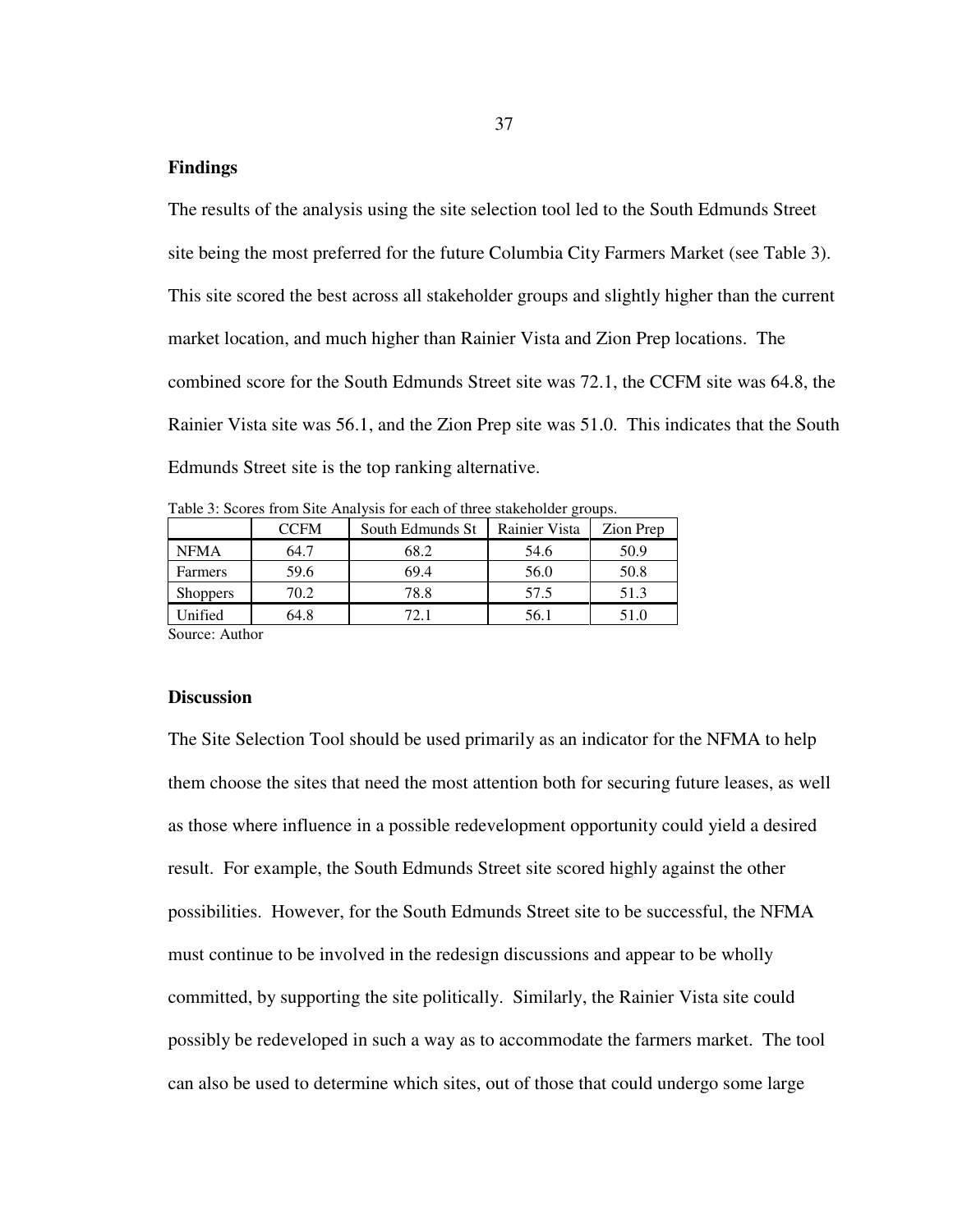**Findings**

The results of the analysis using the site selection tool led to the South Edmunds Street site being the most preferred for the future Columbia City Farmers Market (see Table 3). This site scored the best across all stakeholder groups and slightly higher than the current market location, and much higher than Rainier Vista and Zion Prep locations. The combined score for the South Edmunds Street site was 72.1, the CCFM site was 64.8, the Rainier Vista site was 56.1, and the Zion Prep site was 51.0. This indicates that the South Edmunds Street site is the top ranking alternative.

Table 3: Scores from Site Analysis for each of three stakeholder groups.

| | CCFM | South Edmunds St | Rainier Vista | Zion Prep |
|---|---|---|---|---|
| NFMA | 64.7 | 68.2 | 54.6 | 50.9 |
| Farmers | 59.6 | 69.4 | 56.0 | 50.8 |
| Shoppers | 70.2 | 78.8 | 57.5 | 51.3 |
| Unified | 64.8 | 72.1 | 56.1 | 51.0 |

Source: Author

**Discussion**

The Site Selection Tool should be used primarily as an indicator for the NFMA to help them choose the sites that need the most attention both for securing future leases, as well as those where influence in a possible redevelopment opportunity could yield a desired result. For example, the South Edmunds Street site scored highly against the other possibilities. However, for the South Edmunds Street site to be successful, the NFMA must continue to be involved in the redesign discussions and appear to be wholly committed, by supporting the site politically. Similarly, the Rainier Vista site could possibly be redeveloped in such a way as to accommodate the farmers market. The tool can also be used to determine which sites, out of those that could undergo some large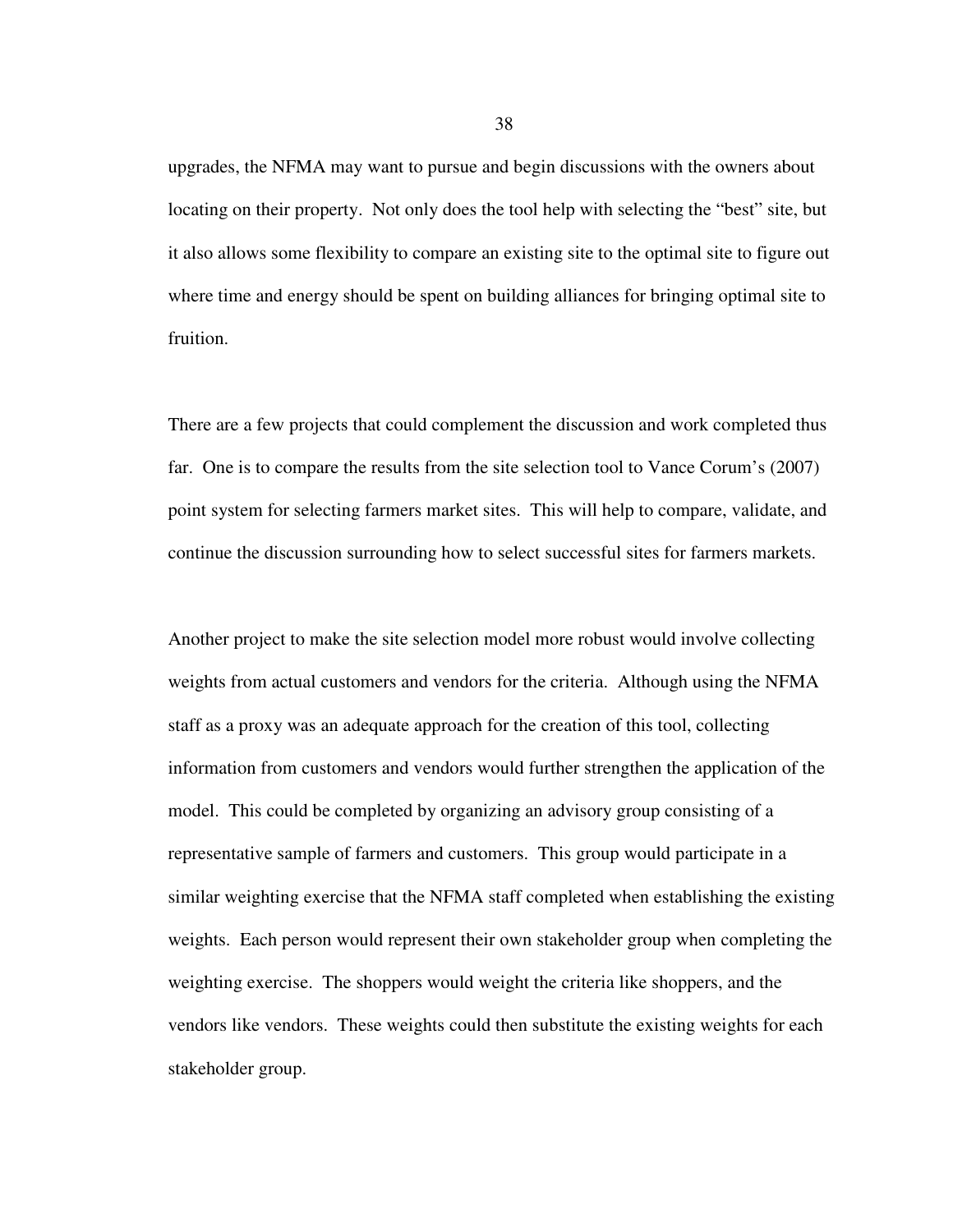upgrades, the NFMA may want to pursue and begin discussions with the owners about locating on their property. Not only does the tool help with selecting the "best" site, but it also allows some flexibility to compare an existing site to the optimal site to figure out where time and energy should be spent on building alliances for bringing optimal site to fruition.

There are a few projects that could complement the discussion and work completed thus far. One is to compare the results from the site selection tool to Vance Corum's (2007) point system for selecting farmers market sites. This will help to compare, validate, and continue the discussion surrounding how to select successful sites for farmers markets.

Another project to make the site selection model more robust would involve collecting weights from actual customers and vendors for the criteria. Although using the NFMA staff as a proxy was an adequate approach for the creation of this tool, collecting information from customers and vendors would further strengthen the application of the model. This could be completed by organizing an advisory group consisting of a representative sample of farmers and customers. This group would participate in a similar weighting exercise that the NFMA staff completed when establishing the existing weights. Each person would represent their own stakeholder group when completing the weighting exercise. The shoppers would weight the criteria like shoppers, and the vendors like vendors. These weights could then substitute the existing weights for each stakeholder group.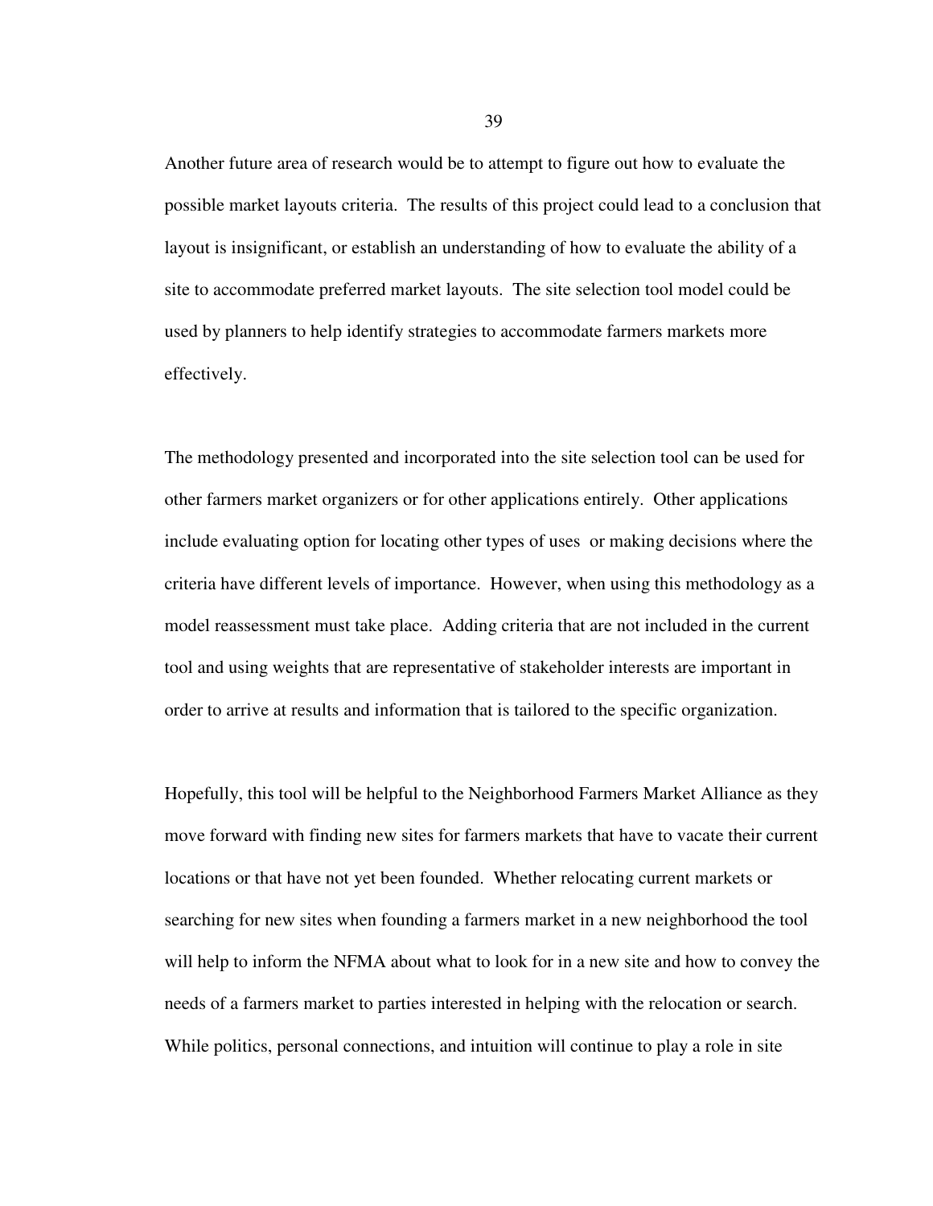Another future area of research would be to attempt to figure out how to evaluate the possible market layouts criteria. The results of this project could lead to a conclusion that layout is insignificant, or establish an understanding of how to evaluate the ability of a site to accommodate preferred market layouts. The site selection tool model could be used by planners to help identify strategies to accommodate farmers markets more effectively.

The methodology presented and incorporated into the site selection tool can be used for other farmers market organizers or for other applications entirely. Other applications include evaluating option for locating other types of uses or making decisions where the criteria have different levels of importance. However, when using this methodology as a model reassessment must take place. Adding criteria that are not included in the current tool and using weights that are representative of stakeholder interests are important in order to arrive at results and information that is tailored to the specific organization.

Hopefully, this tool will be helpful to the Neighborhood Farmers Market Alliance as they move forward with finding new sites for farmers markets that have to vacate their current locations or that have not yet been founded. Whether relocating current markets or searching for new sites when founding a farmers market in a new neighborhood the tool will help to inform the NFMA about what to look for in a new site and how to convey the needs of a farmers market to parties interested in helping with the relocation or search. While politics, personal connections, and intuition will continue to play a role in site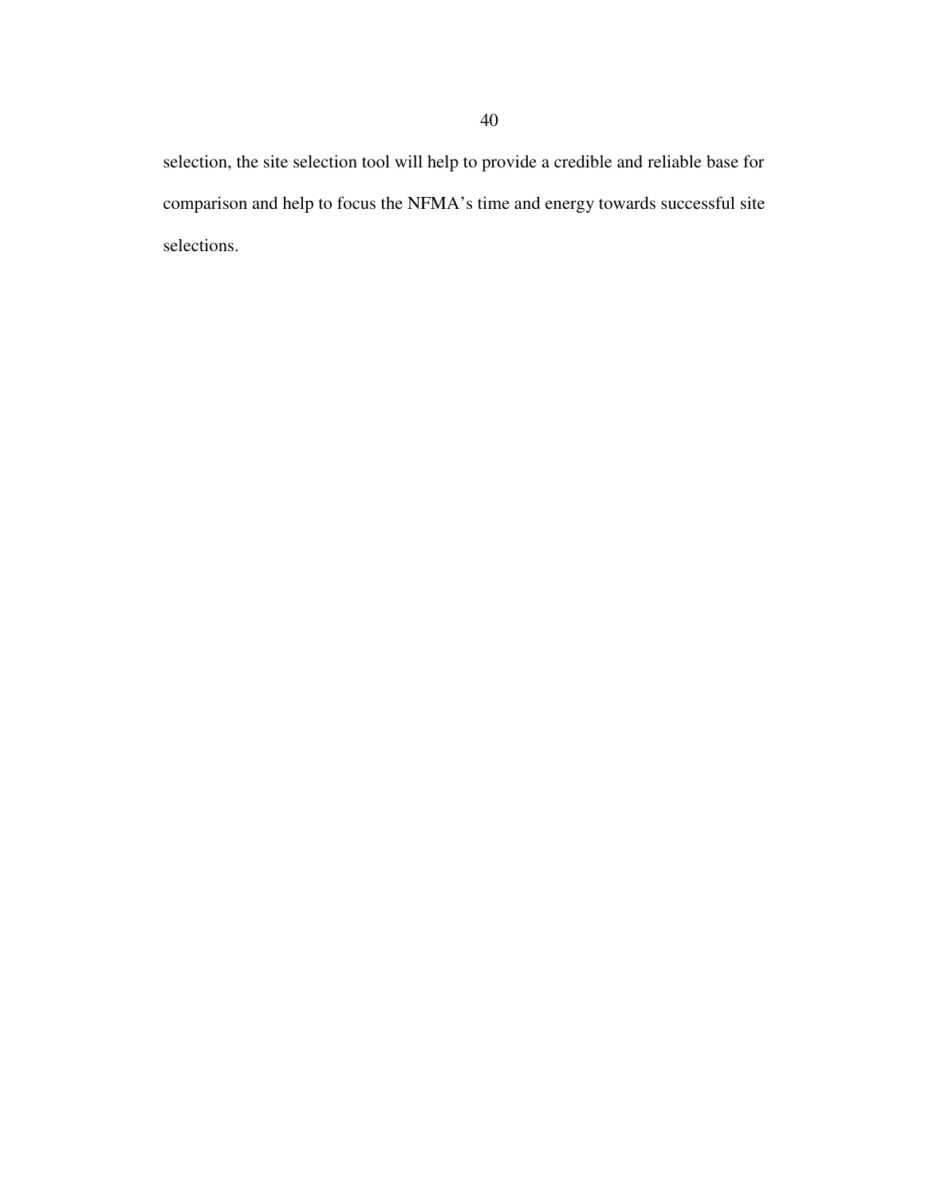selection, the site selection tool will help to provide a credible and reliable base for comparison and help to focus the NFMA's time and energy towards successful site selections.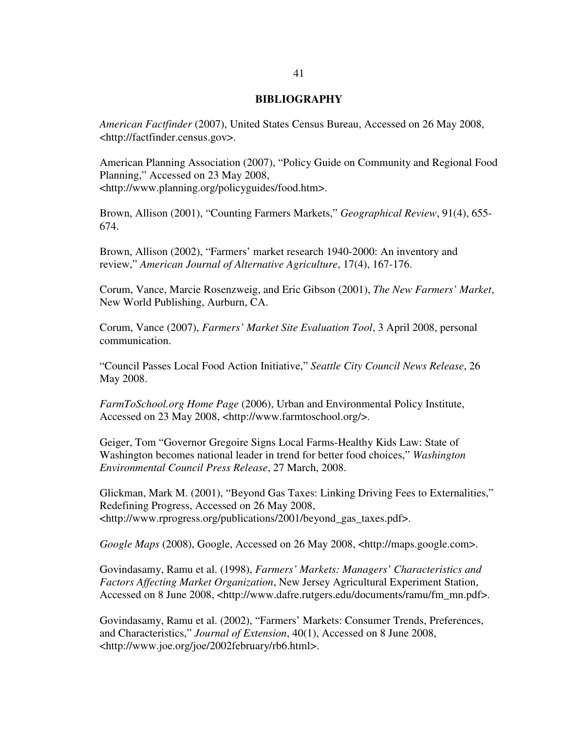## BIBLIOGRAPHY

*American Factfinder* (2007), United States Census Bureau, Accessed on 26 May 2008, <http://factfinder.census.gov>.

American Planning Association (2007), "Policy Guide on Community and Regional Food Planning," Accessed on 23 May 2008, <http://www.planning.org/policyguides/food.htm>.

Brown, Allison (2001), "Counting Farmers Markets," *Geographical Review*, 91(4), 655-674.

Brown, Allison (2002), "Farmers' market research 1940-2000: An inventory and review," *American Journal of Alternative Agriculture*, 17(4), 167-176.

Corum, Vance, Marcie Rosenzweig, and Eric Gibson (2001), *The New Farmers' Market*, New World Publishing, Aurburn, CA.

Corum, Vance (2007), *Farmers' Market Site Evaluation Tool*, 3 April 2008, personal communication.

"Council Passes Local Food Action Initiative," *Seattle City Council News Release*, 26 May 2008.

*FarmToSchool.org Home Page* (2006), Urban and Environmental Policy Institute, Accessed on 23 May 2008, <http://www.farmtoschool.org/>.

Geiger, Tom "Governor Gregoire Signs Local Farms-Healthy Kids Law: State of Washington becomes national leader in trend for better food choices," *Washington Environmental Council Press Release*, 27 March, 2008.

Glickman, Mark M. (2001), "Beyond Gas Taxes: Linking Driving Fees to Externalities," Redefining Progress, Accessed on 26 May 2008, <http://www.rprogress.org/publications/2001/beyond_gas_taxes.pdf>.

*Google Maps* (2008), Google, Accessed on 26 May 2008, <http://maps.google.com>.

Govindasamy, Ramu et al. (1998), *Farmers' Markets: Managers' Characteristics and Factors Affecting Market Organization*, New Jersey Agricultural Experiment Station, Accessed on 8 June 2008, <http://www.dafre.rutgers.edu/documents/ramu/fm_mn.pdf>.

Govindasamy, Ramu et al. (2002), "Farmers' Markets: Consumer Trends, Preferences, and Characteristics," *Journal of Extension*, 40(1), Accessed on 8 June 2008, <http://www.joe.org/joe/2002february/rb6.html>.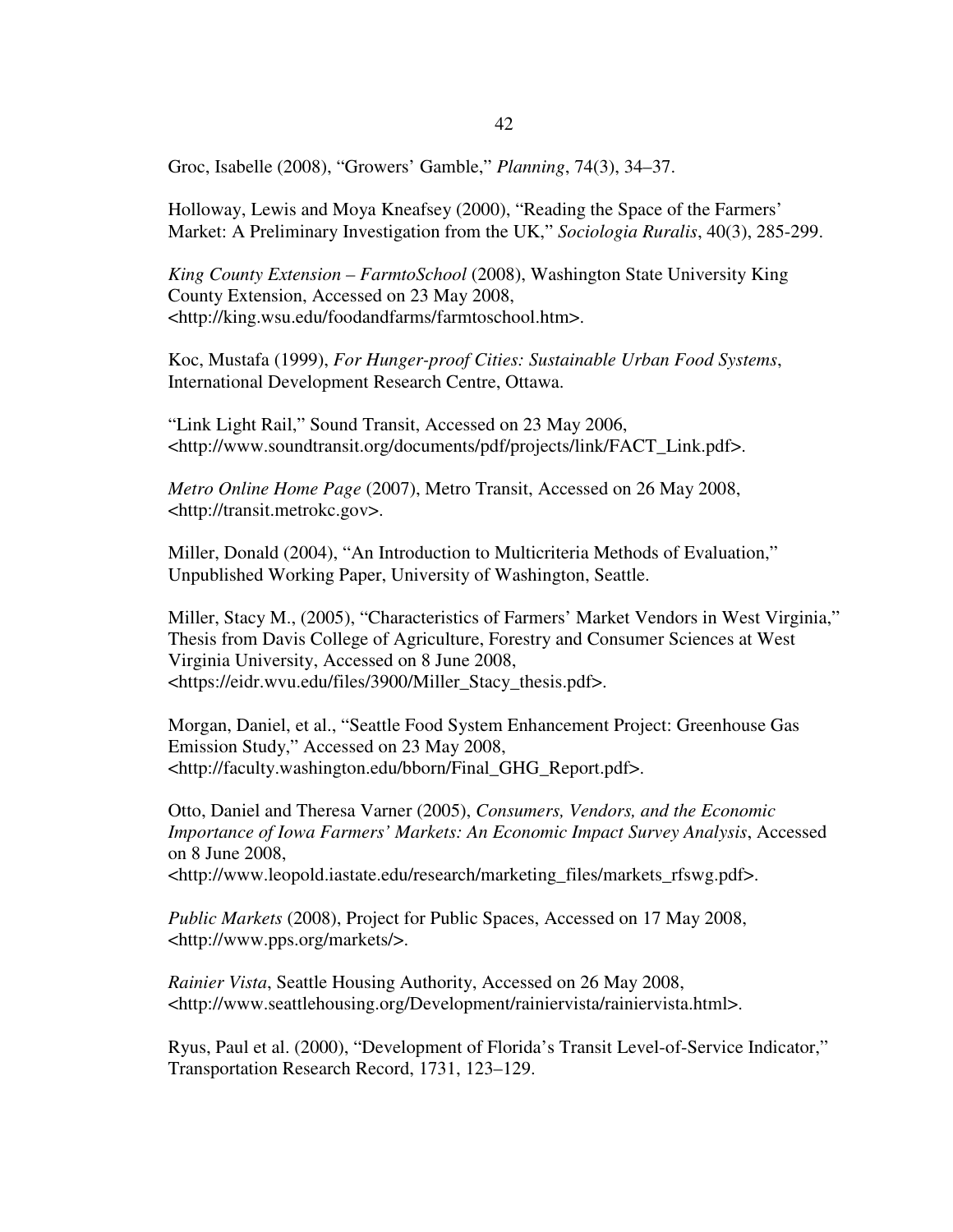Groc, Isabelle (2008), "Growers' Gamble," *Planning*, 74(3), 34–37.

Holloway, Lewis and Moya Kneafsey (2000), "Reading the Space of the Farmers' Market: A Preliminary Investigation from the UK," *Sociologia Ruralis*, 40(3), 285-299.

*King County Extension – FarmtoSchool* (2008), Washington State University King County Extension, Accessed on 23 May 2008, <http://king.wsu.edu/foodandfarms/farmtoschool.htm>.

Koc, Mustafa (1999), *For Hunger-proof Cities: Sustainable Urban Food Systems*, International Development Research Centre, Ottawa.

"Link Light Rail," Sound Transit, Accessed on 23 May 2006, <http://www.soundtransit.org/documents/pdf/projects/link/FACT_Link.pdf>.

*Metro Online Home Page* (2007), Metro Transit, Accessed on 26 May 2008, <http://transit.metrokc.gov>.

Miller, Donald (2004), "An Introduction to Multicriteria Methods of Evaluation," Unpublished Working Paper, University of Washington, Seattle.

Miller, Stacy M., (2005), "Characteristics of Farmers' Market Vendors in West Virginia," Thesis from Davis College of Agriculture, Forestry and Consumer Sciences at West Virginia University, Accessed on 8 June 2008, <https://eidr.wvu.edu/files/3900/Miller_Stacy_thesis.pdf>.

Morgan, Daniel, et al., "Seattle Food System Enhancement Project: Greenhouse Gas Emission Study," Accessed on 23 May 2008, <http://faculty.washington.edu/bborn/Final_GHG_Report.pdf>.

Otto, Daniel and Theresa Varner (2005), *Consumers, Vendors, and the Economic Importance of Iowa Farmers' Markets: An Economic Impact Survey Analysis*, Accessed on 8 June 2008, <http://www.leopold.iastate.edu/research/marketing_files/markets_rfswg.pdf>.

*Public Markets* (2008), Project for Public Spaces, Accessed on 17 May 2008, <http://www.pps.org/markets/>.

*Rainier Vista*, Seattle Housing Authority, Accessed on 26 May 2008, <http://www.seattlehousing.org/Development/rainiervista/rainiervista.html>.

Ryus, Paul et al. (2000), "Development of Florida's Transit Level-of-Service Indicator," Transportation Research Record, 1731, 123–129.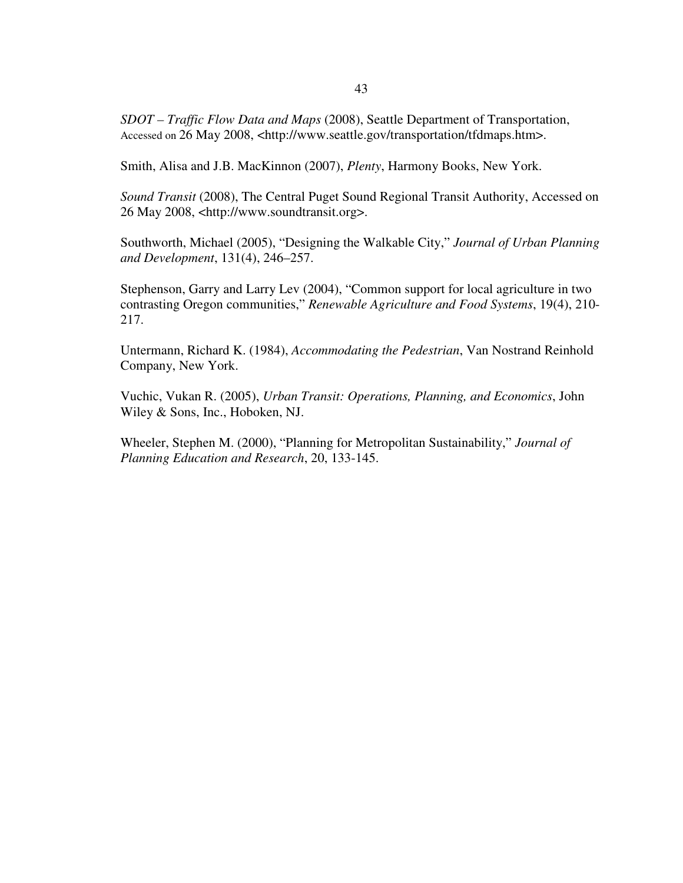*SDOT – Traffic Flow Data and Maps* (2008), Seattle Department of Transportation, Accessed on 26 May 2008, <http://www.seattle.gov/transportation/tfdmaps.htm>.

Smith, Alisa and J.B. MacKinnon (2007), *Plenty*, Harmony Books, New York.

*Sound Transit* (2008), The Central Puget Sound Regional Transit Authority, Accessed on 26 May 2008, <http://www.soundtransit.org>.

Southworth, Michael (2005), "Designing the Walkable City," *Journal of Urban Planning and Development*, 131(4), 246–257.

Stephenson, Garry and Larry Lev (2004), "Common support for local agriculture in two contrasting Oregon communities," *Renewable Agriculture and Food Systems*, 19(4), 210-217.

Untermann, Richard K. (1984), *Accommodating the Pedestrian*, Van Nostrand Reinhold Company, New York.

Vuchic, Vukan R. (2005), *Urban Transit: Operations, Planning, and Economics*, John Wiley & Sons, Inc., Hoboken, NJ.

Wheeler, Stephen M. (2000), "Planning for Metropolitan Sustainability," *Journal of Planning Education and Research*, 20, 133-145.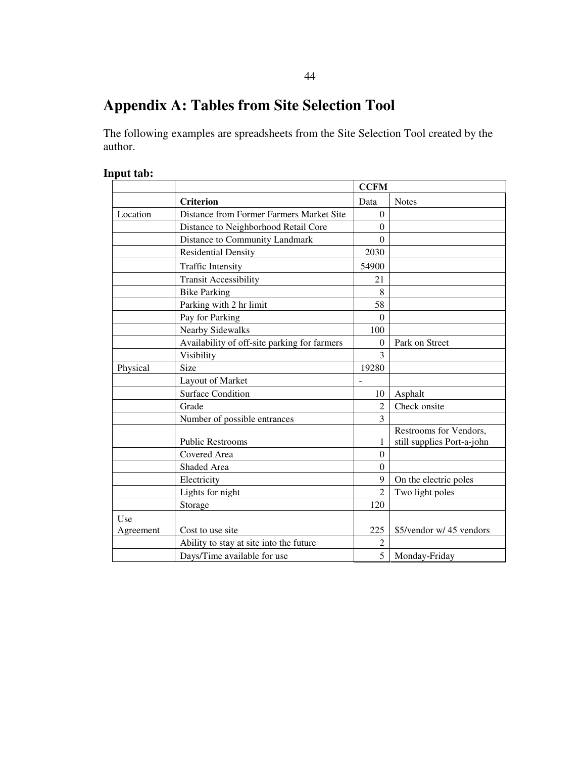# Appendix A: Tables from Site Selection Tool

The following examples are spreadsheets from the Site Selection Tool created by the author.

**Input tab:**

| | | CCFM | |
|---|---|---|---|
| | **Criterion** | Data | Notes |
| Location | Distance from Former Farmers Market Site | 0 | |
| | Distance to Neighborhood Retail Core | 0 | |
| | Distance to Community Landmark | 0 | |
| | Residential Density | 2030 | |
| | Traffic Intensity | 54900 | |
| | Transit Accessibility | 21 | |
| | Bike Parking | 8 | |
| | Parking with 2 hr limit | 58 | |
| | Pay for Parking | 0 | |
| | Nearby Sidewalks | 100 | |
| | Availability of off-site parking for farmers | 0 | Park on Street |
| | Visibility | 3 | |
| Physical | Size | 19280 | |
| | Layout of Market | - | |
| | Surface Condition | 10 | Asphalt |
| | Grade | 2 | Check onsite |
| | Number of possible entrances | 3 | |
| | Public Restrooms | 1 | Restrooms for Vendors, still supplies Port-a-john |
| | Covered Area | 0 | |
| | Shaded Area | 0 | |
| | Electricity | 9 | On the electric poles |
| | Lights for night | 2 | Two light poles |
| | Storage | 120 | |
| Use Agreement | Cost to use site | 225 | $5/vendor w/ 45 vendors |
| | Ability to stay at site into the future | 2 | |
| | Days/Time available for use | 5 | Monday-Friday |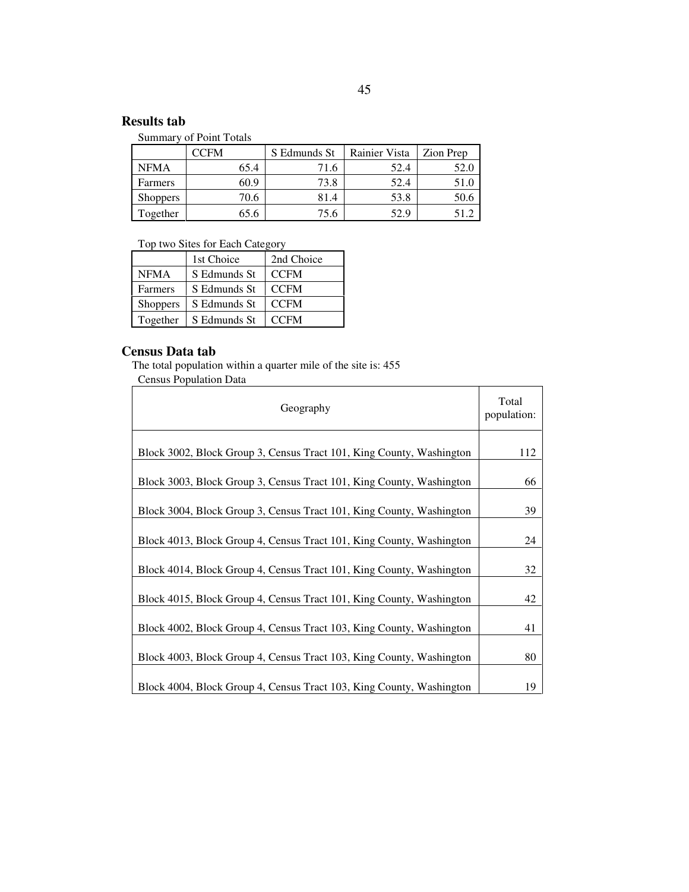## Results tab

Summary of Point Totals

| | CCFM | S Edmunds St | Rainier Vista | Zion Prep |
|---|---|---|---|---|
| NFMA | 65.4 | 71.6 | 52.4 | 52.0 |
| Farmers | 60.9 | 73.8 | 52.4 | 51.0 |
| Shoppers | 70.6 | 81.4 | 53.8 | 50.6 |
| Together | 65.6 | 75.6 | 52.9 | 51.2 |

Top two Sites for Each Category

| | 1st Choice | 2nd Choice |
|---|---|---|
| NFMA | S Edmunds St | CCFM |
| Farmers | S Edmunds St | CCFM |
| Shoppers | S Edmunds St | CCFM |
| Together | S Edmunds St | CCFM |

## Census Data tab

The total population within a quarter mile of the site is: 455

Census Population Data

| Geography | Total population: |
|---|---|
| Block 3002, Block Group 3, Census Tract 101, King County, Washington | 112 |
| Block 3003, Block Group 3, Census Tract 101, King County, Washington | 66 |
| Block 3004, Block Group 3, Census Tract 101, King County, Washington | 39 |
| Block 4013, Block Group 4, Census Tract 101, King County, Washington | 24 |
| Block 4014, Block Group 4, Census Tract 101, King County, Washington | 32 |
| Block 4015, Block Group 4, Census Tract 101, King County, Washington | 42 |
| Block 4002, Block Group 4, Census Tract 103, King County, Washington | 41 |
| Block 4003, Block Group 4, Census Tract 103, King County, Washington | 80 |
| Block 4004, Block Group 4, Census Tract 103, King County, Washington | 19 |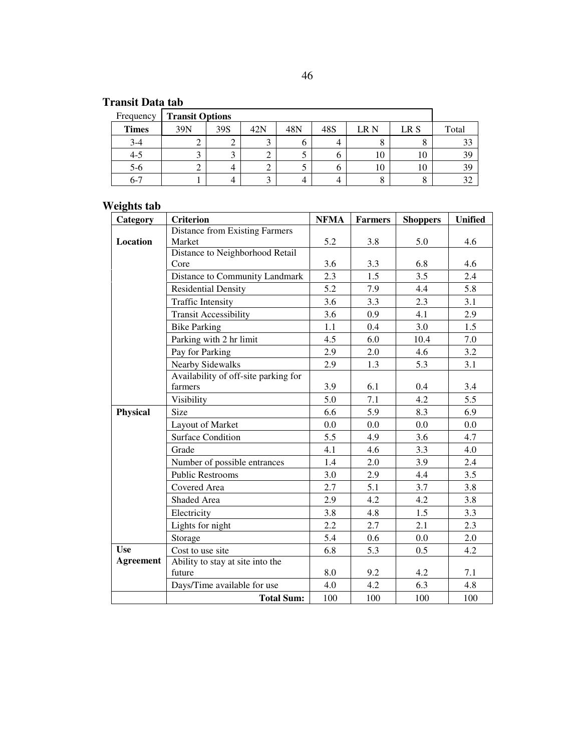**Transit Data tab**

| Frequency | Transit Options | | | | | | | |
|---|---|---|---|---|---|---|---|---|
| **Times** | 39N | 39S | 42N | 48N | 48S | LR N | LR S | Total |
| 3-4 | 2 | 2 | 3 | 6 | 4 | 8 | 8 | 33 |
| 4-5 | 3 | 3 | 2 | 5 | 6 | 10 | 10 | 39 |
| 5-6 | 2 | 4 | 2 | 5 | 6 | 10 | 10 | 39 |
| 6-7 | 1 | 4 | 3 | 4 | 4 | 8 | 8 | 32 |

**Weights tab**

| Category | Criterion | NFMA | Farmers | Shoppers | Unified |
|---|---|---|---|---|---|
| **Location** | Distance from Existing Farmers Market | 5.2 | 3.8 | 5.0 | 4.6 |
| | Distance to Neighborhood Retail Core | 3.6 | 3.3 | 6.8 | 4.6 |
| | Distance to Community Landmark | 2.3 | 1.5 | 3.5 | 2.4 |
| | Residential Density | 5.2 | 7.9 | 4.4 | 5.8 |
| | Traffic Intensity | 3.6 | 3.3 | 2.3 | 3.1 |
| | Transit Accessibility | 3.6 | 0.9 | 4.1 | 2.9 |
| | Bike Parking | 1.1 | 0.4 | 3.0 | 1.5 |
| | Parking with 2 hr limit | 4.5 | 6.0 | 10.4 | 7.0 |
| | Pay for Parking | 2.9 | 2.0 | 4.6 | 3.2 |
| | Nearby Sidewalks | 2.9 | 1.3 | 5.3 | 3.1 |
| | Availability of off-site parking for farmers | 3.9 | 6.1 | 0.4 | 3.4 |
| | Visibility | 5.0 | 7.1 | 4.2 | 5.5 |
| **Physical** | Size | 6.6 | 5.9 | 8.3 | 6.9 |
| | Layout of Market | 0.0 | 0.0 | 0.0 | 0.0 |
| | Surface Condition | 5.5 | 4.9 | 3.6 | 4.7 |
| | Grade | 4.1 | 4.6 | 3.3 | 4.0 |
| | Number of possible entrances | 1.4 | 2.0 | 3.9 | 2.4 |
| | Public Restrooms | 3.0 | 2.9 | 4.4 | 3.5 |
| | Covered Area | 2.7 | 5.1 | 3.7 | 3.8 |
| | Shaded Area | 2.9 | 4.2 | 4.2 | 3.8 |
| | Electricity | 3.8 | 4.8 | 1.5 | 3.3 |
| | Lights for night | 2.2 | 2.7 | 2.1 | 2.3 |
| | Storage | 5.4 | 0.6 | 0.0 | 2.0 |
| **Use Agreement** | Cost to use site | 6.8 | 5.3 | 0.5 | 4.2 |
| | Ability to stay at site into the future | 8.0 | 9.2 | 4.2 | 7.1 |
| | Days/Time available for use | 4.0 | 4.2 | 6.3 | 4.8 |
| | **Total Sum:** | 100 | 100 | 100 | 100 |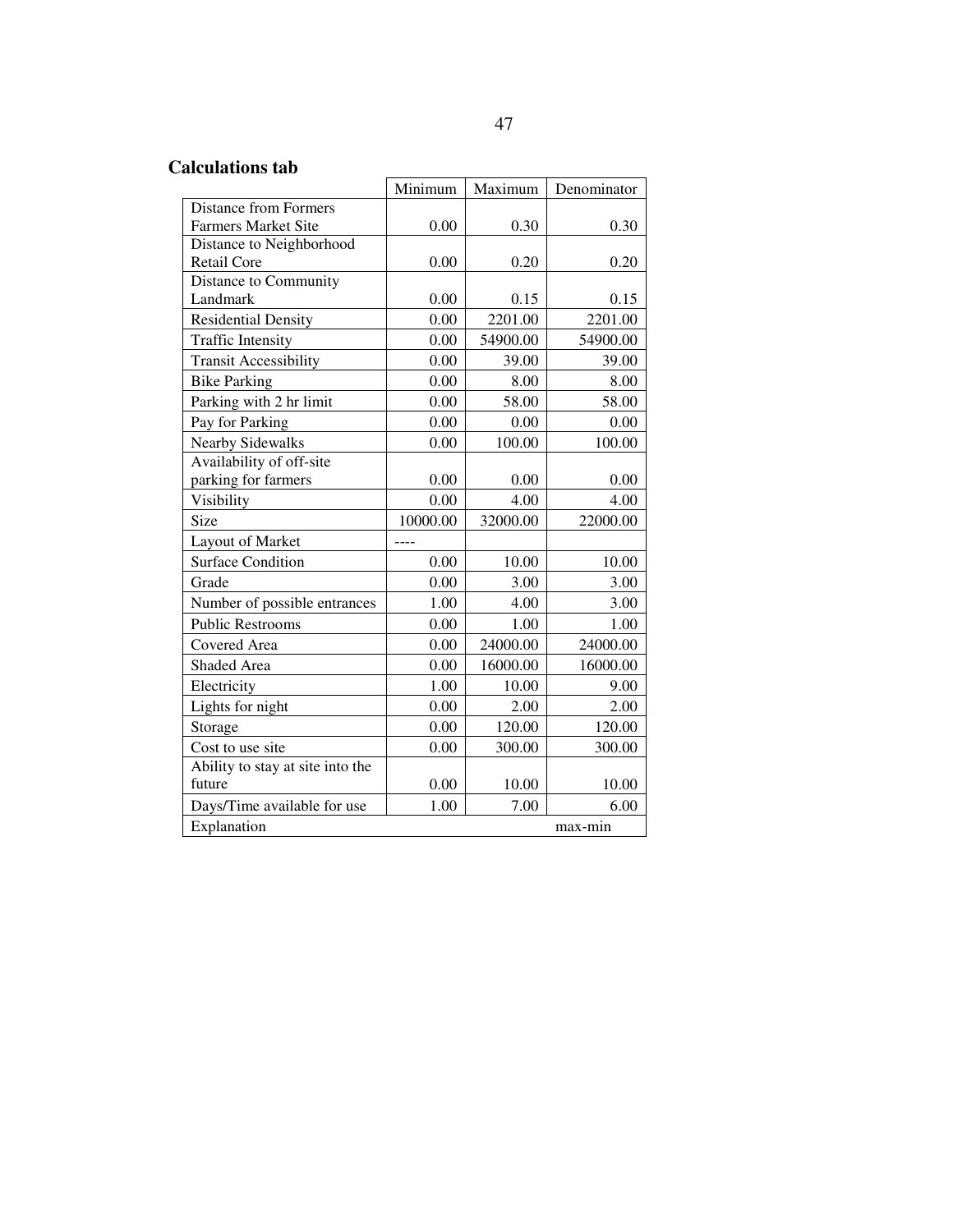**Calculations tab**

| | Minimum | Maximum | Denominator |
|---|---|---|---|
| Distance from Formers Farmers Market Site | 0.00 | 0.30 | 0.30 |
| Distance to Neighborhood Retail Core | 0.00 | 0.20 | 0.20 |
| Distance to Community Landmark | 0.00 | 0.15 | 0.15 |
| Residential Density | 0.00 | 2201.00 | 2201.00 |
| Traffic Intensity | 0.00 | 54900.00 | 54900.00 |
| Transit Accessibility | 0.00 | 39.00 | 39.00 |
| Bike Parking | 0.00 | 8.00 | 8.00 |
| Parking with 2 hr limit | 0.00 | 58.00 | 58.00 |
| Pay for Parking | 0.00 | 0.00 | 0.00 |
| Nearby Sidewalks | 0.00 | 100.00 | 100.00 |
| Availability of off-site parking for farmers | 0.00 | 0.00 | 0.00 |
| Visibility | 0.00 | 4.00 | 4.00 |
| Size | 10000.00 | 32000.00 | 22000.00 |
| Layout of Market | ---- | | |
| Surface Condition | 0.00 | 10.00 | 10.00 |
| Grade | 0.00 | 3.00 | 3.00 |
| Number of possible entrances | 1.00 | 4.00 | 3.00 |
| Public Restrooms | 0.00 | 1.00 | 1.00 |
| Covered Area | 0.00 | 24000.00 | 24000.00 |
| Shaded Area | 0.00 | 16000.00 | 16000.00 |
| Electricity | 1.00 | 10.00 | 9.00 |
| Lights for night | 0.00 | 2.00 | 2.00 |
| Storage | 0.00 | 120.00 | 120.00 |
| Cost to use site | 0.00 | 300.00 | 300.00 |
| Ability to stay at site into the future | 0.00 | 10.00 | 10.00 |
| Days/Time available for use | 1.00 | 7.00 | 6.00 |
| Explanation | | | max-min |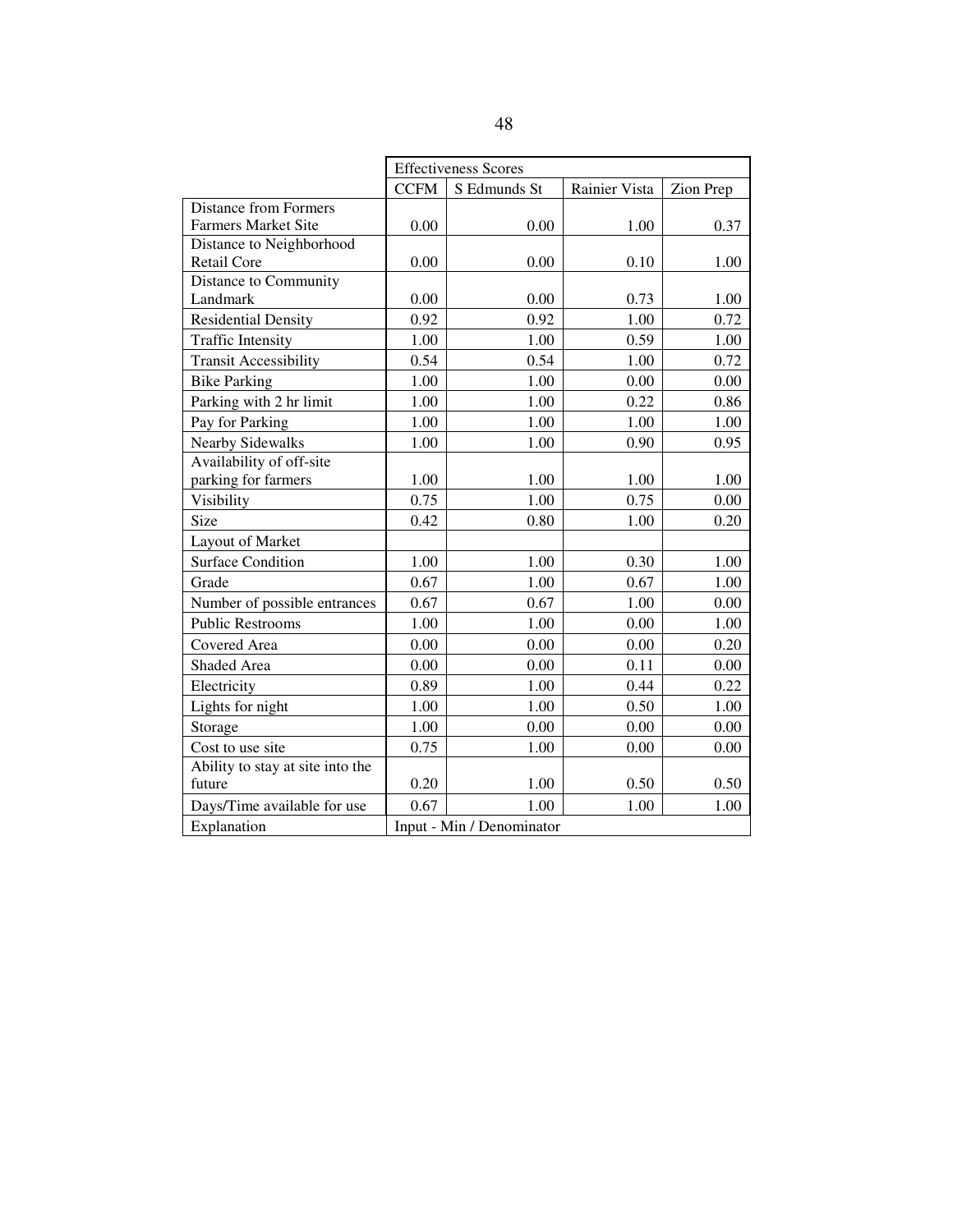| | Effectiveness Scores | | | |
|---|---|---|---|---|
| | CCFM | S Edmunds St | Rainier Vista | Zion Prep |
| Distance from Formers Farmers Market Site | 0.00 | 0.00 | 1.00 | 0.37 |
| Distance to Neighborhood Retail Core | 0.00 | 0.00 | 0.10 | 1.00 |
| Distance to Community Landmark | 0.00 | 0.00 | 0.73 | 1.00 |
| Residential Density | 0.92 | 0.92 | 1.00 | 0.72 |
| Traffic Intensity | 1.00 | 1.00 | 0.59 | 1.00 |
| Transit Accessibility | 0.54 | 0.54 | 1.00 | 0.72 |
| Bike Parking | 1.00 | 1.00 | 0.00 | 0.00 |
| Parking with 2 hr limit | 1.00 | 1.00 | 0.22 | 0.86 |
| Pay for Parking | 1.00 | 1.00 | 1.00 | 1.00 |
| Nearby Sidewalks | 1.00 | 1.00 | 0.90 | 0.95 |
| Availability of off-site parking for farmers | 1.00 | 1.00 | 1.00 | 1.00 |
| Visibility | 0.75 | 1.00 | 0.75 | 0.00 |
| Size | 0.42 | 0.80 | 1.00 | 0.20 |
| Layout of Market | | | | |
| Surface Condition | 1.00 | 1.00 | 0.30 | 1.00 |
| Grade | 0.67 | 1.00 | 0.67 | 1.00 |
| Number of possible entrances | 0.67 | 0.67 | 1.00 | 0.00 |
| Public Restrooms | 1.00 | 1.00 | 0.00 | 1.00 |
| Covered Area | 0.00 | 0.00 | 0.00 | 0.20 |
| Shaded Area | 0.00 | 0.00 | 0.11 | 0.00 |
| Electricity | 0.89 | 1.00 | 0.44 | 0.22 |
| Lights for night | 1.00 | 1.00 | 0.50 | 1.00 |
| Storage | 1.00 | 0.00 | 0.00 | 0.00 |
| Cost to use site | 0.75 | 1.00 | 0.00 | 0.00 |
| Ability to stay at site into the future | 0.20 | 1.00 | 0.50 | 0.50 |
| Days/Time available for use | 0.67 | 1.00 | 1.00 | 1.00 |
| Explanation | Input - Min / Denominator | | | |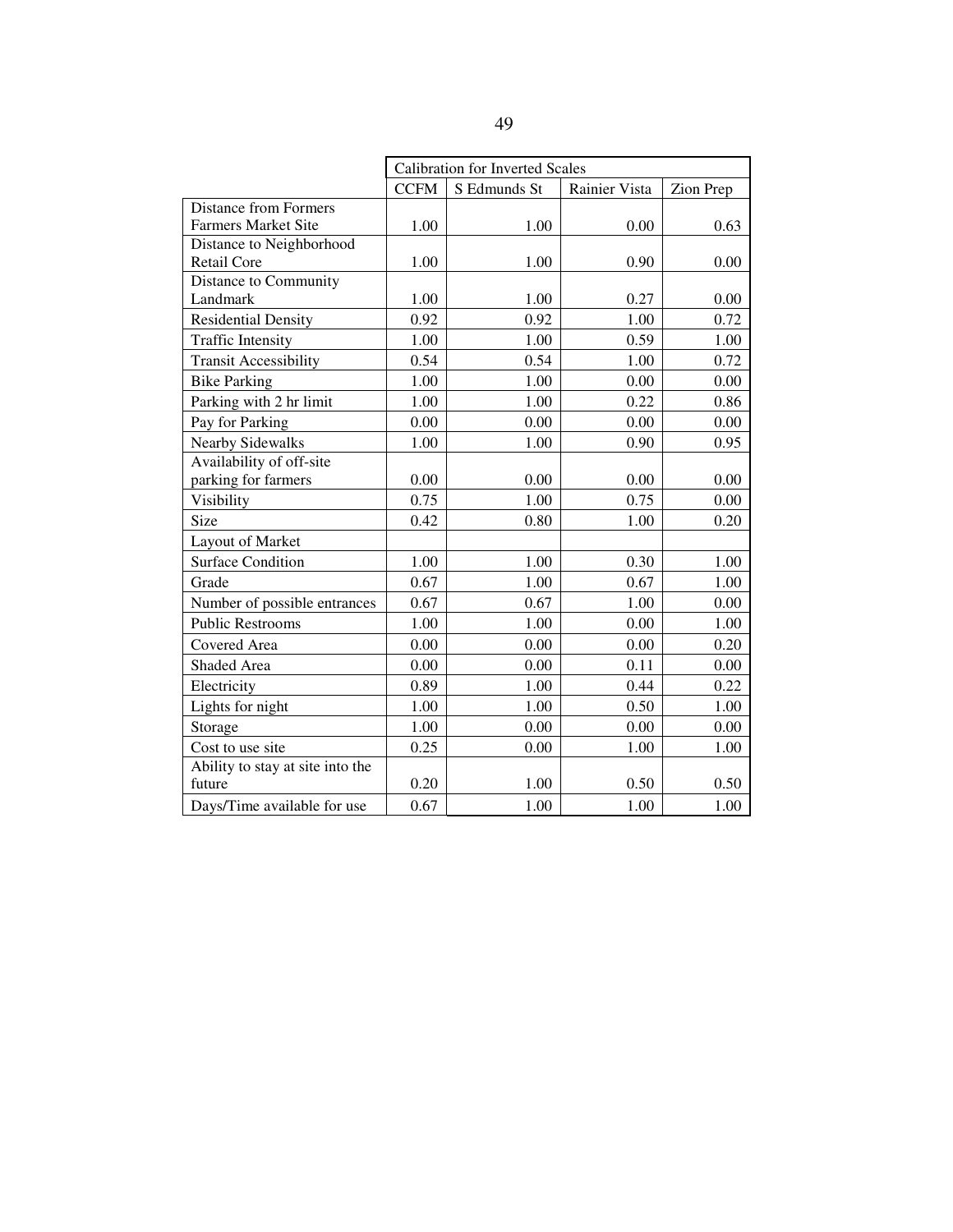| | Calibration for Inverted Scales | | | |
|---|---|---|---|---|
| | CCFM | S Edmunds St | Rainier Vista | Zion Prep |
| Distance from Formers Farmers Market Site | 1.00 | 1.00 | 0.00 | 0.63 |
| Distance to Neighborhood Retail Core | 1.00 | 1.00 | 0.90 | 0.00 |
| Distance to Community Landmark | 1.00 | 1.00 | 0.27 | 0.00 |
| Residential Density | 0.92 | 0.92 | 1.00 | 0.72 |
| Traffic Intensity | 1.00 | 1.00 | 0.59 | 1.00 |
| Transit Accessibility | 0.54 | 0.54 | 1.00 | 0.72 |
| Bike Parking | 1.00 | 1.00 | 0.00 | 0.00 |
| Parking with 2 hr limit | 1.00 | 1.00 | 0.22 | 0.86 |
| Pay for Parking | 0.00 | 0.00 | 0.00 | 0.00 |
| Nearby Sidewalks | 1.00 | 1.00 | 0.90 | 0.95 |
| Availability of off-site parking for farmers | 0.00 | 0.00 | 0.00 | 0.00 |
| Visibility | 0.75 | 1.00 | 0.75 | 0.00 |
| Size | 0.42 | 0.80 | 1.00 | 0.20 |
| Layout of Market | | | | |
| Surface Condition | 1.00 | 1.00 | 0.30 | 1.00 |
| Grade | 0.67 | 1.00 | 0.67 | 1.00 |
| Number of possible entrances | 0.67 | 0.67 | 1.00 | 0.00 |
| Public Restrooms | 1.00 | 1.00 | 0.00 | 1.00 |
| Covered Area | 0.00 | 0.00 | 0.00 | 0.20 |
| Shaded Area | 0.00 | 0.00 | 0.11 | 0.00 |
| Electricity | 0.89 | 1.00 | 0.44 | 0.22 |
| Lights for night | 1.00 | 1.00 | 0.50 | 1.00 |
| Storage | 1.00 | 0.00 | 0.00 | 0.00 |
| Cost to use site | 0.25 | 0.00 | 1.00 | 1.00 |
| Ability to stay at site into the future | 0.20 | 1.00 | 0.50 | 0.50 |
| Days/Time available for use | 0.67 | 1.00 | 1.00 | 1.00 |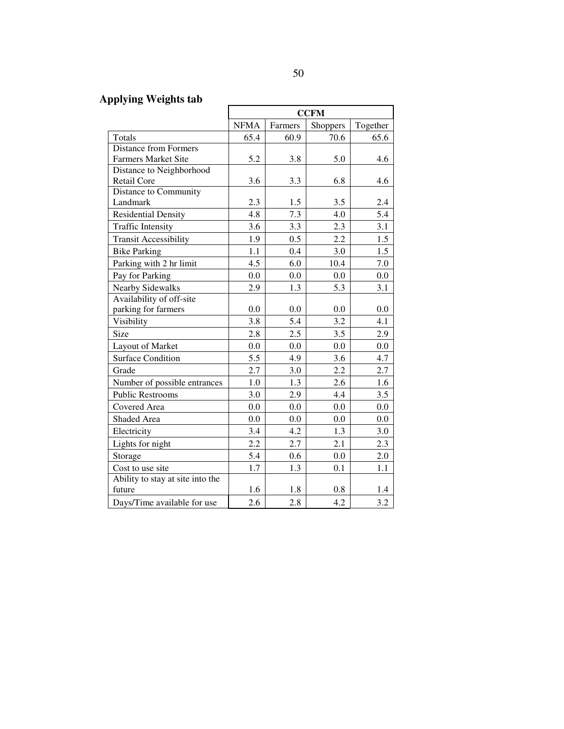## Applying Weights tab

| | CCFM | | | |
|---|---|---|---|---|
| | NFMA | Farmers | Shoppers | Together |
| Totals | 65.4 | 60.9 | 70.6 | 65.6 |
| Distance from Formers Farmers Market Site | 5.2 | 3.8 | 5.0 | 4.6 |
| Distance to Neighborhood Retail Core | 3.6 | 3.3 | 6.8 | 4.6 |
| Distance to Community Landmark | 2.3 | 1.5 | 3.5 | 2.4 |
| Residential Density | 4.8 | 7.3 | 4.0 | 5.4 |
| Traffic Intensity | 3.6 | 3.3 | 2.3 | 3.1 |
| Transit Accessibility | 1.9 | 0.5 | 2.2 | 1.5 |
| Bike Parking | 1.1 | 0.4 | 3.0 | 1.5 |
| Parking with 2 hr limit | 4.5 | 6.0 | 10.4 | 7.0 |
| Pay for Parking | 0.0 | 0.0 | 0.0 | 0.0 |
| Nearby Sidewalks | 2.9 | 1.3 | 5.3 | 3.1 |
| Availability of off-site parking for farmers | 0.0 | 0.0 | 0.0 | 0.0 |
| Visibility | 3.8 | 5.4 | 3.2 | 4.1 |
| Size | 2.8 | 2.5 | 3.5 | 2.9 |
| Layout of Market | 0.0 | 0.0 | 0.0 | 0.0 |
| Surface Condition | 5.5 | 4.9 | 3.6 | 4.7 |
| Grade | 2.7 | 3.0 | 2.2 | 2.7 |
| Number of possible entrances | 1.0 | 1.3 | 2.6 | 1.6 |
| Public Restrooms | 3.0 | 2.9 | 4.4 | 3.5 |
| Covered Area | 0.0 | 0.0 | 0.0 | 0.0 |
| Shaded Area | 0.0 | 0.0 | 0.0 | 0.0 |
| Electricity | 3.4 | 4.2 | 1.3 | 3.0 |
| Lights for night | 2.2 | 2.7 | 2.1 | 2.3 |
| Storage | 5.4 | 0.6 | 0.0 | 2.0 |
| Cost to use site | 1.7 | 1.3 | 0.1 | 1.1 |
| Ability to stay at site into the future | 1.6 | 1.8 | 0.8 | 1.4 |
| Days/Time available for use | 2.6 | 2.8 | 4.2 | 3.2 |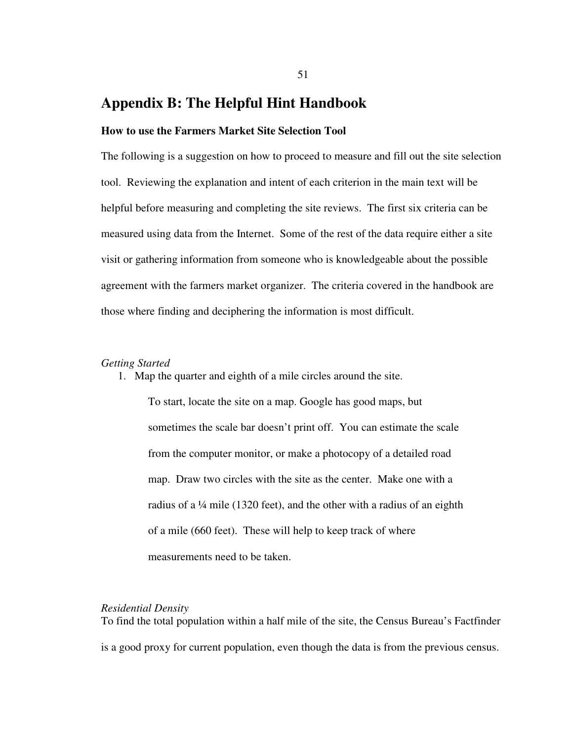# Appendix B: The Helpful Hint Handbook

### How to use the Farmers Market Site Selection Tool

The following is a suggestion on how to proceed to measure and fill out the site selection tool. Reviewing the explanation and intent of each criterion in the main text will be helpful before measuring and completing the site reviews. The first six criteria can be measured using data from the Internet. Some of the rest of the data require either a site visit or gathering information from someone who is knowledgeable about the possible agreement with the farmers market organizer. The criteria covered in the handbook are those where finding and deciphering the information is most difficult.

*Getting Started*

1. Map the quarter and eighth of a mile circles around the site.

   To start, locate the site on a map. Google has good maps, but sometimes the scale bar doesn't print off. You can estimate the scale from the computer monitor, or make a photocopy of a detailed road map. Draw two circles with the site as the center. Make one with a radius of a ¼ mile (1320 feet), and the other with a radius of an eighth of a mile (660 feet). These will help to keep track of where measurements need to be taken.

*Residential Density*

To find the total population within a half mile of the site, the Census Bureau's Factfinder is a good proxy for current population, even though the data is from the previous census.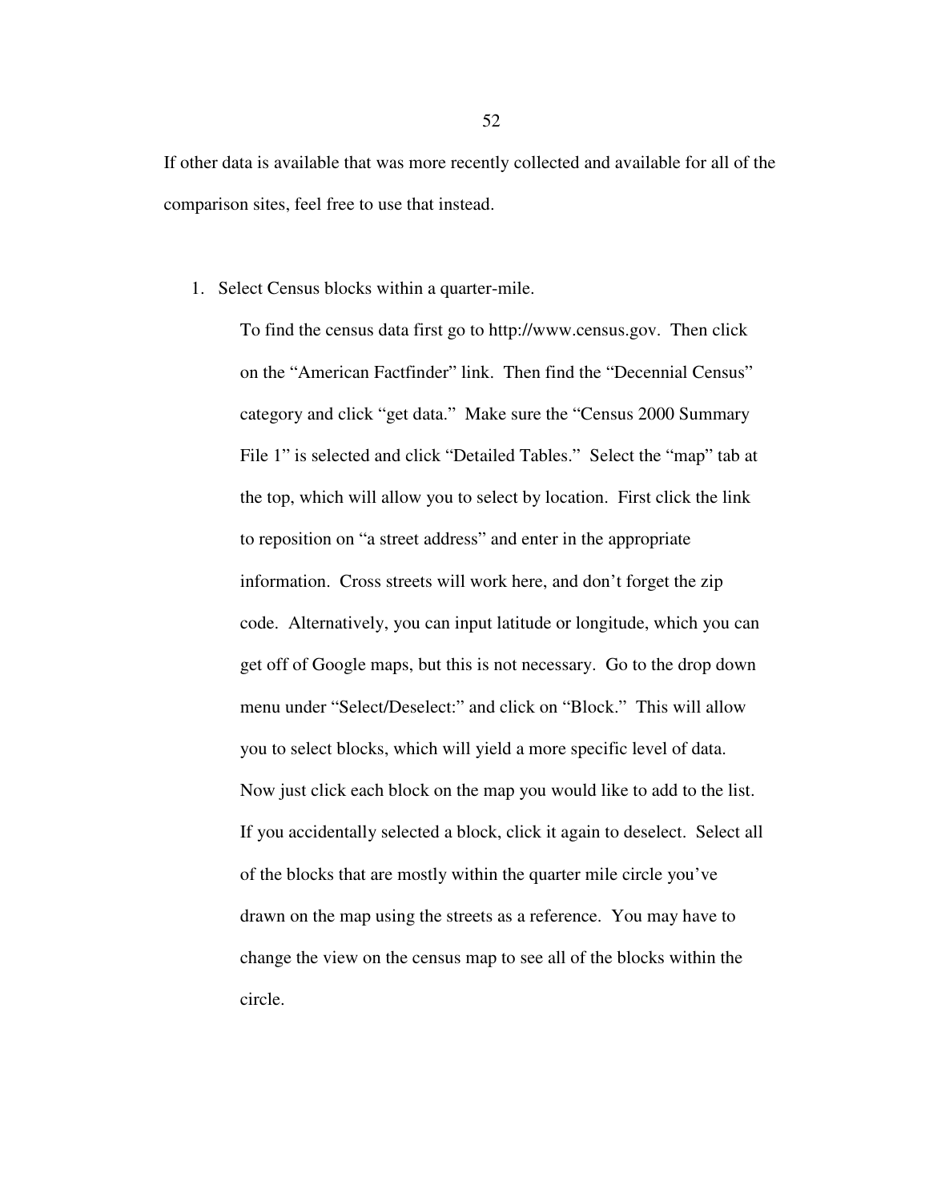If other data is available that was more recently collected and available for all of the comparison sites, feel free to use that instead.

1. Select Census blocks within a quarter-mile.

   To find the census data first go to http://www.census.gov. Then click on the "American Factfinder" link. Then find the "Decennial Census" category and click "get data." Make sure the "Census 2000 Summary File 1" is selected and click "Detailed Tables." Select the "map" tab at the top, which will allow you to select by location. First click the link to reposition on "a street address" and enter in the appropriate information. Cross streets will work here, and don't forget the zip code. Alternatively, you can input latitude or longitude, which you can get off of Google maps, but this is not necessary. Go to the drop down menu under "Select/Deselect:" and click on "Block." This will allow you to select blocks, which will yield a more specific level of data. Now just click each block on the map you would like to add to the list. If you accidentally selected a block, click it again to deselect. Select all of the blocks that are mostly within the quarter mile circle you've drawn on the map using the streets as a reference. You may have to change the view on the census map to see all of the blocks within the circle.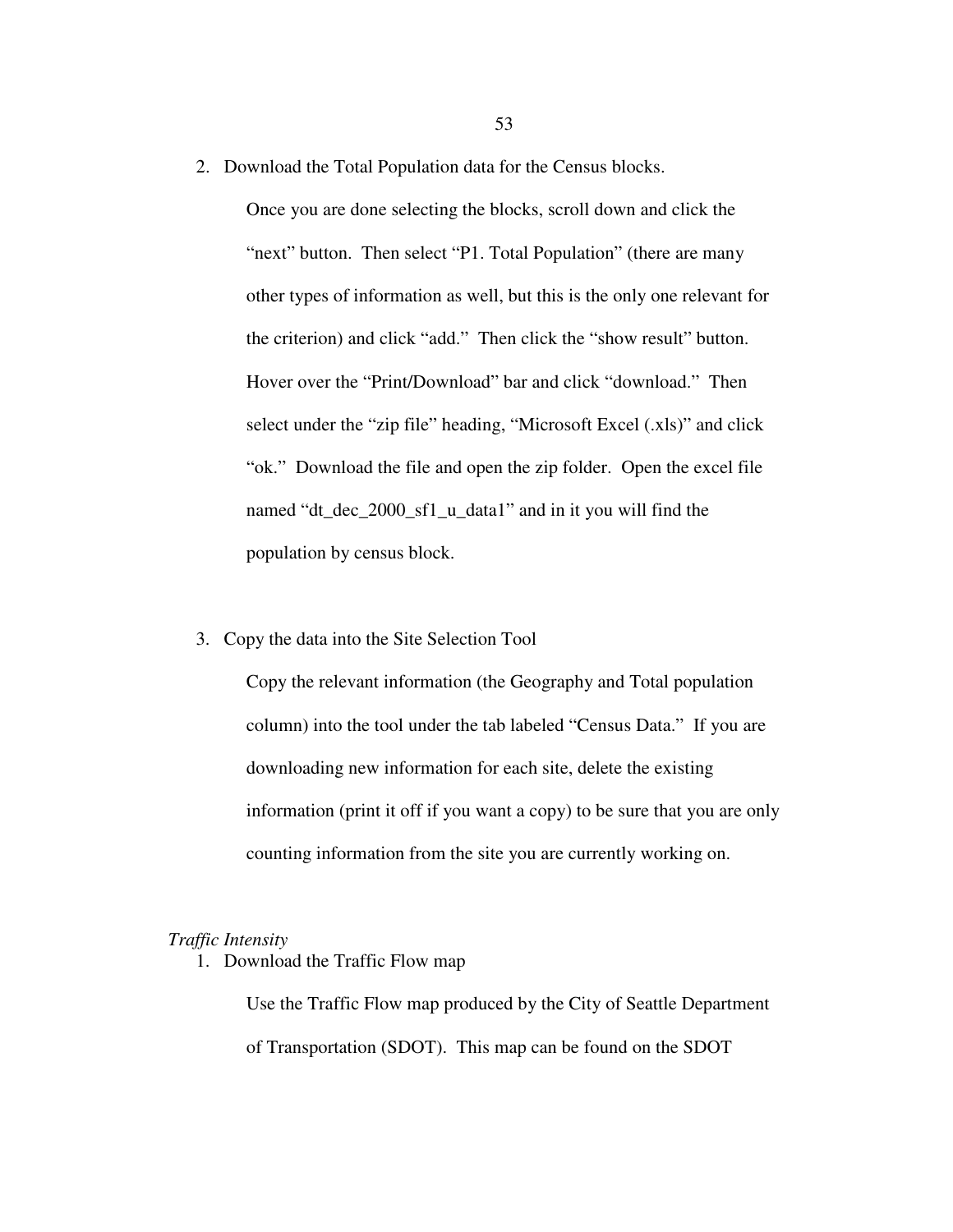2. Download the Total Population data for the Census blocks.

   Once you are done selecting the blocks, scroll down and click the "next" button. Then select "P1. Total Population" (there are many other types of information as well, but this is the only one relevant for the criterion) and click "add." Then click the "show result" button. Hover over the "Print/Download" bar and click "download." Then select under the "zip file" heading, "Microsoft Excel (.xls)" and click "ok." Download the file and open the zip folder. Open the excel file named "dt_dec_2000_sf1_u_data1" and in it you will find the population by census block.

3. Copy the data into the Site Selection Tool

   Copy the relevant information (the Geography and Total population column) into the tool under the tab labeled "Census Data." If you are downloading new information for each site, delete the existing information (print it off if you want a copy) to be sure that you are only counting information from the site you are currently working on.

*Traffic Intensity*

1. Download the Traffic Flow map

   Use the Traffic Flow map produced by the City of Seattle Department of Transportation (SDOT). This map can be found on the SDOT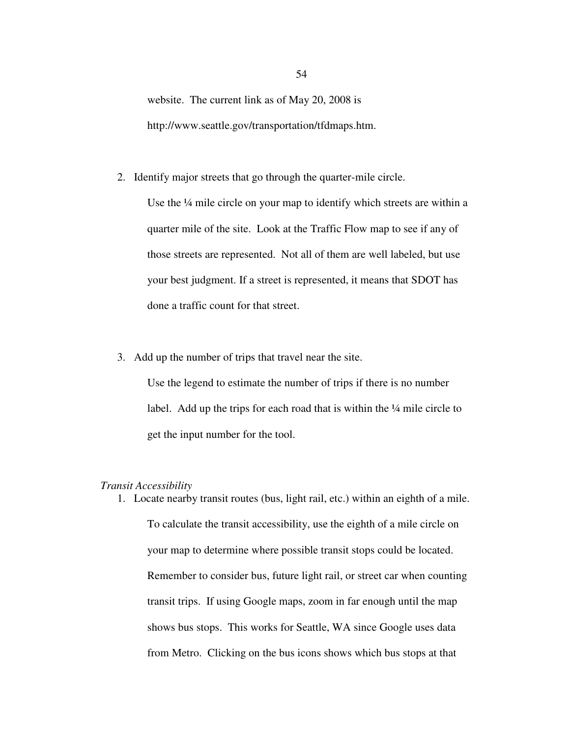website. The current link as of May 20, 2008 is http://www.seattle.gov/transportation/tfdmaps.htm.

2. Identify major streets that go through the quarter-mile circle.

   Use the ¼ mile circle on your map to identify which streets are within a quarter mile of the site. Look at the Traffic Flow map to see if any of those streets are represented. Not all of them are well labeled, but use your best judgment. If a street is represented, it means that SDOT has done a traffic count for that street.

3. Add up the number of trips that travel near the site.

   Use the legend to estimate the number of trips if there is no number label. Add up the trips for each road that is within the ¼ mile circle to get the input number for the tool.

*Transit Accessibility*

1. Locate nearby transit routes (bus, light rail, etc.) within an eighth of a mile.

   To calculate the transit accessibility, use the eighth of a mile circle on your map to determine where possible transit stops could be located. Remember to consider bus, future light rail, or street car when counting transit trips. If using Google maps, zoom in far enough until the map shows bus stops. This works for Seattle, WA since Google uses data from Metro. Clicking on the bus icons shows which bus stops at that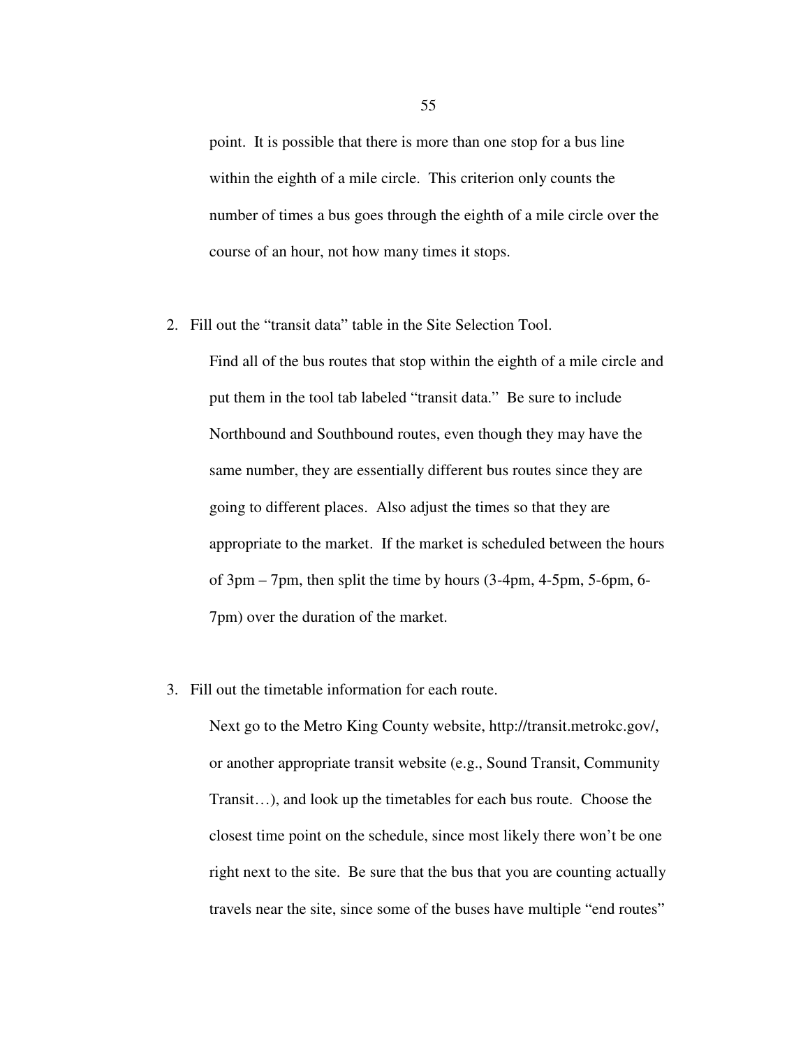point. It is possible that there is more than one stop for a bus line within the eighth of a mile circle. This criterion only counts the number of times a bus goes through the eighth of a mile circle over the course of an hour, not how many times it stops.

2. Fill out the "transit data" table in the Site Selection Tool.

   Find all of the bus routes that stop within the eighth of a mile circle and put them in the tool tab labeled "transit data." Be sure to include Northbound and Southbound routes, even though they may have the same number, they are essentially different bus routes since they are going to different places. Also adjust the times so that they are appropriate to the market. If the market is scheduled between the hours of 3pm – 7pm, then split the time by hours (3-4pm, 4-5pm, 5-6pm, 6-7pm) over the duration of the market.

3. Fill out the timetable information for each route.

   Next go to the Metro King County website, http://transit.metrokc.gov/, or another appropriate transit website (e.g., Sound Transit, Community Transit…), and look up the timetables for each bus route. Choose the closest time point on the schedule, since most likely there won't be one right next to the site. Be sure that the bus that you are counting actually travels near the site, since some of the buses have multiple "end routes"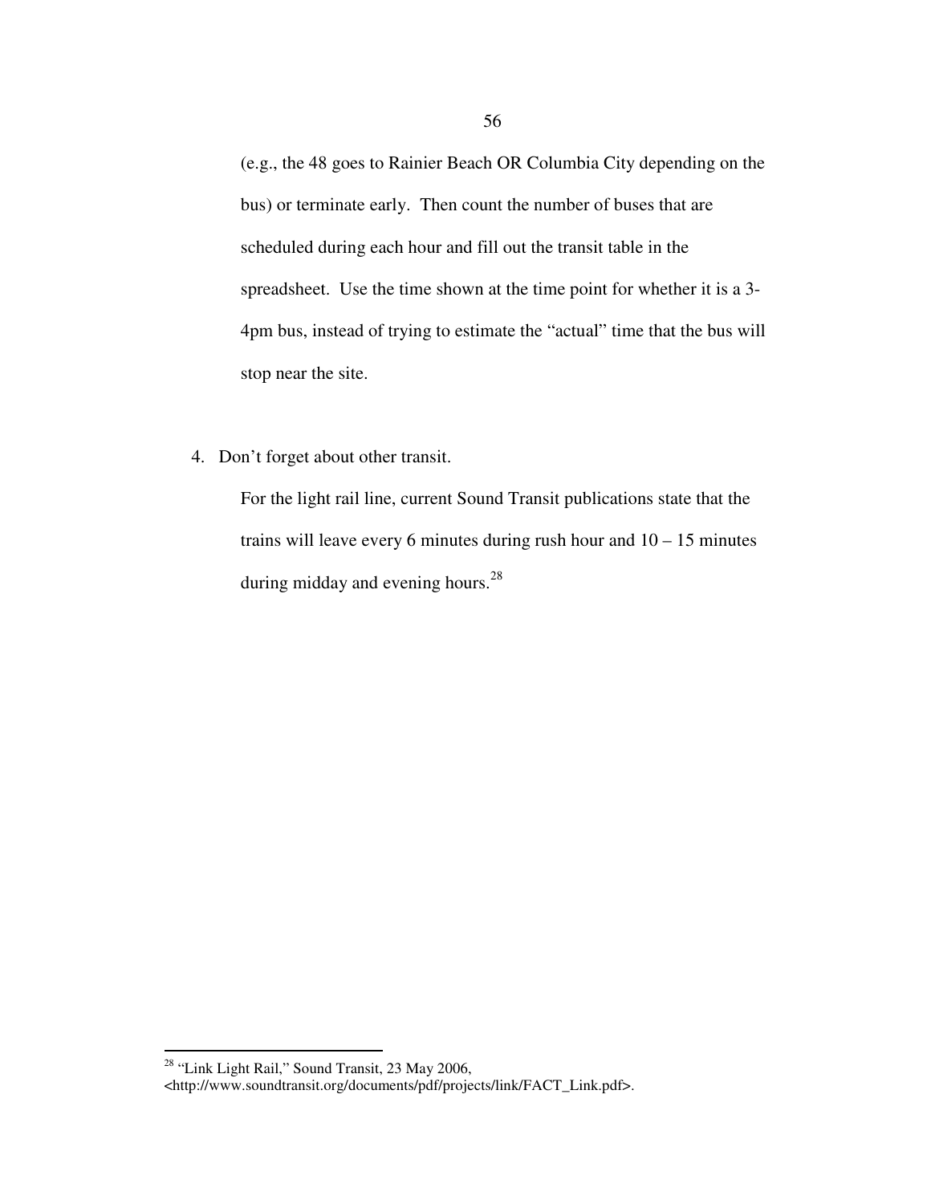(e.g., the 48 goes to Rainier Beach OR Columbia City depending on the bus) or terminate early. Then count the number of buses that are scheduled during each hour and fill out the transit table in the spreadsheet. Use the time shown at the time point for whether it is a 3-4pm bus, instead of trying to estimate the "actual" time that the bus will stop near the site.

4. Don't forget about other transit.

   For the light rail line, current Sound Transit publications state that the trains will leave every 6 minutes during rush hour and 10 – 15 minutes during midday and evening hours.[28]

---

[28] "Link Light Rail," Sound Transit, 23 May 2006, <http://www.soundtransit.org/documents/pdf/projects/link/FACT_Link.pdf>.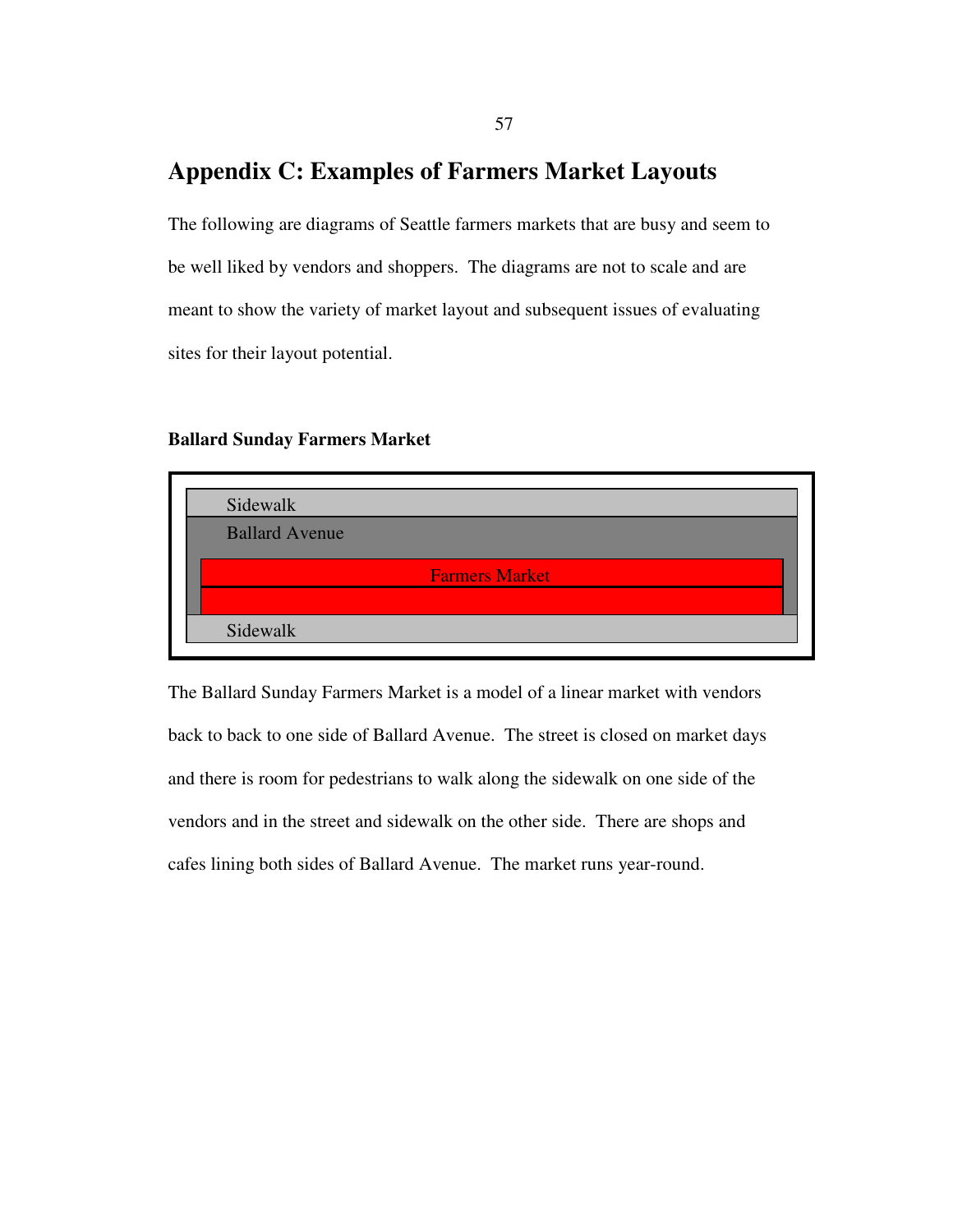# Appendix C: Examples of Farmers Market Layouts

The following are diagrams of Seattle farmers markets that are busy and seem to be well liked by vendors and shoppers. The diagrams are not to scale and are meant to show the variety of market layout and subsequent issues of evaluating sites for their layout potential.

**Ballard Sunday Farmers Market**

Sidewalk

Ballard Avenue

Farmers Market

Sidewalk

The Ballard Sunday Farmers Market is a model of a linear market with vendors back to back to one side of Ballard Avenue. The street is closed on market days and there is room for pedestrians to walk along the sidewalk on one side of the vendors and in the street and sidewalk on the other side. There are shops and cafes lining both sides of Ballard Avenue. The market runs year-round.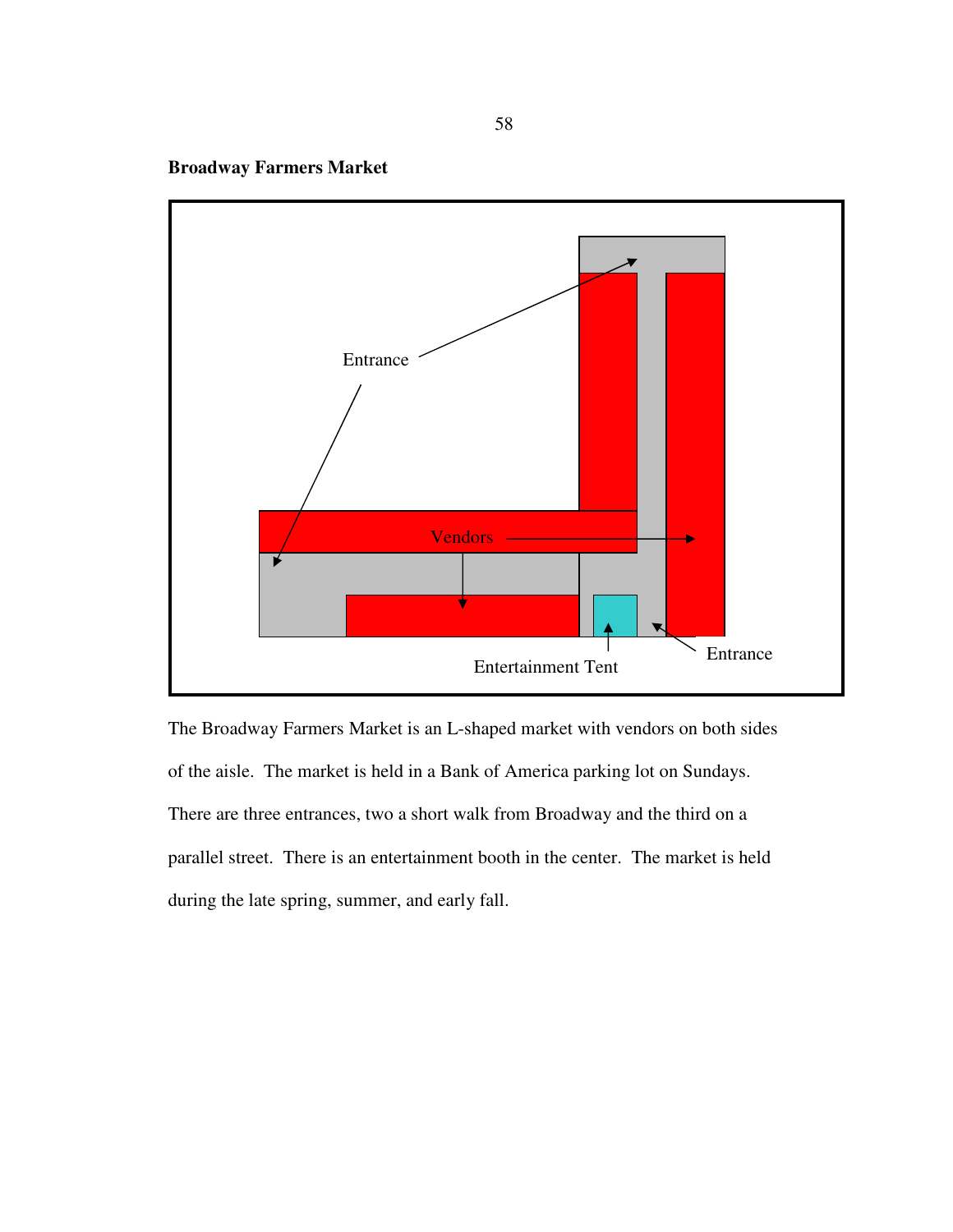**Broadway Farmers Market**

Entrance

Vendors

Entertainment Tent

Entrance

The Broadway Farmers Market is an L-shaped market with vendors on both sides of the aisle. The market is held in a Bank of America parking lot on Sundays. There are three entrances, two a short walk from Broadway and the third on a parallel street. There is an entertainment booth in the center. The market is held during the late spring, summer, and early fall.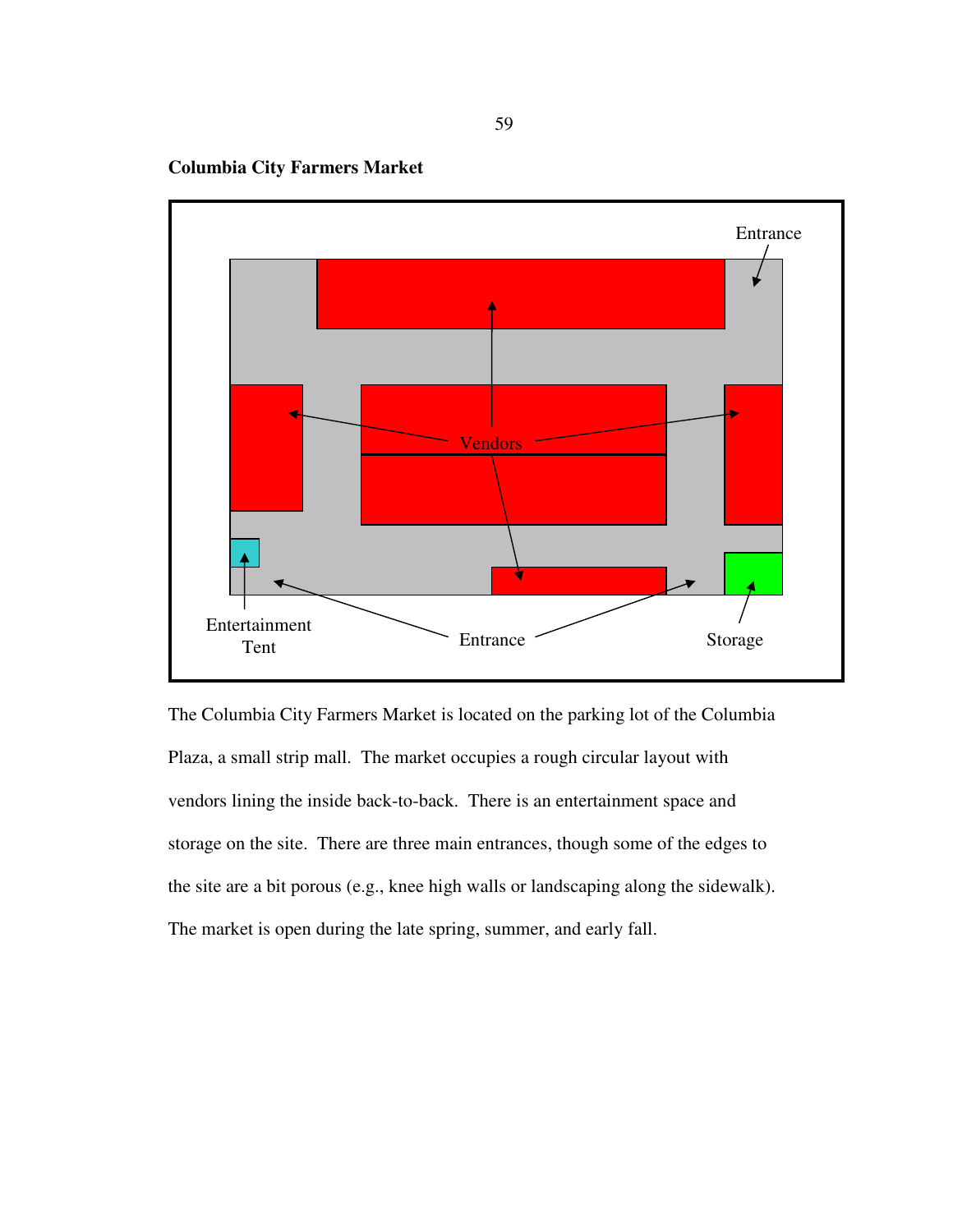**Columbia City Farmers Market**

The Columbia City Farmers Market is located on the parking lot of the Columbia Plaza, a small strip mall. The market occupies a rough circular layout with vendors lining the inside back-to-back. There is an entertainment space and storage on the site. There are three main entrances, though some of the edges to the site are a bit porous (e.g., knee high walls or landscaping along the sidewalk). The market is open during the late spring, summer, and early fall.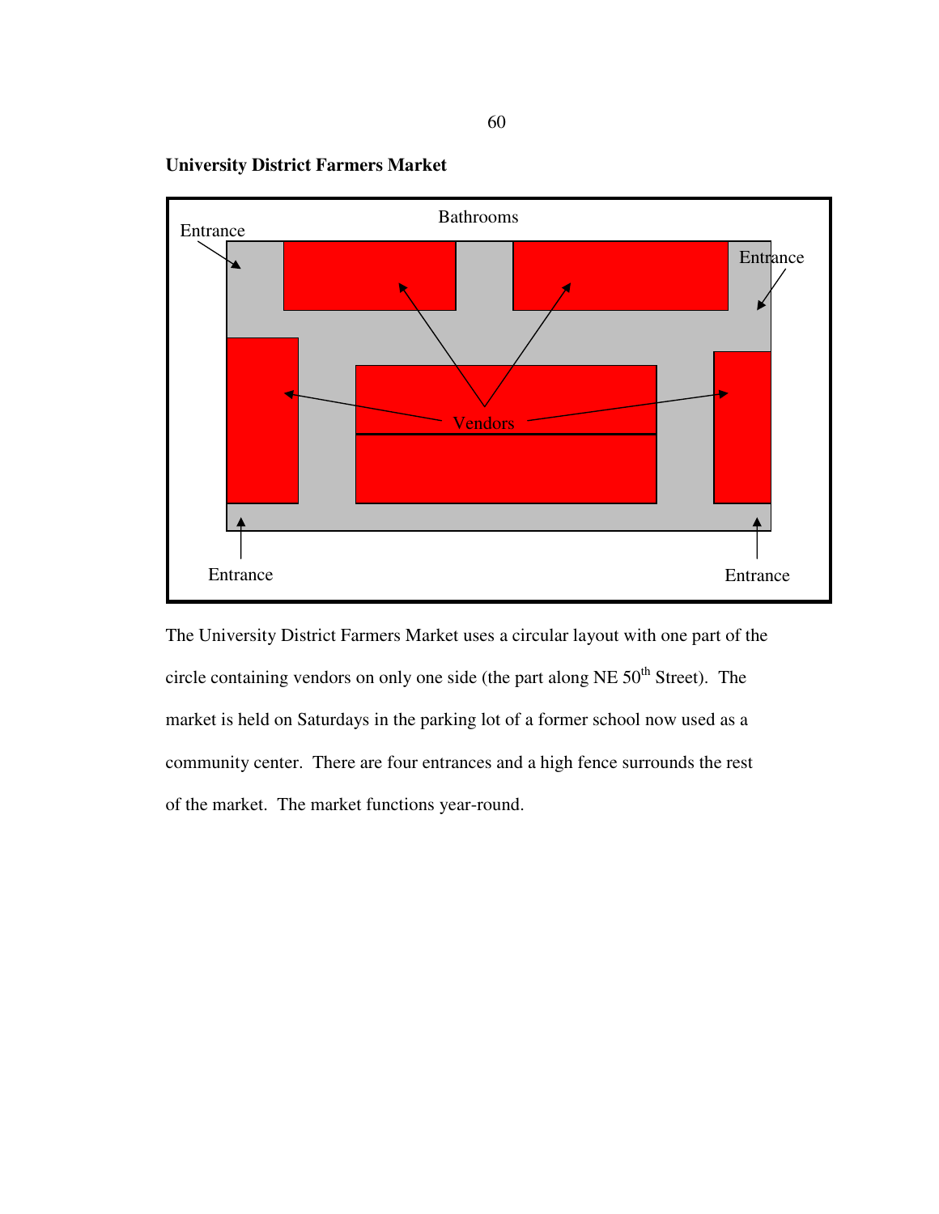**University District Farmers Market**

Bathrooms

Entrance

Entrance

Vendors

Entrance

Entrance

The University District Farmers Market uses a circular layout with one part of the circle containing vendors on only one side (the part along NE 50th Street). The market is held on Saturdays in the parking lot of a former school now used as a community center. There are four entrances and a high fence surrounds the rest of the market. The market functions year-round.